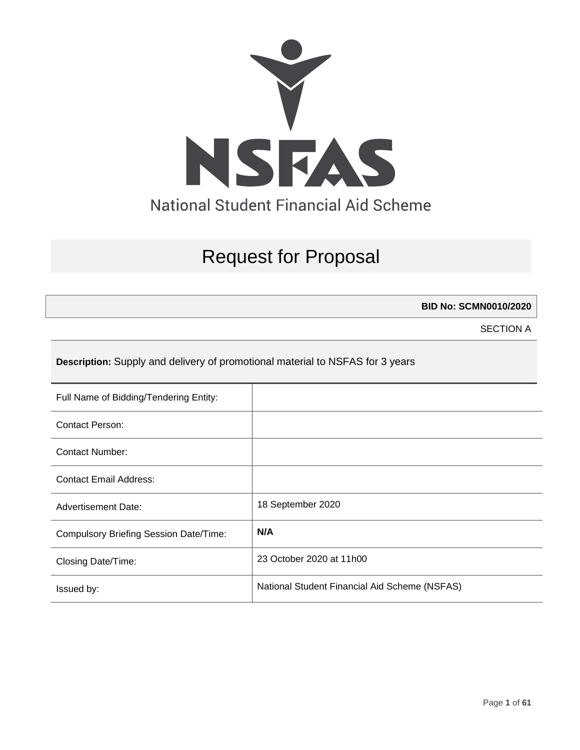NSFAS

National Student Financial Aid Scheme

# Request for Proposal

**BID No: SCMN0010/2020**

SECTION A

**Description:** Supply and delivery of promotional material to NSFAS for 3 years

| | |
|---|---|
| Full Name of Bidding/Tendering Entity: | |
| Contact Person: | |
| Contact Number: | |
| Contact Email Address: | |
| Advertisement Date: | 18 September 2020 |
| Compulsory Briefing Session Date/Time: | **N/A** |
| Closing Date/Time: | 23 October 2020 at 11h00 |
| Issued by: | National Student Financial Aid Scheme (NSFAS) |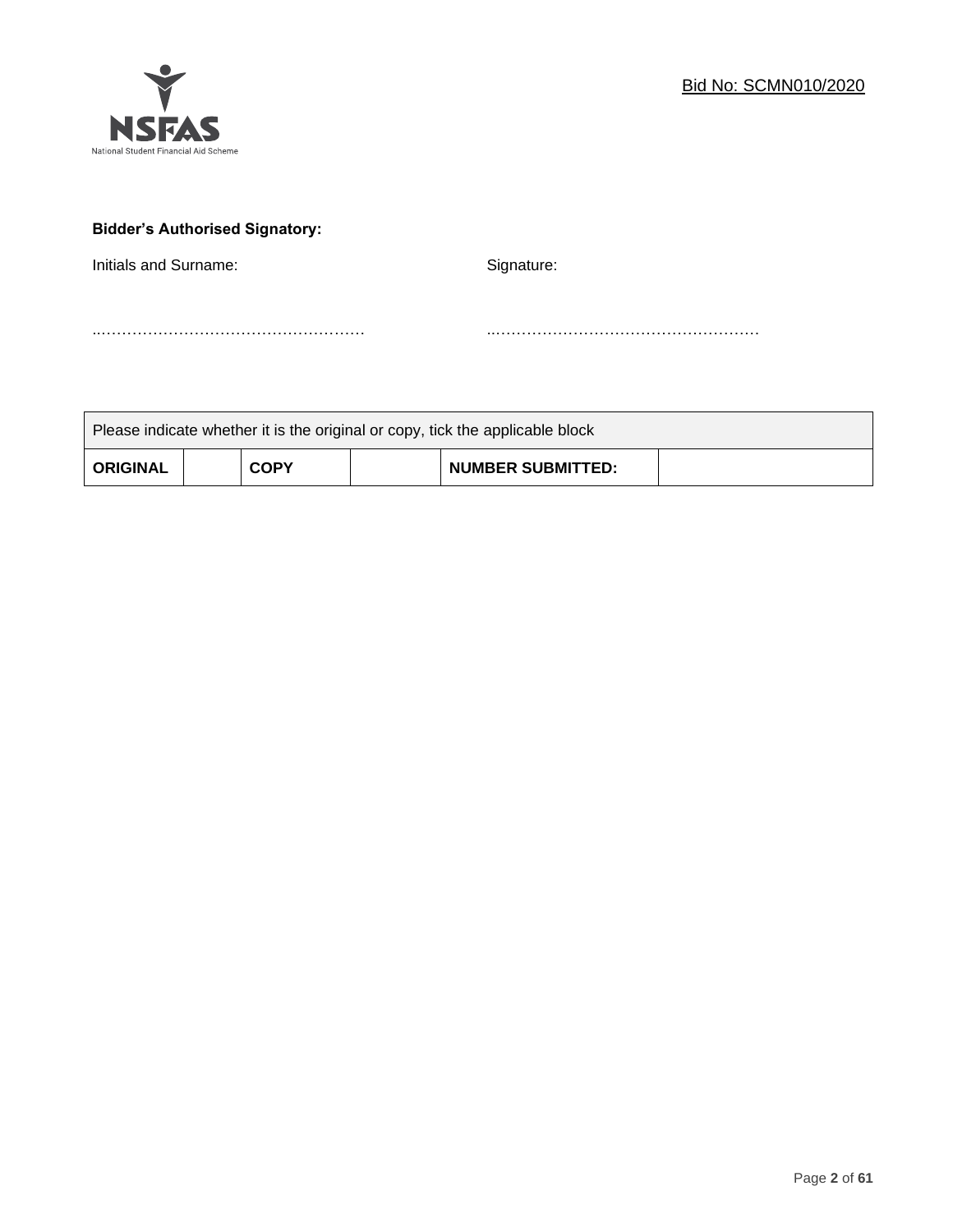Bid No: SCMN010/2020

**Bidder's Authorised Signatory:**

Initials and Surname:

……………………………………………

Signature:

……………………………………………

| Please indicate whether it is the original or copy, tick the applicable block | | | | | |
|---|---|---|---|---|---|
| **ORIGINAL** | | **COPY** | | **NUMBER SUBMITTED:** | |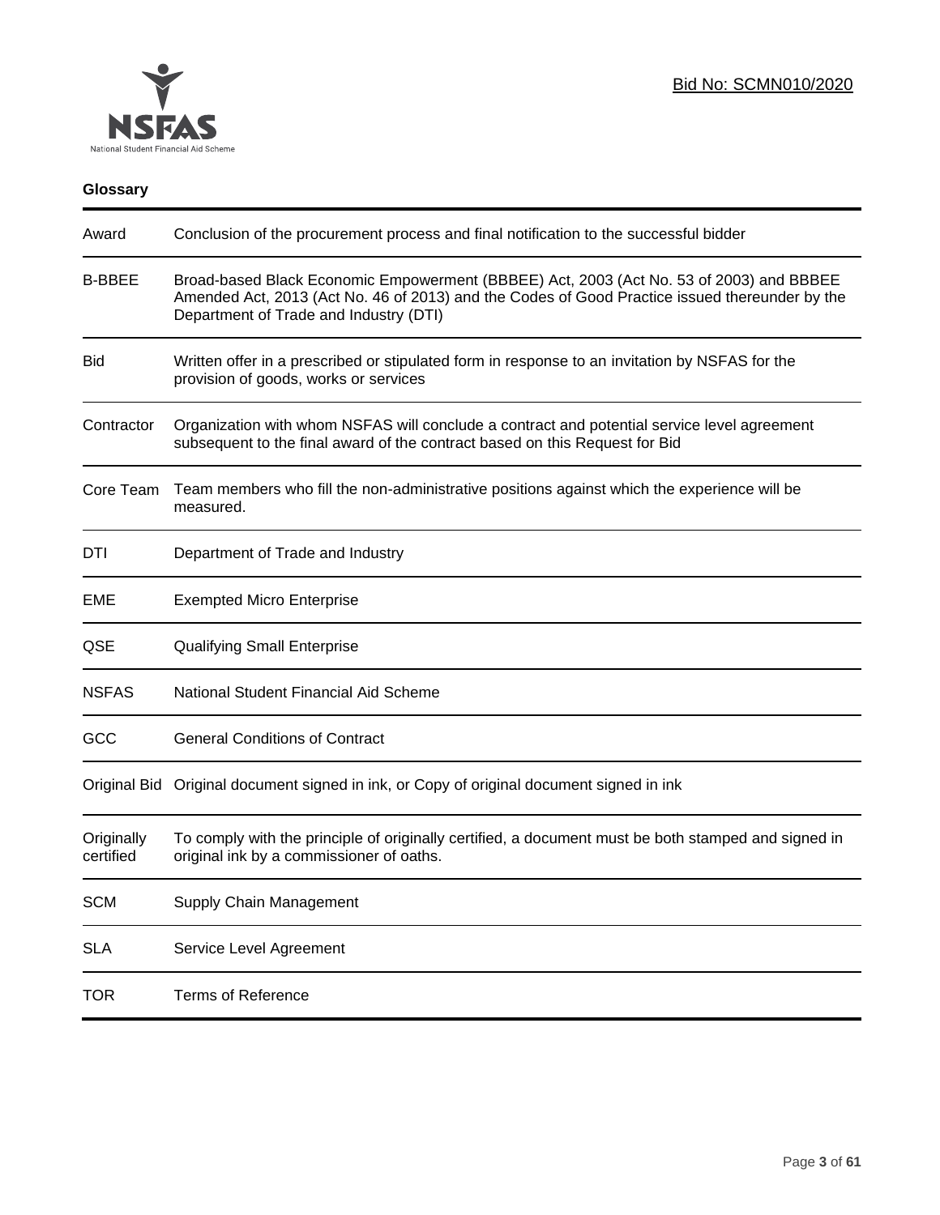Bid No: SCMN010/2020

**Glossary**

| | |
|---|---|
| Award | Conclusion of the procurement process and final notification to the successful bidder |
| B-BBEE | Broad-based Black Economic Empowerment (BBBEE) Act, 2003 (Act No. 53 of 2003) and BBBEE Amended Act, 2013 (Act No. 46 of 2013) and the Codes of Good Practice issued thereunder by the Department of Trade and Industry (DTI) |
| Bid | Written offer in a prescribed or stipulated form in response to an invitation by NSFAS for the provision of goods, works or services |
| Contractor | Organization with whom NSFAS will conclude a contract and potential service level agreement subsequent to the final award of the contract based on this Request for Bid |
| Core Team | Team members who fill the non-administrative positions against which the experience will be measured. |
| DTI | Department of Trade and Industry |
| EME | Exempted Micro Enterprise |
| QSE | Qualifying Small Enterprise |
| NSFAS | National Student Financial Aid Scheme |
| GCC | General Conditions of Contract |
| Original Bid | Original document signed in ink, or Copy of original document signed in ink |
| Originally certified | To comply with the principle of originally certified, a document must be both stamped and signed in original ink by a commissioner of oaths. |
| SCM | Supply Chain Management |
| SLA | Service Level Agreement |
| TOR | Terms of Reference |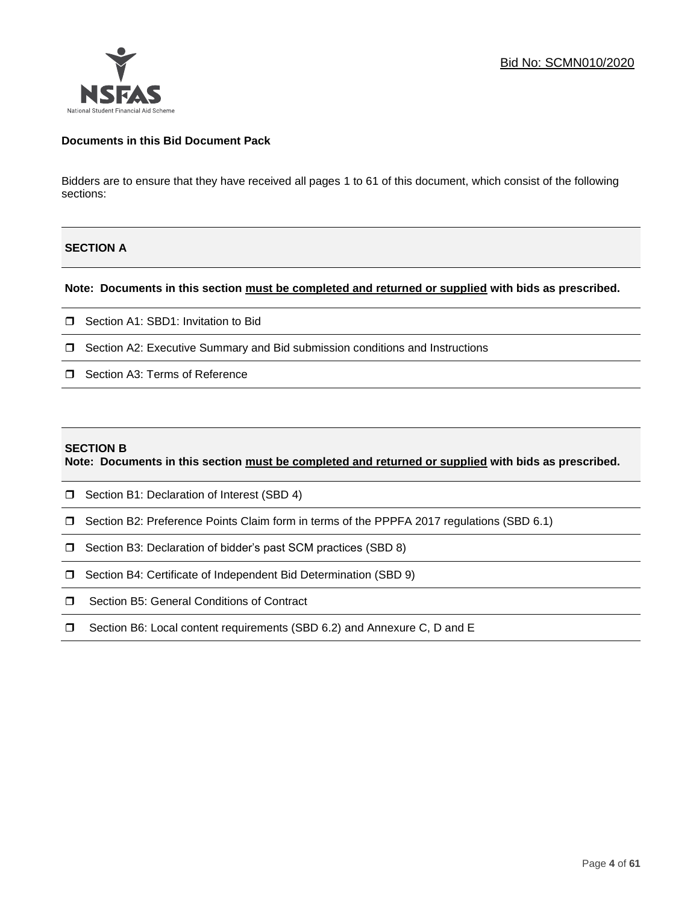Bid No: SCMN010/2020

**Documents in this Bid Document Pack**

Bidders are to ensure that they have received all pages 1 to 61 of this document, which consist of the following sections:

**SECTION A**

**Note: Documents in this section must be completed and returned or supplied with bids as prescribed.**

- ☐ Section A1: SBD1: Invitation to Bid
- ☐ Section A2: Executive Summary and Bid submission conditions and Instructions
- ☐ Section A3: Terms of Reference

**SECTION B**

**Note: Documents in this section must be completed and returned or supplied with bids as prescribed.**

- ☐ Section B1: Declaration of Interest (SBD 4)
- ☐ Section B2: Preference Points Claim form in terms of the PPPFA 2017 regulations (SBD 6.1)
- ☐ Section B3: Declaration of bidder's past SCM practices (SBD 8)
- ☐ Section B4: Certificate of Independent Bid Determination (SBD 9)
- ☐ Section B5: General Conditions of Contract
- ☐ Section B6: Local content requirements (SBD 6.2) and Annexure C, D and E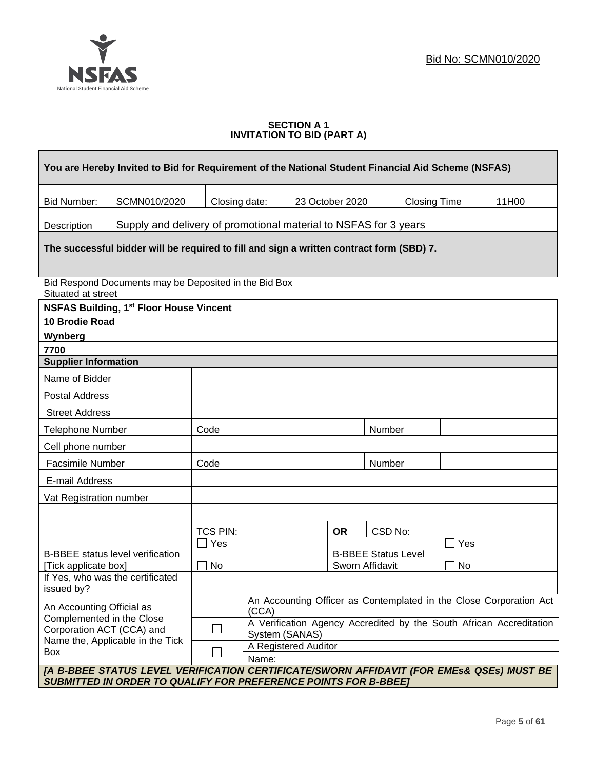Bid No: SCMN010/2020

### SECTION A 1
### INVITATION TO BID (PART A)

| You are Hereby Invited to Bid for Requirement of the National Student Financial Aid Scheme (NSFAS) | | | | | |
|---|---|---|---|---|---|
| Bid Number: | SCMN010/2020 | Closing date: | 23 October 2020 | Closing Time | 11H00 |
| Description | Supply and delivery of promotional material to NSFAS for 3 years | | | | |
| **The successful bidder will be required to fill and sign a written contract form (SBD) 7.** | | | | | |

Bid Respond Documents may be Deposited in the Bid Box
Situated at street

| |
|---|
| **NSFAS Building, 1st Floor House Vincent** |
| **10 Brodie Road** |
| **Wynberg** |
| **7700** |

| **Supplier Information** | | | | | |
|---|---|---|---|---|---|
| Name of Bidder | | | | | |
| Postal Address | | | | | |
| Street Address | | | | | |
| Telephone Number | Code | | | Number | |
| Cell phone number | | | | | |
| Facsimile Number | Code | | | Number | |
| E-mail Address | | | | | |
| Vat Registration number | | | | | |
| | | | | | |
| | TCS PIN: | | OR | CSD No: | |
| B-BBEE status level verification [Tick applicate box] | ☐ Yes ☐ No | | B-BBEE Status Level Sworn Affidavit | | ☐ Yes ☐ No |
| If Yes, who was the certificated issued by? | | | | | |
| An Accounting Official as Complemented in the Close Corporation ACT (CCA) and Name the, Applicable in the Tick Box | | An Accounting Officer as Contemplated in the Close Corporation Act (CCA) | | | |
| | ☐ | A Verification Agency Accredited by the South African Accreditation System (SANAS) | | | |
| | ☐ | A Registered Auditor | | | |
| | | Name: | | | |

***[A B-BBEE STATUS LEVEL VERIFICATION CERTIFICATE/SWORN AFFIDAVIT (FOR EMEs& QSEs) MUST BE SUBMITTED IN ORDER TO QUALIFY FOR PREFERENCE POINTS FOR B-BBEE]***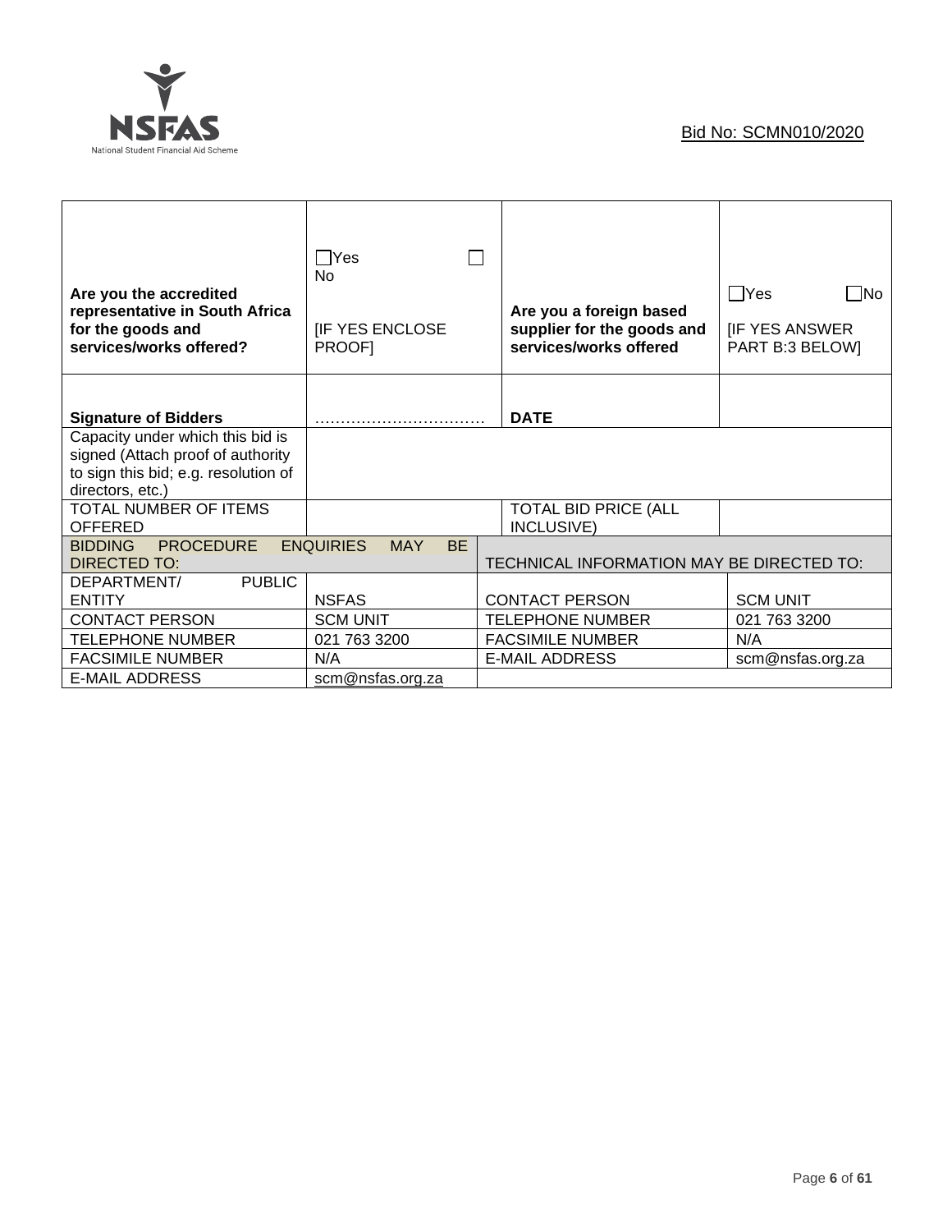Bid No: SCMN010/2020

| | | | |
|---|---|---|---|
| **Are you the accredited representative in South Africa for the goods and services/works offered?** | ☐Yes ☐ No<br><br>[IF YES ENCLOSE PROOF] | **Are you a foreign based supplier for the goods and services/works offered** | ☐Yes ☐No<br><br>[IF YES ANSWER PART B:3 BELOW] |
| **Signature of Bidders** | …………………………… | **DATE** | |
| Capacity under which this bid is signed (Attach proof of authority to sign this bid; e.g. resolution of directors, etc.) | | | |
| TOTAL NUMBER OF ITEMS OFFERED | | TOTAL BID PRICE (ALL INCLUSIVE) | |
| BIDDING PROCEDURE ENQUIRIES MAY BE DIRECTED TO: | | TECHNICAL INFORMATION MAY BE DIRECTED TO: | |
| DEPARTMENT/ PUBLIC ENTITY | NSFAS | CONTACT PERSON | SCM UNIT |
| CONTACT PERSON | SCM UNIT | TELEPHONE NUMBER | 021 763 3200 |
| TELEPHONE NUMBER | 021 763 3200 | FACSIMILE NUMBER | N/A |
| FACSIMILE NUMBER | N/A | E-MAIL ADDRESS | scm@nsfas.org.za |
| E-MAIL ADDRESS | scm@nsfas.org.za | | |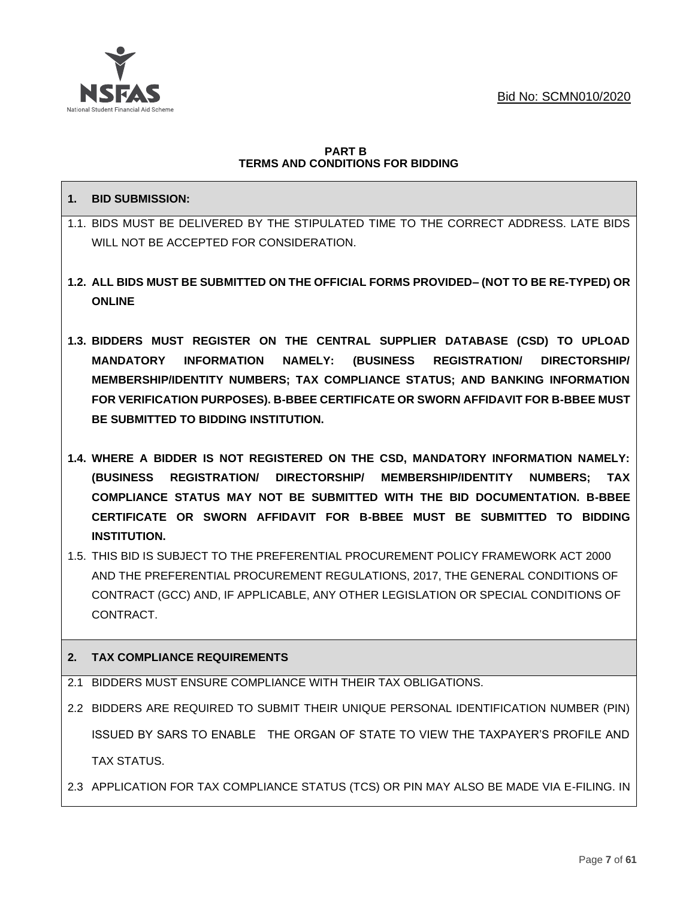# PART B
## TERMS AND CONDITIONS FOR BIDDING

### 1. BID SUBMISSION:

1.1. BIDS MUST BE DELIVERED BY THE STIPULATED TIME TO THE CORRECT ADDRESS. LATE BIDS WILL NOT BE ACCEPTED FOR CONSIDERATION.

**1.2. ALL BIDS MUST BE SUBMITTED ON THE OFFICIAL FORMS PROVIDED– (NOT TO BE RE-TYPED) OR ONLINE**

**1.3. BIDDERS MUST REGISTER ON THE CENTRAL SUPPLIER DATABASE (CSD) TO UPLOAD MANDATORY INFORMATION NAMELY: (BUSINESS REGISTRATION/ DIRECTORSHIP/ MEMBERSHIP/IDENTITY NUMBERS; TAX COMPLIANCE STATUS; AND BANKING INFORMATION FOR VERIFICATION PURPOSES). B-BBEE CERTIFICATE OR SWORN AFFIDAVIT FOR B-BBEE MUST BE SUBMITTED TO BIDDING INSTITUTION.**

**1.4. WHERE A BIDDER IS NOT REGISTERED ON THE CSD, MANDATORY INFORMATION NAMELY: (BUSINESS REGISTRATION/ DIRECTORSHIP/ MEMBERSHIP/IDENTITY NUMBERS; TAX COMPLIANCE STATUS MAY NOT BE SUBMITTED WITH THE BID DOCUMENTATION. B-BBEE CERTIFICATE OR SWORN AFFIDAVIT FOR B-BBEE MUST BE SUBMITTED TO BIDDING INSTITUTION.**

1.5. THIS BID IS SUBJECT TO THE PREFERENTIAL PROCUREMENT POLICY FRAMEWORK ACT 2000 AND THE PREFERENTIAL PROCUREMENT REGULATIONS, 2017, THE GENERAL CONDITIONS OF CONTRACT (GCC) AND, IF APPLICABLE, ANY OTHER LEGISLATION OR SPECIAL CONDITIONS OF CONTRACT.

### 2. TAX COMPLIANCE REQUIREMENTS

2.1 BIDDERS MUST ENSURE COMPLIANCE WITH THEIR TAX OBLIGATIONS.

2.2 BIDDERS ARE REQUIRED TO SUBMIT THEIR UNIQUE PERSONAL IDENTIFICATION NUMBER (PIN) ISSUED BY SARS TO ENABLE THE ORGAN OF STATE TO VIEW THE TAXPAYER'S PROFILE AND TAX STATUS.

2.3 APPLICATION FOR TAX COMPLIANCE STATUS (TCS) OR PIN MAY ALSO BE MADE VIA E-FILING. IN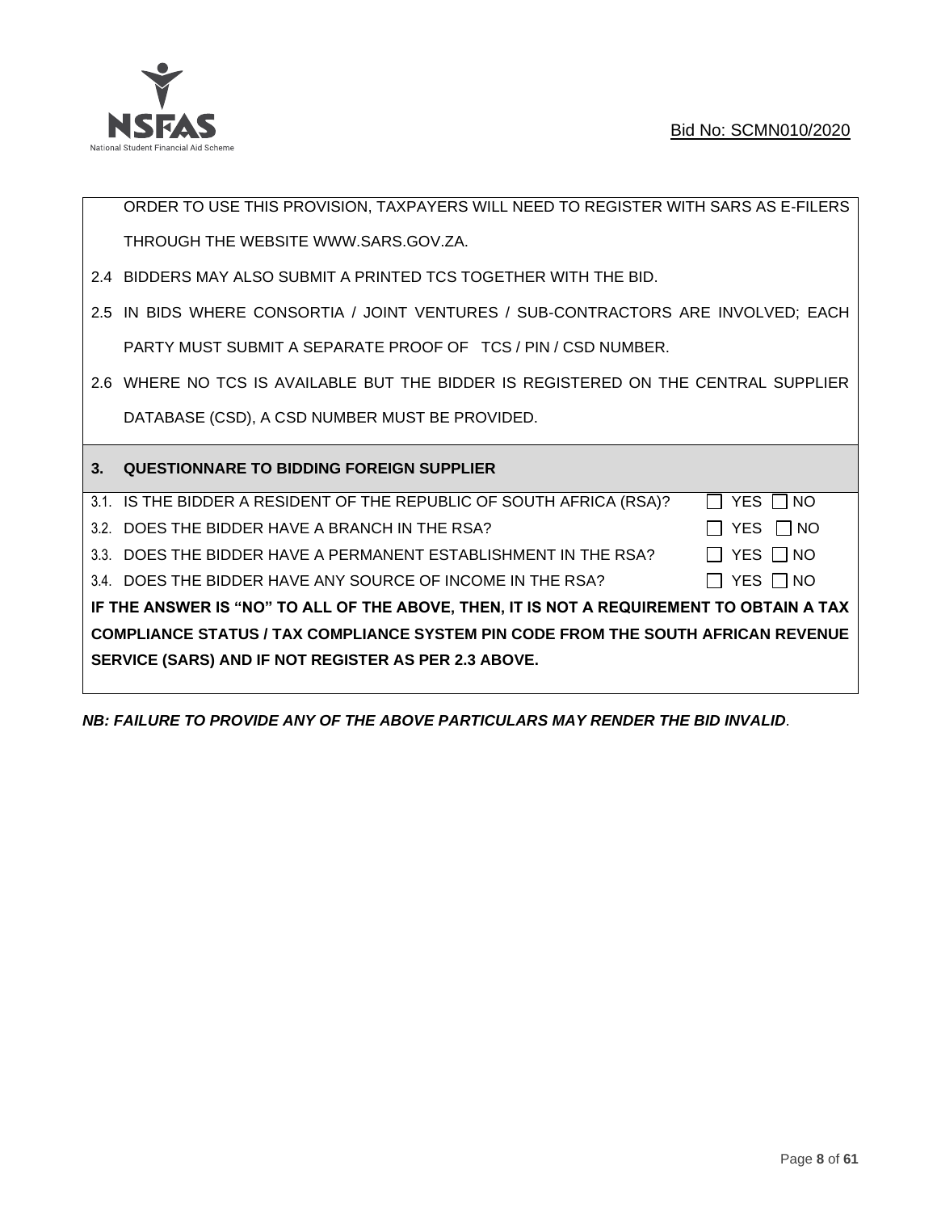ORDER TO USE THIS PROVISION, TAXPAYERS WILL NEED TO REGISTER WITH SARS AS E-FILERS THROUGH THE WEBSITE WWW.SARS.GOV.ZA.

2.4 BIDDERS MAY ALSO SUBMIT A PRINTED TCS TOGETHER WITH THE BID.

2.5 IN BIDS WHERE CONSORTIA / JOINT VENTURES / SUB-CONTRACTORS ARE INVOLVED; EACH PARTY MUST SUBMIT A SEPARATE PROOF OF TCS / PIN / CSD NUMBER.

2.6 WHERE NO TCS IS AVAILABLE BUT THE BIDDER IS REGISTERED ON THE CENTRAL SUPPLIER DATABASE (CSD), A CSD NUMBER MUST BE PROVIDED.

## 3. QUESTIONNAIRE TO BIDDING FOREIGN SUPPLIER

3.1. IS THE BIDDER A RESIDENT OF THE REPUBLIC OF SOUTH AFRICA (RSA)? ☐ YES ☐ NO

3.2. DOES THE BIDDER HAVE A BRANCH IN THE RSA? ☐ YES ☐ NO

3.3. DOES THE BIDDER HAVE A PERMANENT ESTABLISHMENT IN THE RSA? ☐ YES ☐ NO

3.4. DOES THE BIDDER HAVE ANY SOURCE OF INCOME IN THE RSA? ☐ YES ☐ NO

**IF THE ANSWER IS "NO" TO ALL OF THE ABOVE, THEN, IT IS NOT A REQUIREMENT TO OBTAIN A TAX COMPLIANCE STATUS / TAX COMPLIANCE SYSTEM PIN CODE FROM THE SOUTH AFRICAN REVENUE SERVICE (SARS) AND IF NOT REGISTER AS PER 2.3 ABOVE.**

***NB: FAILURE TO PROVIDE ANY OF THE ABOVE PARTICULARS MAY RENDER THE BID INVALID***.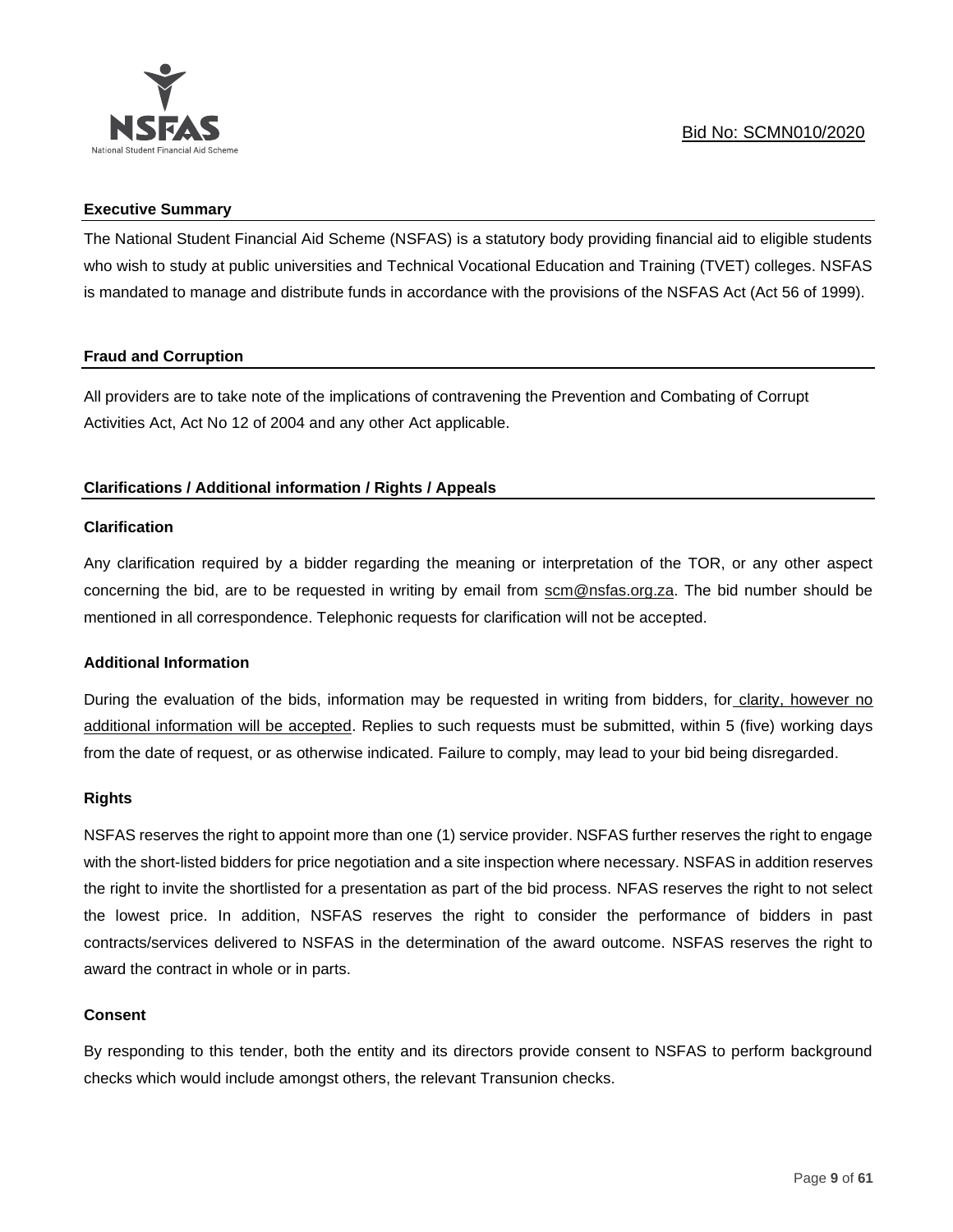## Executive Summary

The National Student Financial Aid Scheme (NSFAS) is a statutory body providing financial aid to eligible students who wish to study at public universities and Technical Vocational Education and Training (TVET) colleges. NSFAS is mandated to manage and distribute funds in accordance with the provisions of the NSFAS Act (Act 56 of 1999).

## Fraud and Corruption

All providers are to take note of the implications of contravening the Prevention and Combating of Corrupt Activities Act, Act No 12 of 2004 and any other Act applicable.

## Clarifications / Additional information / Rights / Appeals

### Clarification

Any clarification required by a bidder regarding the meaning or interpretation of the TOR, or any other aspect concerning the bid, are to be requested in writing by email from scm@nsfas.org.za. The bid number should be mentioned in all correspondence. Telephonic requests for clarification will not be accepted.

### Additional Information

During the evaluation of the bids, information may be requested in writing from bidders, for clarity, however no additional information will be accepted. Replies to such requests must be submitted, within 5 (five) working days from the date of request, or as otherwise indicated. Failure to comply, may lead to your bid being disregarded.

### Rights

NSFAS reserves the right to appoint more than one (1) service provider. NSFAS further reserves the right to engage with the short-listed bidders for price negotiation and a site inspection where necessary. NSFAS in addition reserves the right to invite the shortlisted for a presentation as part of the bid process. NFAS reserves the right to not select the lowest price. In addition, NSFAS reserves the right to consider the performance of bidders in past contracts/services delivered to NSFAS in the determination of the award outcome. NSFAS reserves the right to award the contract in whole or in parts.

### Consent

By responding to this tender, both the entity and its directors provide consent to NSFAS to perform background checks which would include amongst others, the relevant Transunion checks.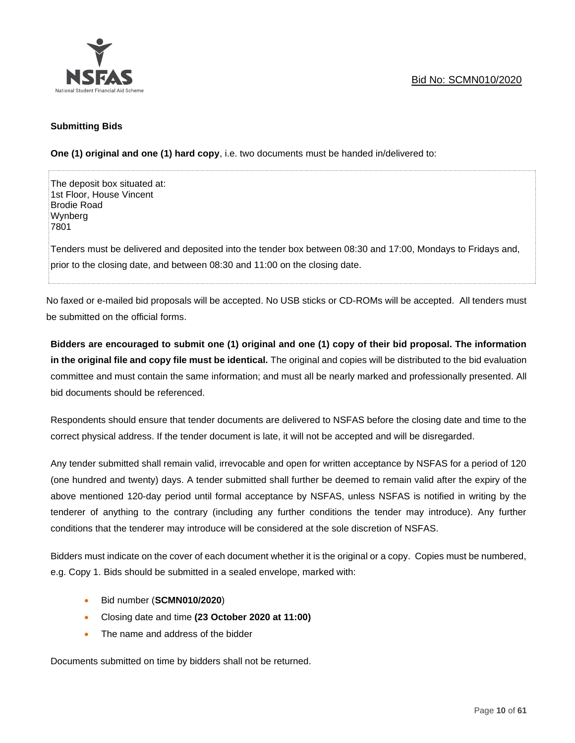**Submitting Bids**

**One (1) original and one (1) hard copy**, i.e. two documents must be handed in/delivered to:

The deposit box situated at:
1st Floor, House Vincent
Brodie Road
Wynberg
7801

Tenders must be delivered and deposited into the tender box between 08:30 and 17:00, Mondays to Fridays and, prior to the closing date, and between 08:30 and 11:00 on the closing date.

No faxed or e-mailed bid proposals will be accepted. No USB sticks or CD-ROMs will be accepted. All tenders must be submitted on the official forms.

**Bidders are encouraged to submit one (1) original and one (1) copy of their bid proposal. The information in the original file and copy file must be identical.** The original and copies will be distributed to the bid evaluation committee and must contain the same information; and must all be nearly marked and professionally presented. All bid documents should be referenced.

Respondents should ensure that tender documents are delivered to NSFAS before the closing date and time to the correct physical address. If the tender document is late, it will not be accepted and will be disregarded.

Any tender submitted shall remain valid, irrevocable and open for written acceptance by NSFAS for a period of 120 (one hundred and twenty) days. A tender submitted shall further be deemed to remain valid after the expiry of the above mentioned 120-day period until formal acceptance by NSFAS, unless NSFAS is notified in writing by the tenderer of anything to the contrary (including any further conditions the tender may introduce). Any further conditions that the tenderer may introduce will be considered at the sole discretion of NSFAS.

Bidders must indicate on the cover of each document whether it is the original or a copy. Copies must be numbered, e.g. Copy 1. Bids should be submitted in a sealed envelope, marked with:

- Bid number (**SCMN010/2020**)
- Closing date and time **(23 October 2020 at 11:00)**
- The name and address of the bidder

Documents submitted on time by bidders shall not be returned.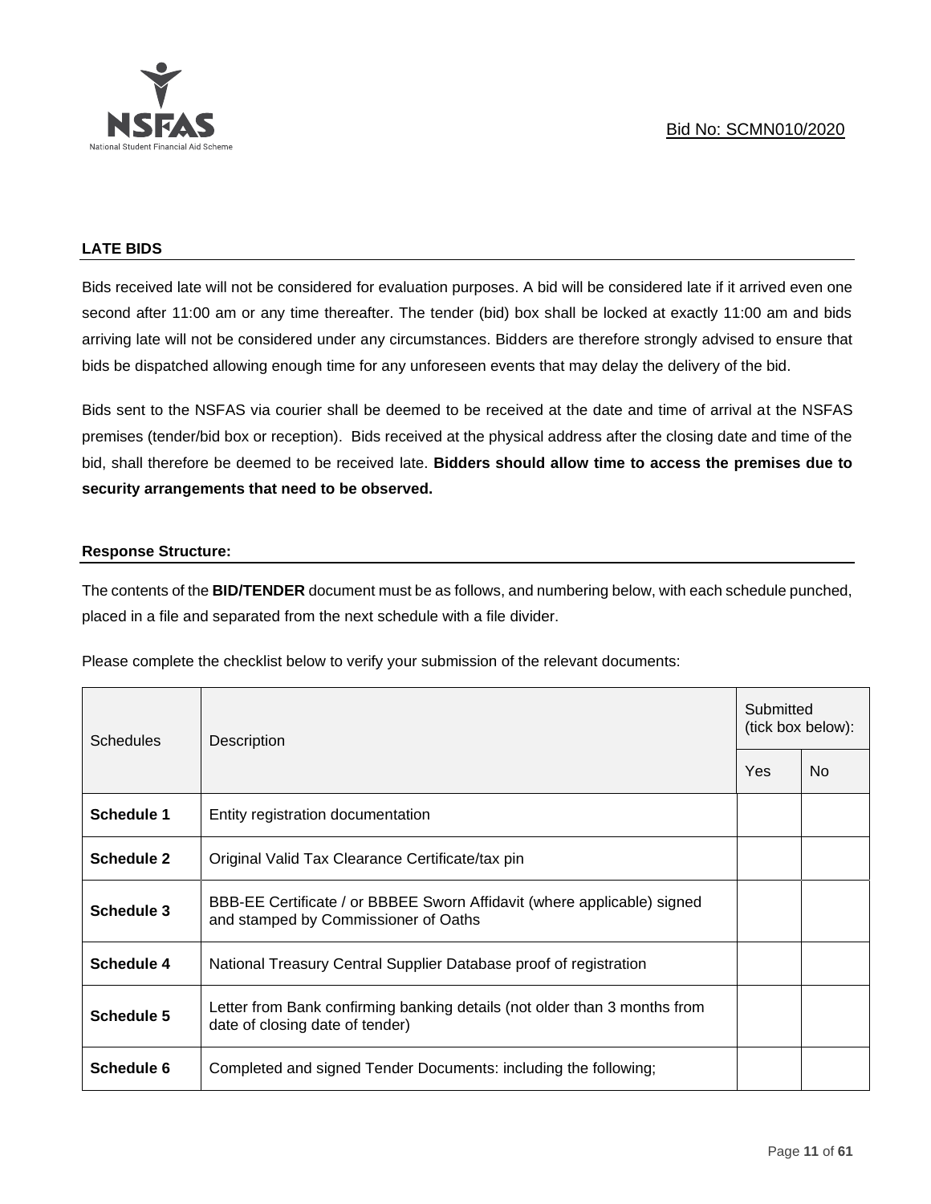## LATE BIDS

Bids received late will not be considered for evaluation purposes. A bid will be considered late if it arrived even one second after 11:00 am or any time thereafter. The tender (bid) box shall be locked at exactly 11:00 am and bids arriving late will not be considered under any circumstances. Bidders are therefore strongly advised to ensure that bids be dispatched allowing enough time for any unforeseen events that may delay the delivery of the bid.

Bids sent to the NSFAS via courier shall be deemed to be received at the date and time of arrival at the NSFAS premises (tender/bid box or reception). Bids received at the physical address after the closing date and time of the bid, shall therefore be deemed to be received late. **Bidders should allow time to access the premises due to security arrangements that need to be observed.**

## Response Structure:

The contents of the **BID/TENDER** document must be as follows, and numbering below, with each schedule punched, placed in a file and separated from the next schedule with a file divider.

Please complete the checklist below to verify your submission of the relevant documents:

| Schedules | Description | Submitted (tick box below): | |
|---|---|---|---|
| | | Yes | No |
| **Schedule 1** | Entity registration documentation | | |
| **Schedule 2** | Original Valid Tax Clearance Certificate/tax pin | | |
| **Schedule 3** | BBB-EE Certificate / or BBBEE Sworn Affidavit (where applicable) signed and stamped by Commissioner of Oaths | | |
| **Schedule 4** | National Treasury Central Supplier Database proof of registration | | |
| **Schedule 5** | Letter from Bank confirming banking details (not older than 3 months from date of closing date of tender) | | |
| **Schedule 6** | Completed and signed Tender Documents: including the following; | | |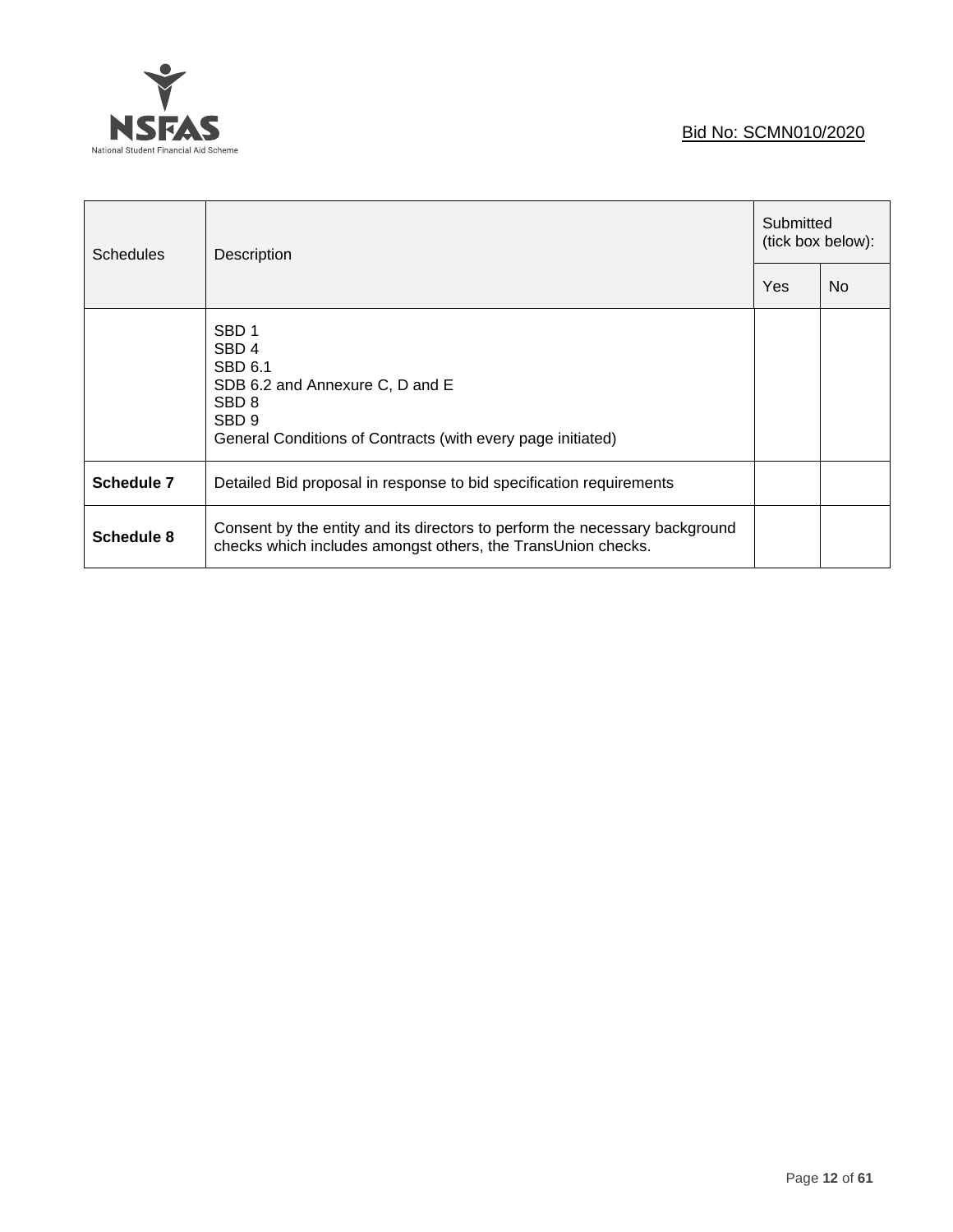Bid No: SCMN010/2020

| Schedules | Description | Submitted (tick box below): | |
|---|---|---|---|
| | | Yes | No |
| | SBD 1<br>SBD 4<br>SBD 6.1<br>SDB 6.2 and Annexure C, D and E<br>SBD 8<br>SBD 9<br>General Conditions of Contracts (with every page initiated) | | |
| **Schedule 7** | Detailed Bid proposal in response to bid specification requirements | | |
| **Schedule 8** | Consent by the entity and its directors to perform the necessary background checks which includes amongst others, the TransUnion checks. | | |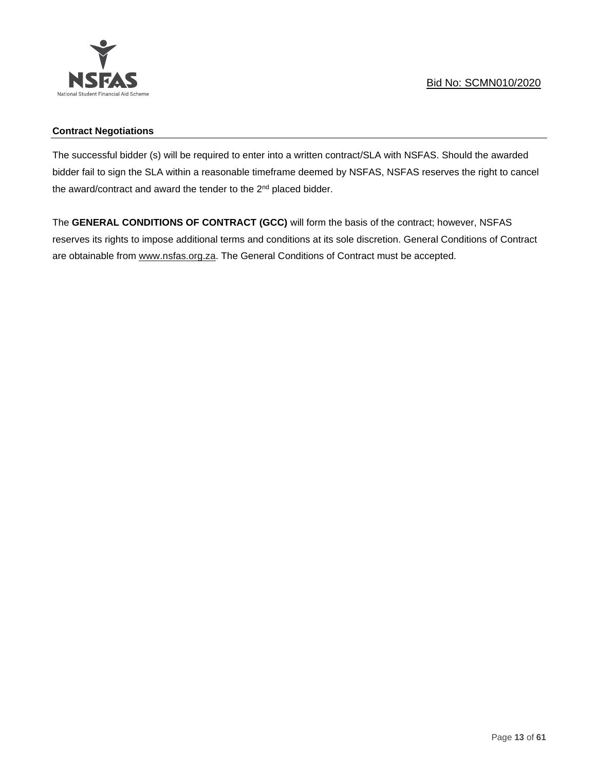**Contract Negotiations**

The successful bidder (s) will be required to enter into a written contract/SLA with NSFAS. Should the awarded bidder fail to sign the SLA within a reasonable timeframe deemed by NSFAS, NSFAS reserves the right to cancel the award/contract and award the tender to the 2nd placed bidder.

The **GENERAL CONDITIONS OF CONTRACT (GCC)** will form the basis of the contract; however, NSFAS reserves its rights to impose additional terms and conditions at its sole discretion. General Conditions of Contract are obtainable from www.nsfas.org.za. The General Conditions of Contract must be accepted.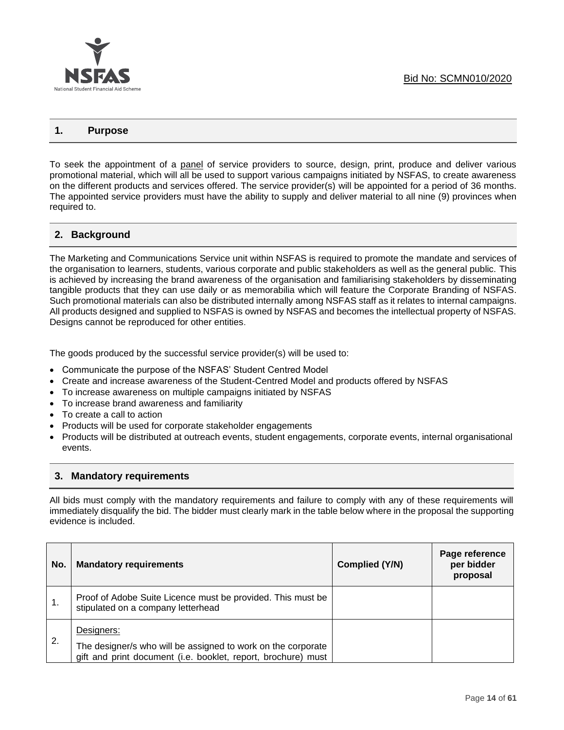## 1. Purpose

To seek the appointment of a panel of service providers to source, design, print, produce and deliver various promotional material, which will all be used to support various campaigns initiated by NSFAS, to create awareness on the different products and services offered. The service provider(s) will be appointed for a period of 36 months. The appointed service providers must have the ability to supply and deliver material to all nine (9) provinces when required to.

## 2. Background

The Marketing and Communications Service unit within NSFAS is required to promote the mandate and services of the organisation to learners, students, various corporate and public stakeholders as well as the general public. This is achieved by increasing the brand awareness of the organisation and familiarising stakeholders by disseminating tangible products that they can use daily or as memorabilia which will feature the Corporate Branding of NSFAS. Such promotional materials can also be distributed internally among NSFAS staff as it relates to internal campaigns. All products designed and supplied to NSFAS is owned by NSFAS and becomes the intellectual property of NSFAS. Designs cannot be reproduced for other entities.

The goods produced by the successful service provider(s) will be used to:

- Communicate the purpose of the NSFAS' Student Centred Model
- Create and increase awareness of the Student-Centred Model and products offered by NSFAS
- To increase awareness on multiple campaigns initiated by NSFAS
- To increase brand awareness and familiarity
- To create a call to action
- Products will be used for corporate stakeholder engagements
- Products will be distributed at outreach events, student engagements, corporate events, internal organisational events.

## 3. Mandatory requirements

All bids must comply with the mandatory requirements and failure to comply with any of these requirements will immediately disqualify the bid. The bidder must clearly mark in the table below where in the proposal the supporting evidence is included.

| No. | Mandatory requirements | Complied (Y/N) | Page reference per bidder proposal |
|---|---|---|---|
| 1. | Proof of Adobe Suite Licence must be provided. This must be stipulated on a company letterhead | | |
| 2. | Designers:<br>The designer/s who will be assigned to work on the corporate gift and print document (i.e. booklet, report, brochure) must | | |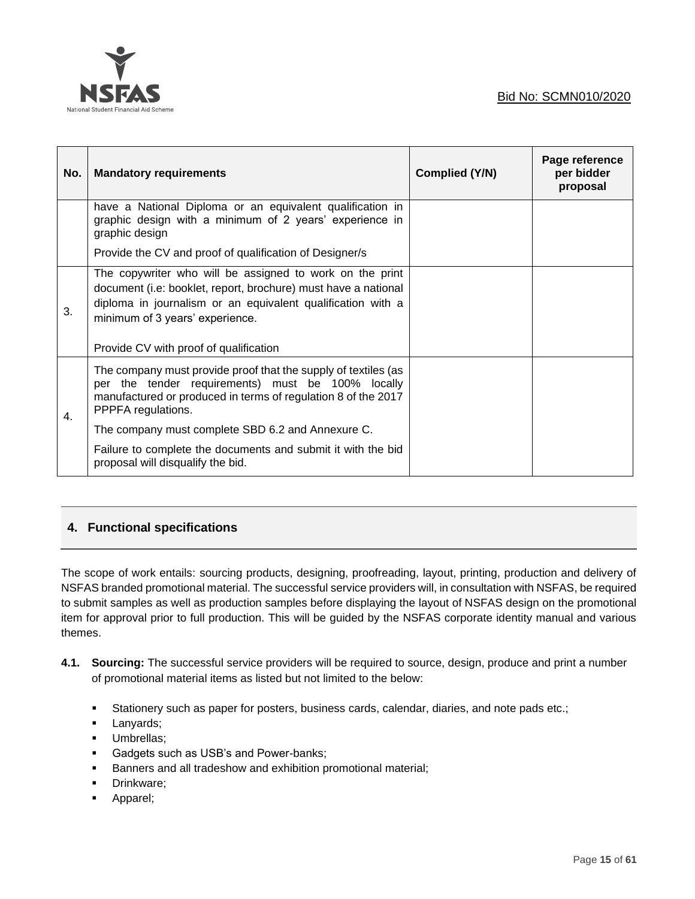| No. | Mandatory requirements | Complied (Y/N) | Page reference per bidder proposal |
|---|---|---|---|
| | have a National Diploma or an equivalent qualification in graphic design with a minimum of 2 years' experience in graphic design<br><br>Provide the CV and proof of qualification of Designer/s | | |
| 3. | The copywriter who will be assigned to work on the print document (i.e: booklet, report, brochure) must have a national diploma in journalism or an equivalent qualification with a minimum of 3 years' experience.<br><br>Provide CV with proof of qualification | | |
| 4. | The company must provide proof that the supply of textiles (as per the tender requirements) must be 100% locally manufactured or produced in terms of regulation 8 of the 2017 PPPFA regulations.<br><br>The company must complete SBD 6.2 and Annexure C.<br><br>Failure to complete the documents and submit it with the bid proposal will disqualify the bid. | | |

## 4. Functional specifications

The scope of work entails: sourcing products, designing, proofreading, layout, printing, production and delivery of NSFAS branded promotional material. The successful service providers will, in consultation with NSFAS, be required to submit samples as well as production samples before displaying the layout of NSFAS design on the promotional item for approval prior to full production. This will be guided by the NSFAS corporate identity manual and various themes.

**4.1. Sourcing:** The successful service providers will be required to source, design, produce and print a number of promotional material items as listed but not limited to the below:

- Stationery such as paper for posters, business cards, calendar, diaries, and note pads etc.;
- Lanyards;
- Umbrellas;
- Gadgets such as USB's and Power-banks;
- Banners and all tradeshow and exhibition promotional material;
- Drinkware;
- Apparel;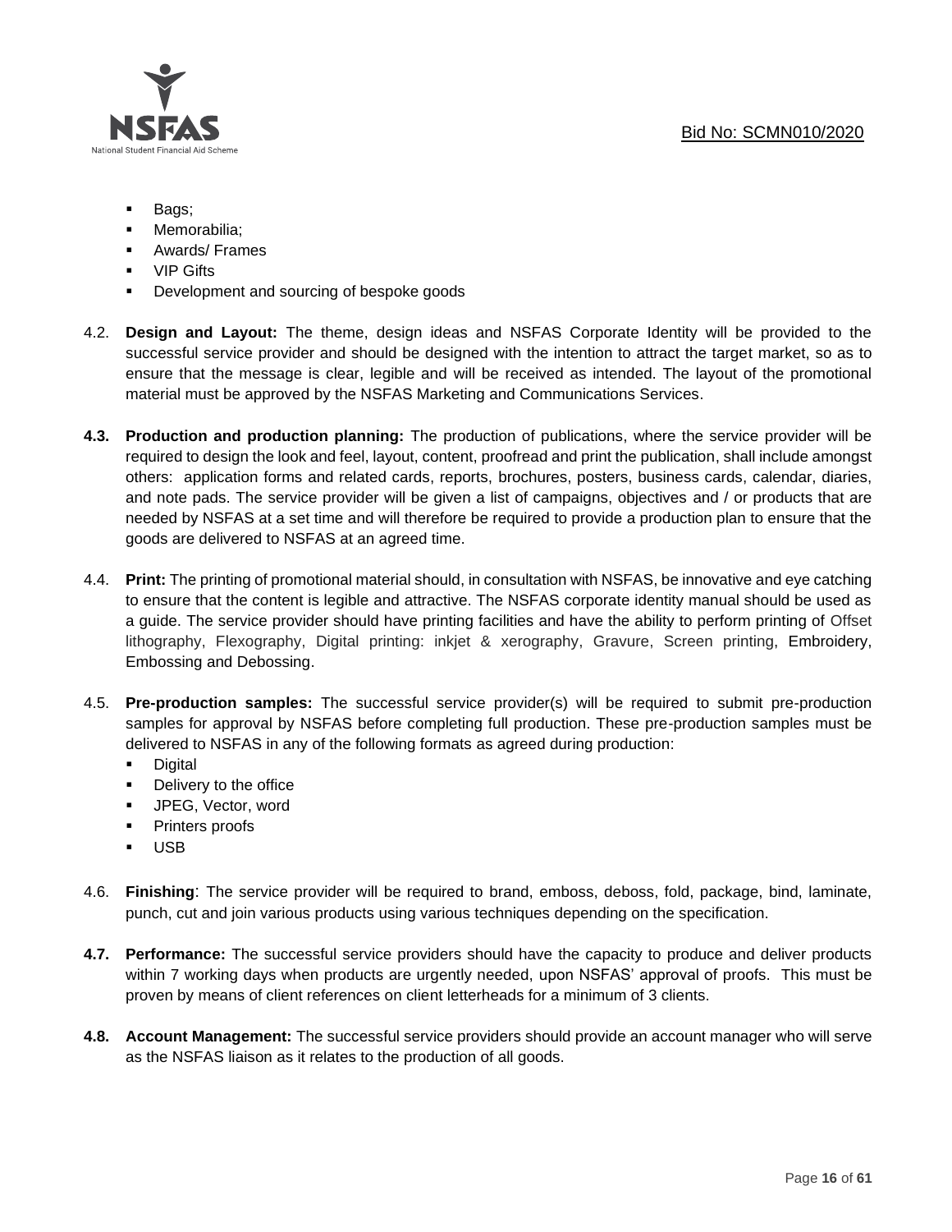- Bags;
- Memorabilia;
- Awards/ Frames
- VIP Gifts
- Development and sourcing of bespoke goods

4.2. **Design and Layout:** The theme, design ideas and NSFAS Corporate Identity will be provided to the successful service provider and should be designed with the intention to attract the target market, so as to ensure that the message is clear, legible and will be received as intended. The layout of the promotional material must be approved by the NSFAS Marketing and Communications Services.

**4.3. Production and production planning:** The production of publications, where the service provider will be required to design the look and feel, layout, content, proofread and print the publication, shall include amongst others: application forms and related cards, reports, brochures, posters, business cards, calendar, diaries, and note pads. The service provider will be given a list of campaigns, objectives and / or products that are needed by NSFAS at a set time and will therefore be required to provide a production plan to ensure that the goods are delivered to NSFAS at an agreed time.

4.4. **Print:** The printing of promotional material should, in consultation with NSFAS, be innovative and eye catching to ensure that the content is legible and attractive. The NSFAS corporate identity manual should be used as a guide. The service provider should have printing facilities and have the ability to perform printing of Offset lithography, Flexography, Digital printing: inkjet & xerography, Gravure, Screen printing, Embroidery, Embossing and Debossing.

4.5. **Pre-production samples:** The successful service provider(s) will be required to submit pre-production samples for approval by NSFAS before completing full production. These pre-production samples must be delivered to NSFAS in any of the following formats as agreed during production:

- Digital
- Delivery to the office
- JPEG, Vector, word
- Printers proofs
- USB

4.6. **Finishing**: The service provider will be required to brand, emboss, deboss, fold, package, bind, laminate, punch, cut and join various products using various techniques depending on the specification.

**4.7. Performance:** The successful service providers should have the capacity to produce and deliver products within 7 working days when products are urgently needed, upon NSFAS' approval of proofs. This must be proven by means of client references on client letterheads for a minimum of 3 clients.

**4.8. Account Management:** The successful service providers should provide an account manager who will serve as the NSFAS liaison as it relates to the production of all goods.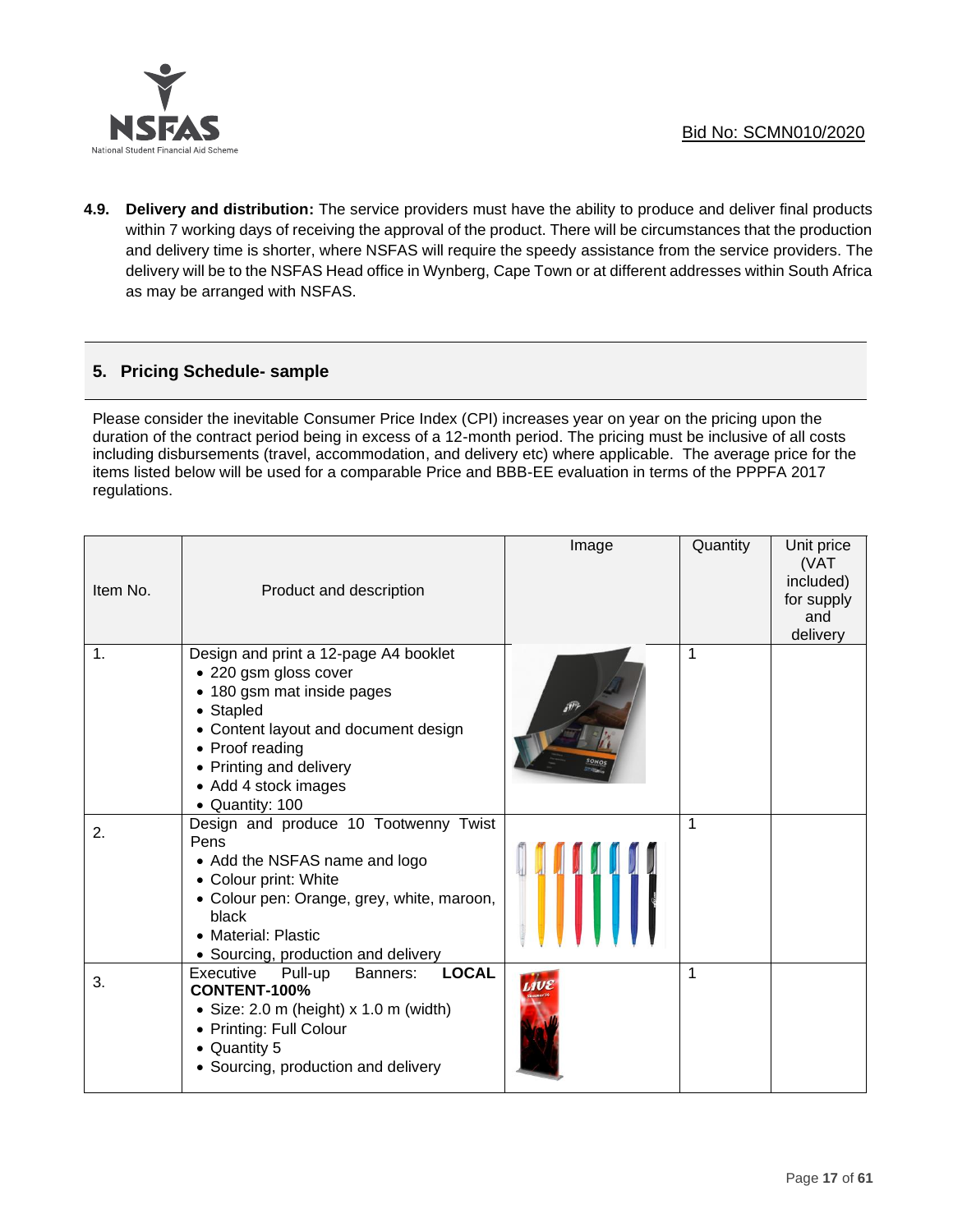**4.9. Delivery and distribution:** The service providers must have the ability to produce and deliver final products within 7 working days of receiving the approval of the product. There will be circumstances that the production and delivery time is shorter, where NSFAS will require the speedy assistance from the service providers. The delivery will be to the NSFAS Head office in Wynberg, Cape Town or at different addresses within South Africa as may be arranged with NSFAS.

## 5. Pricing Schedule- sample

Please consider the inevitable Consumer Price Index (CPI) increases year on year on the pricing upon the duration of the contract period being in excess of a 12-month period. The pricing must be inclusive of all costs including disbursements (travel, accommodation, and delivery etc) where applicable. The average price for the items listed below will be used for a comparable Price and BBB-EE evaluation in terms of the PPPFA 2017 regulations.

| Item No. | Product and description | Image | Quantity | Unit price (VAT included) for supply and delivery |
|---|---|---|---|---|
| 1. | Design and print a 12-page A4 booklet<br>• 220 gsm gloss cover<br>• 180 gsm mat inside pages<br>• Stapled<br>• Content layout and document design<br>• Proof reading<br>• Printing and delivery<br>• Add 4 stock images<br>• Quantity: 100 | | 1 | |
| 2. | Design and produce 10 Tootwenny Twist Pens<br>• Add the NSFAS name and logo<br>• Colour print: White<br>• Colour pen: Orange, grey, white, maroon, black<br>• Material: Plastic<br>• Sourcing, production and delivery | | 1 | |
| 3. | Executive Pull-up Banners: **LOCAL CONTENT-100%**<br>• Size: 2.0 m (height) x 1.0 m (width)<br>• Printing: Full Colour<br>• Quantity 5<br>• Sourcing, production and delivery | | 1 | |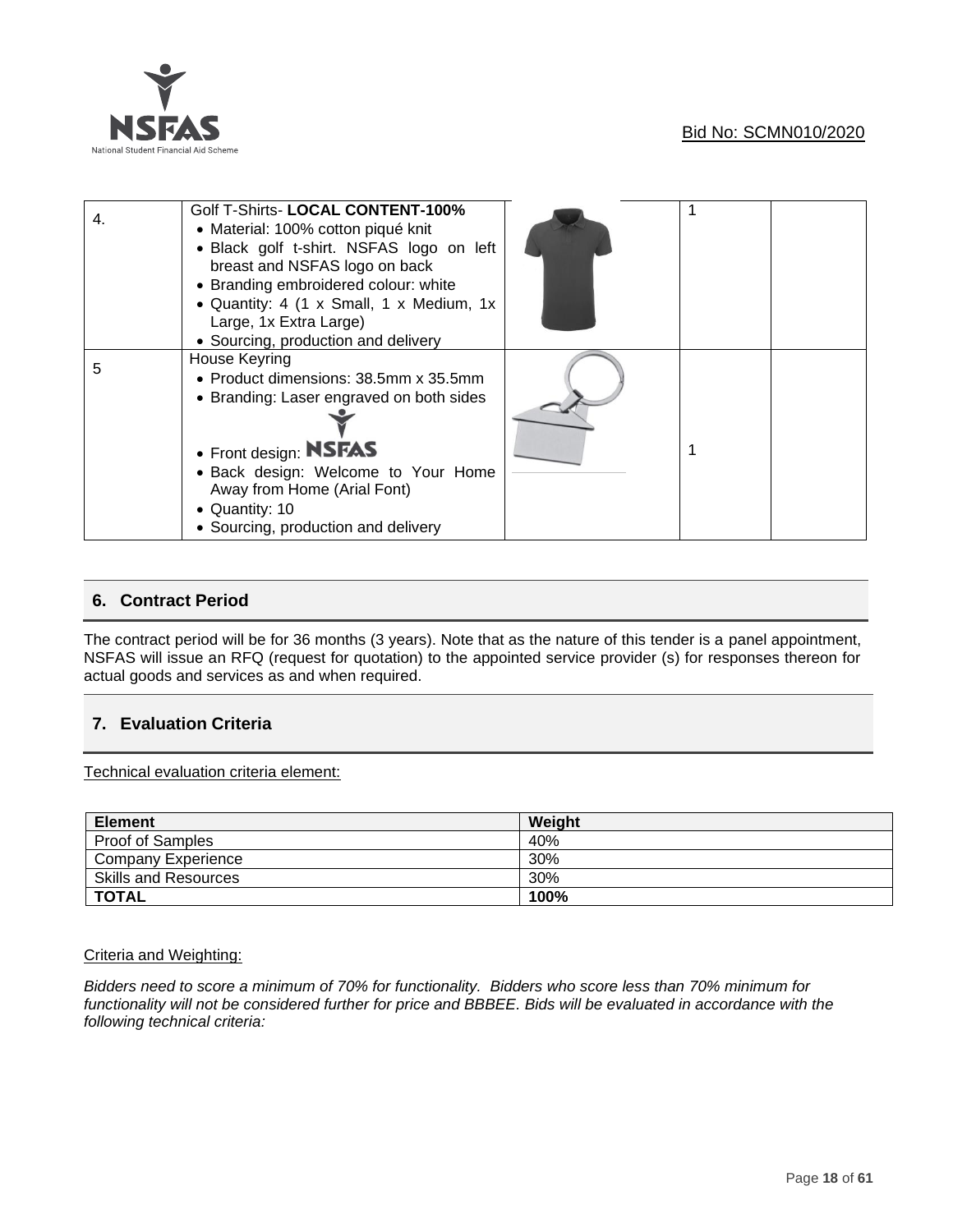| | | | | |
|---|---|---|---|---|
| 4. | Golf T-Shirts- **LOCAL CONTENT-100%**<br>• Material: 100% cotton piqué knit<br>• Black golf t-shirt. NSFAS logo on left breast and NSFAS logo on back<br>• Branding embroidered colour: white<br>• Quantity: 4 (1 x Small, 1 x Medium, 1x Large, 1x Extra Large)<br>• Sourcing, production and delivery | | 1 | |
| 5 | House Keyring<br>• Product dimensions: 38.5mm x 35.5mm<br>• Branding: Laser engraved on both sides<br>• Front design: NSFAS<br>• Back design: Welcome to Your Home Away from Home (Arial Font)<br>• Quantity: 10<br>• Sourcing, production and delivery | | 1 | |

## 6. Contract Period

The contract period will be for 36 months (3 years). Note that as the nature of this tender is a panel appointment, NSFAS will issue an RFQ (request for quotation) to the appointed service provider (s) for responses thereon for actual goods and services as and when required.

## 7. Evaluation Criteria

Technical evaluation criteria element:

| Element | Weight |
|---|---|
| Proof of Samples | 40% |
| Company Experience | 30% |
| Skills and Resources | 30% |
| **TOTAL** | **100%** |

Criteria and Weighting:

*Bidders need to score a minimum of 70% for functionality. Bidders who score less than 70% minimum for functionality will not be considered further for price and BBBEE. Bids will be evaluated in accordance with the following technical criteria:*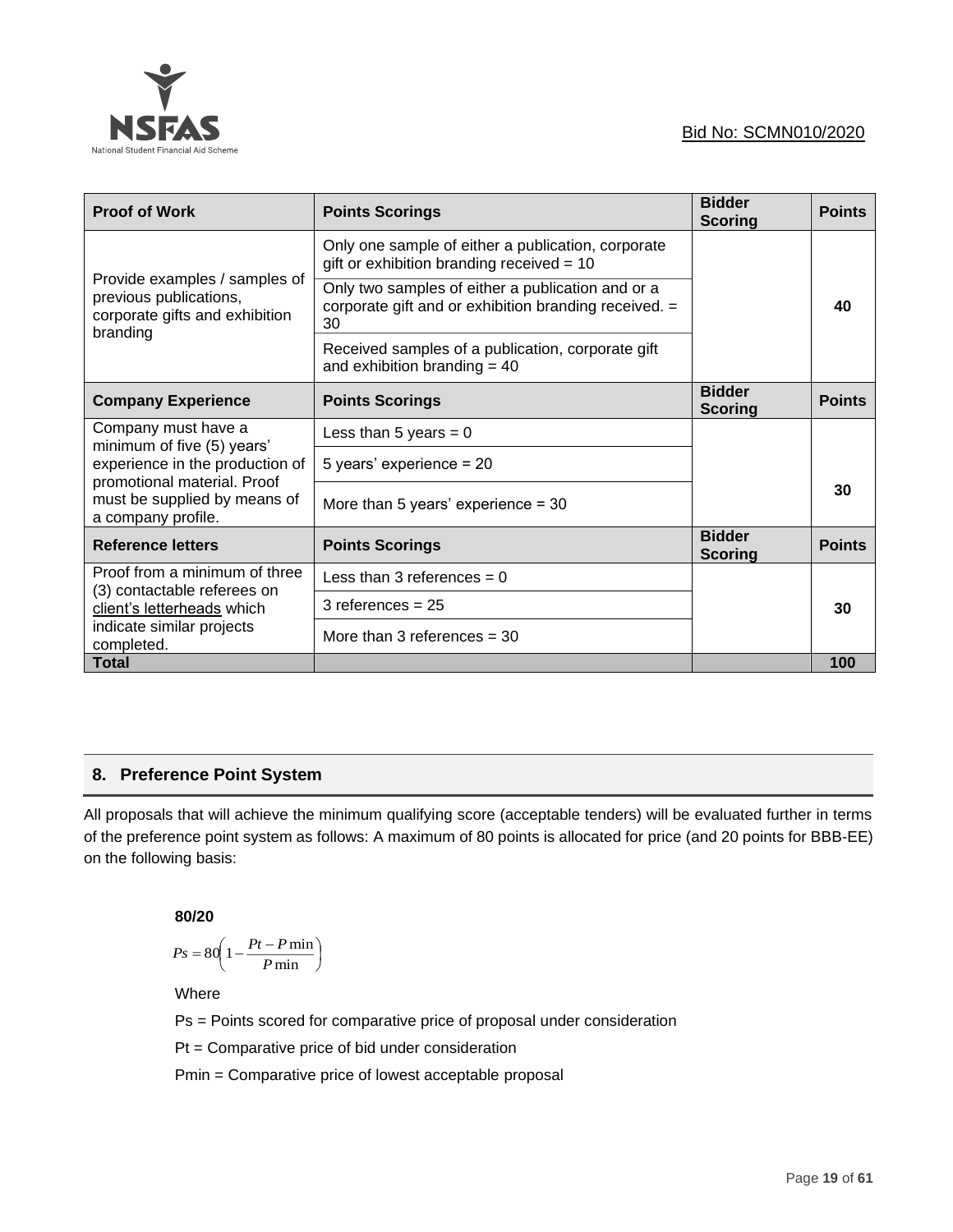| Proof of Work | Points Scorings | Bidder Scoring | Points |
|---|---|---|---|
| Provide examples / samples of previous publications, corporate gifts and exhibition branding | Only one sample of either a publication, corporate gift or exhibition branding received = 10 | | 40 |
| | Only two samples of either a publication and or a corporate gift and or exhibition branding received. = 30 | | |
| | Received samples of a publication, corporate gift and exhibition branding = 40 | | |
| **Company Experience** | **Points Scorings** | **Bidder Scoring** | **Points** |
| Company must have a minimum of five (5) years' experience in the production of promotional material. Proof must be supplied by means of a company profile. | Less than 5 years = 0 | | 30 |
| | 5 years' experience = 20 | | |
| | More than 5 years' experience = 30 | | |
| **Reference letters** | **Points Scorings** | **Bidder Scoring** | **Points** |
| Proof from a minimum of three (3) contactable referees on client's letterheads which indicate similar projects completed. | Less than 3 references = 0 | | 30 |
| | 3 references = 25 | | |
| | More than 3 references = 30 | | |
| **Total** | | | **100** |

## 8. Preference Point System

All proposals that will achieve the minimum qualifying score (acceptable tenders) will be evaluated further in terms of the preference point system as follows: A maximum of 80 points is allocated for price (and 20 points for BBB-EE) on the following basis:

**80/20**

$$Ps = 80\left(1 - \frac{Pt - P\min}{P\min}\right)$$

Where

Ps = Points scored for comparative price of proposal under consideration

Pt = Comparative price of bid under consideration

Pmin = Comparative price of lowest acceptable proposal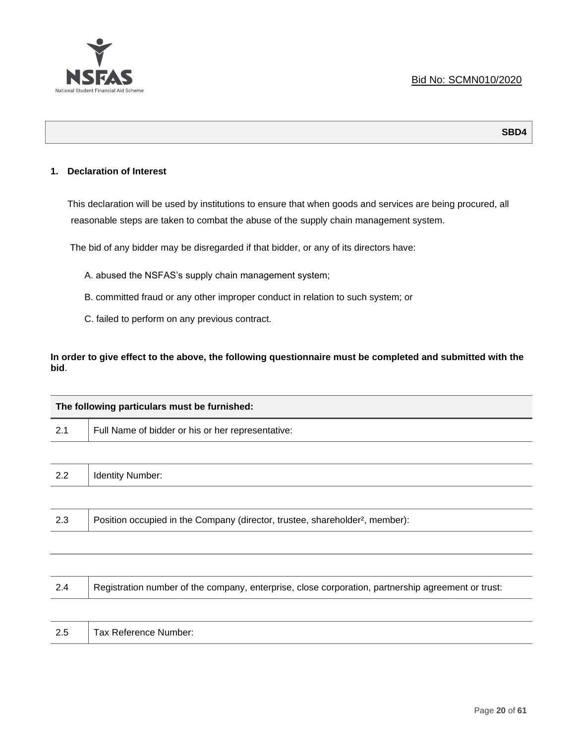Bid No: SCMN010/2020

| SBD4 |
|---:|

## 1. Declaration of Interest

This declaration will be used by institutions to ensure that when goods and services are being procured, all reasonable steps are taken to combat the abuse of the supply chain management system.

The bid of any bidder may be disregarded if that bidder, or any of its directors have:

A. abused the NSFAS's supply chain management system;

B. committed fraud or any other improper conduct in relation to such system; or

C. failed to perform on any previous contract.

**In order to give effect to the above, the following questionnaire must be completed and submitted with the bid**.

| The following particulars must be furnished: | |
|---|---|
| 2.1 | Full Name of bidder or his or her representative: |
| | |
| 2.2 | Identity Number: |
| | |
| 2.3 | Position occupied in the Company (director, trustee, shareholder[2], member): |
| | |
| | |
| 2.4 | Registration number of the company, enterprise, close corporation, partnership agreement or trust: |
| | |
| 2.5 | Tax Reference Number: |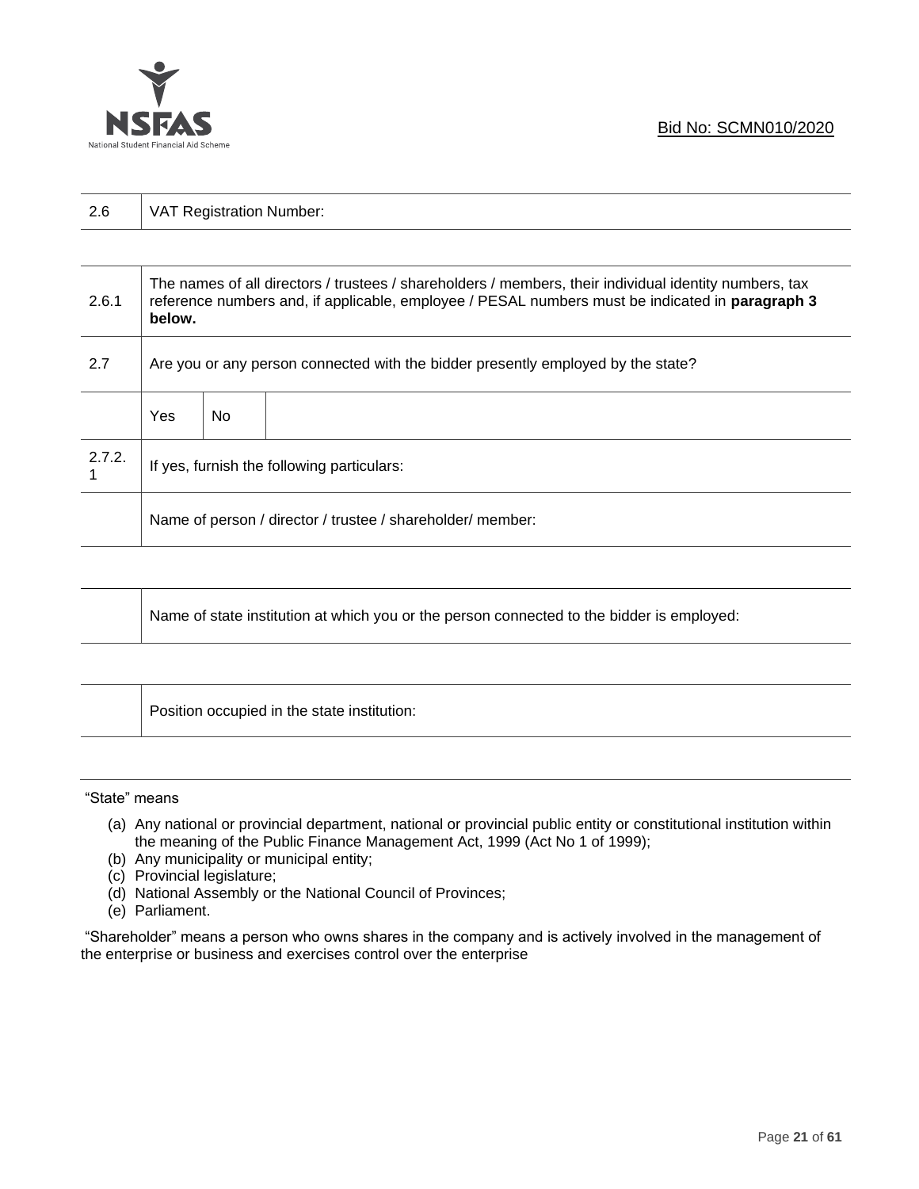| | |
|---|---|
| 2.6 | VAT Registration Number: |

| | | | |
|---|---|---|---|
| 2.6.1 | The names of all directors / trustees / shareholders / members, their individual identity numbers, tax reference numbers and, if applicable, employee / PESAL numbers must be indicated in **paragraph 3 below.** | | |
| 2.7 | Are you or any person connected with the bidder presently employed by the state? | | |
| | Yes | No | |
| 2.7.2.1 | If yes, furnish the following particulars: | | |
| | Name of person / director / trustee / shareholder/ member: | | |

| | |
|---|---|
| | Name of state institution at which you or the person connected to the bidder is employed: |

| | |
|---|---|
| | Position occupied in the state institution: |

"State" means

(a) Any national or provincial department, national or provincial public entity or constitutional institution within the meaning of the Public Finance Management Act, 1999 (Act No 1 of 1999);
(b) Any municipality or municipal entity;
(c) Provincial legislature;
(d) National Assembly or the National Council of Provinces;
(e) Parliament.

"Shareholder" means a person who owns shares in the company and is actively involved in the management of the enterprise or business and exercises control over the enterprise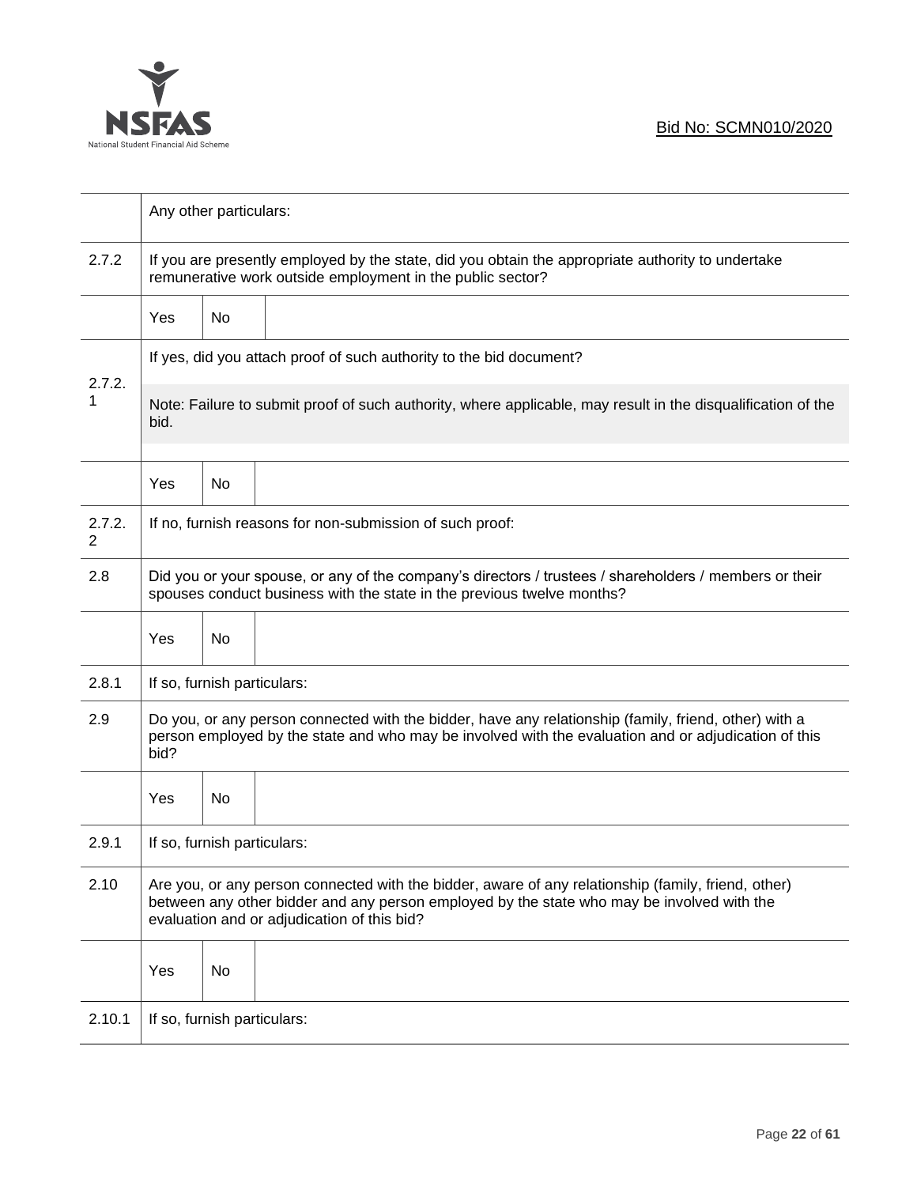| | | | |
|---|---|---|---|
| | Any other particulars: | | |
| 2.7.2 | If you are presently employed by the state, did you obtain the appropriate authority to undertake remunerative work outside employment in the public sector? | | |
| | Yes | No | |
| 2.7.2.1 | If yes, did you attach proof of such authority to the bid document?<br><br>Note: Failure to submit proof of such authority, where applicable, may result in the disqualification of the bid. | | |
| | Yes | No | |
| 2.7.2.2 | If no, furnish reasons for non-submission of such proof: | | |
| 2.8 | Did you or your spouse, or any of the company's directors / trustees / shareholders / members or their spouses conduct business with the state in the previous twelve months? | | |
| | Yes | No | |
| 2.8.1 | If so, furnish particulars: | | |
| 2.9 | Do you, or any person connected with the bidder, have any relationship (family, friend, other) with a person employed by the state and who may be involved with the evaluation and or adjudication of this bid? | | |
| | Yes | No | |
| 2.9.1 | If so, furnish particulars: | | |
| 2.10 | Are you, or any person connected with the bidder, aware of any relationship (family, friend, other) between any other bidder and any person employed by the state who may be involved with the evaluation and or adjudication of this bid? | | |
| | Yes | No | |
| 2.10.1 | If so, furnish particulars: | | |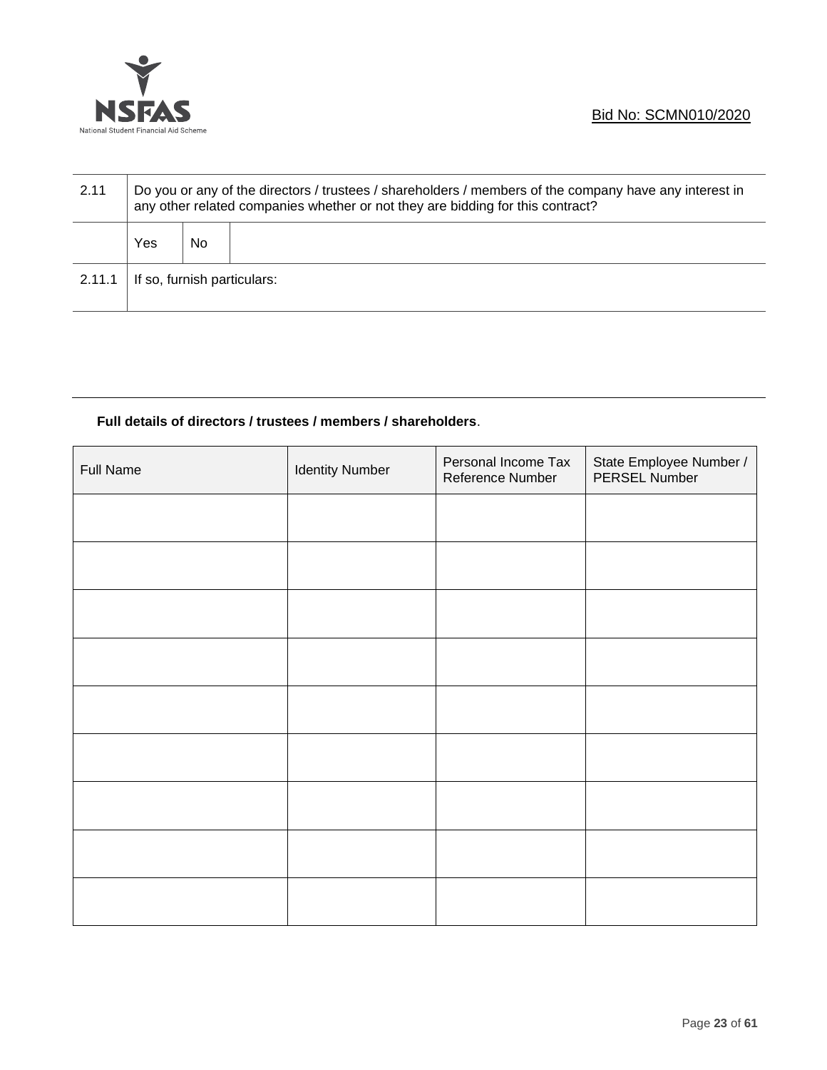| 2.11 | Do you or any of the directors / trustees / shareholders / members of the company have any interest in any other related companies whether or not they are bidding for this contract? | | |
|---|---|---|---|
| | Yes | No | |
| 2.11.1 | If so, furnish particulars: | | |

**Full details of directors / trustees / members / shareholders**.

| Full Name | Identity Number | Personal Income Tax Reference Number | State Employee Number / PERSEL Number |
|---|---|---|---|
| | | | |
| | | | |
| | | | |
| | | | |
| | | | |
| | | | |
| | | | |
| | | | |
| | | | |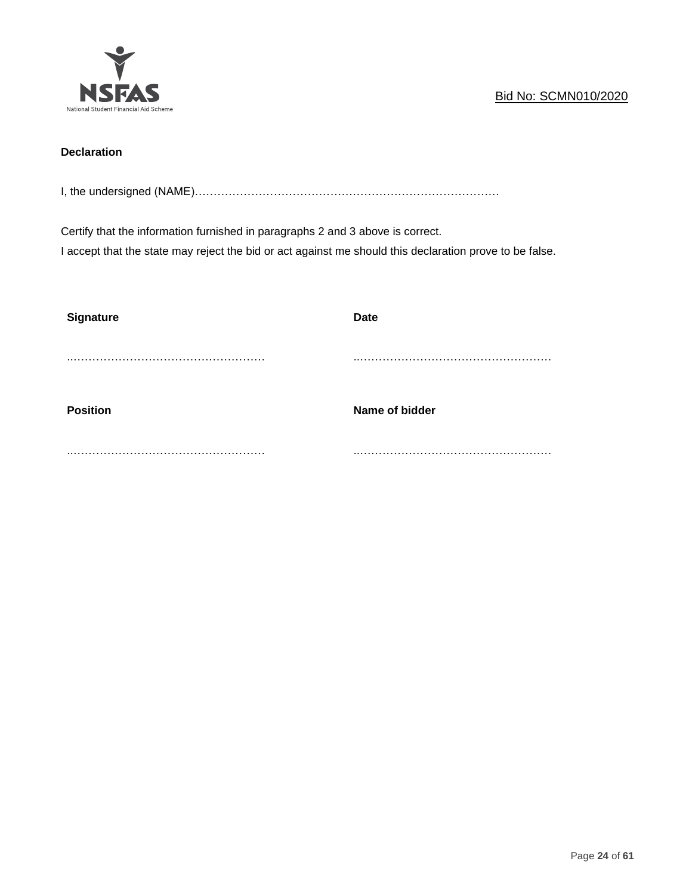**Declaration**

I, the undersigned (NAME)………………………………………………………………………

Certify that the information furnished in paragraphs 2 and 3 above is correct.
I accept that the state may reject the bid or act against me should this declaration prove to be false.

| **Signature** | **Date** |
|---|---|
| ……………………………………………… | ……………………………………………… |
| **Position** | **Name of bidder** |
| ……………………………………………… | ……………………………………………… |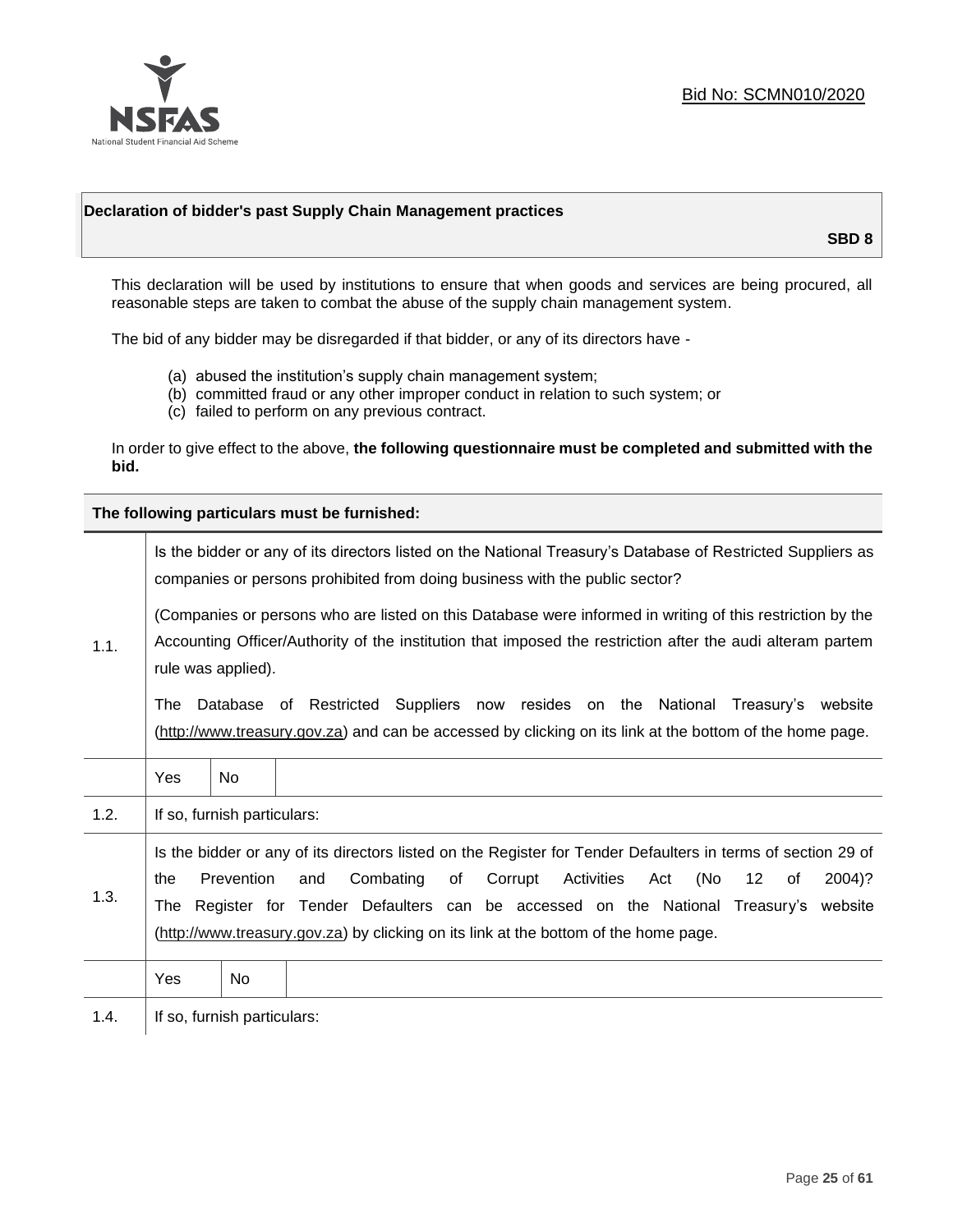Bid No: SCMN010/2020

## Declaration of bidder's past Supply Chain Management practices

**SBD 8**

This declaration will be used by institutions to ensure that when goods and services are being procured, all reasonable steps are taken to combat the abuse of the supply chain management system.

The bid of any bidder may be disregarded if that bidder, or any of its directors have -

(a) abused the institution's supply chain management system;
(b) committed fraud or any other improper conduct in relation to such system; or
(c) failed to perform on any previous contract.

In order to give effect to the above, **the following questionnaire must be completed and submitted with the bid.**

| **The following particulars must be furnished:** | |
|---|---|
| 1.1. | Is the bidder or any of its directors listed on the National Treasury's Database of Restricted Suppliers as companies or persons prohibited from doing business with the public sector?<br><br>(Companies or persons who are listed on this Database were informed in writing of this restriction by the Accounting Officer/Authority of the institution that imposed the restriction after the audi alteram partem rule was applied).<br><br>The Database of Restricted Suppliers now resides on the National Treasury's website (http://www.treasury.gov.za) and can be accessed by clicking on its link at the bottom of the home page. |
| | Yes &#124; No |
| 1.2. | If so, furnish particulars: |
| 1.3. | Is the bidder or any of its directors listed on the Register for Tender Defaulters in terms of section 29 of the Prevention and Combating of Corrupt Activities Act (No 12 of 2004)? The Register for Tender Defaulters can be accessed on the National Treasury's website (http://www.treasury.gov.za) by clicking on its link at the bottom of the home page. |
| | Yes &#124; No |
| 1.4. | If so, furnish particulars: |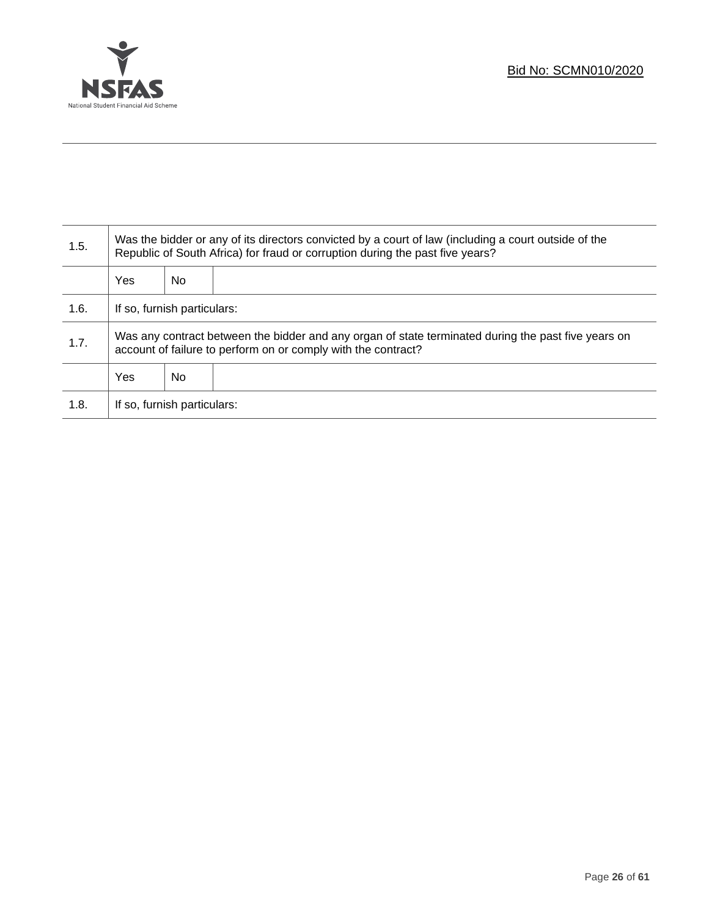| | | | |
|---|---|---|---|
| 1.5. | Was the bidder or any of its directors convicted by a court of law (including a court outside of the Republic of South Africa) for fraud or corruption during the past five years? | | |
| | Yes | No | |
| 1.6. | If so, furnish particulars: | | |
| 1.7. | Was any contract between the bidder and any organ of state terminated during the past five years on account of failure to perform on or comply with the contract? | | |
| | Yes | No | |
| 1.8. | If so, furnish particulars: | | |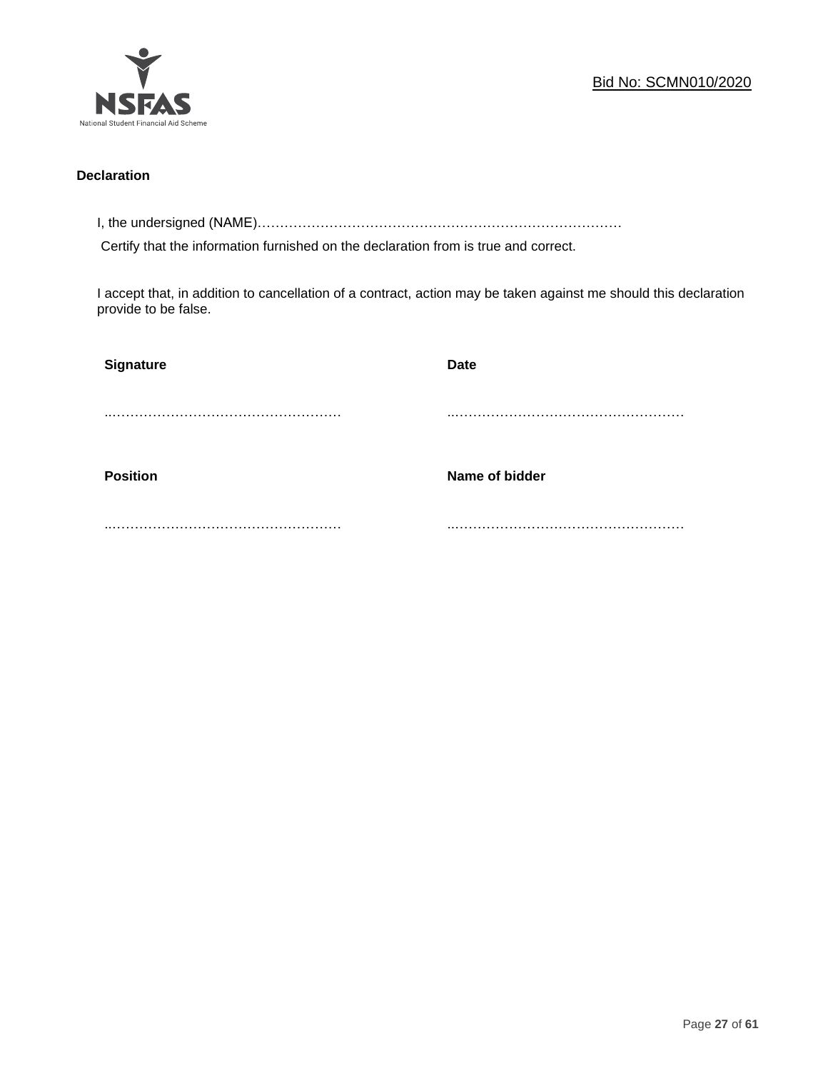**Declaration**

I, the undersigned (NAME)…………………………………………………………………………

Certify that the information furnished on the declaration from is true and correct.

I accept that, in addition to cancellation of a contract, action may be taken against me should this declaration provide to be false.

| **Signature** | **Date** |
|---|---|
| …………………………………………… | …………………………………………… |
| **Position** | **Name of bidder** |
| …………………………………………… | …………………………………………… |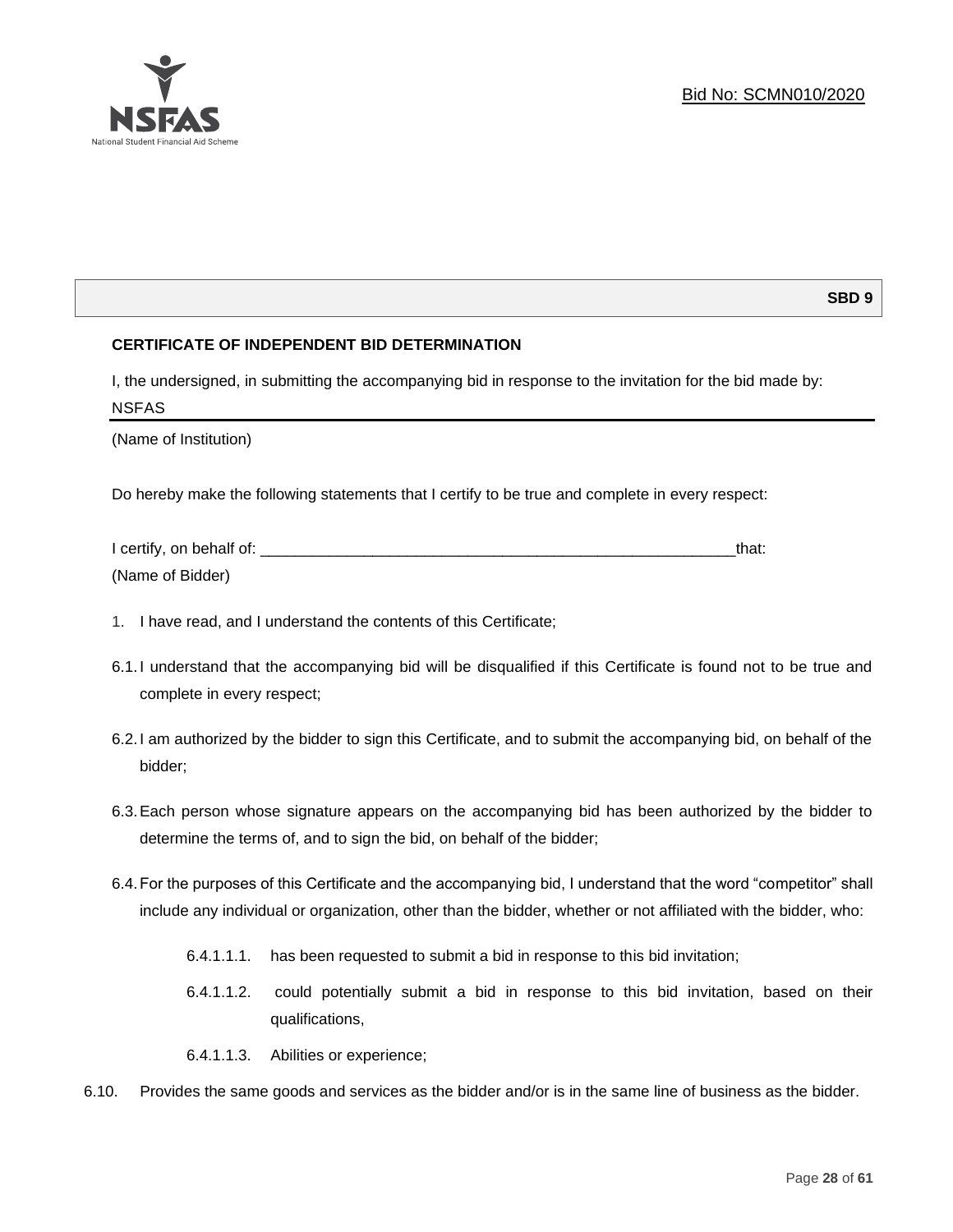**SBD 9**

**CERTIFICATE OF INDEPENDENT BID DETERMINATION**

I, the undersigned, in submitting the accompanying bid in response to the invitation for the bid made by:

NSFAS

(Name of Institution)

Do hereby make the following statements that I certify to be true and complete in every respect:

I certify, on behalf of: \_\_\_\_\_\_\_\_\_\_\_\_\_\_\_\_\_\_\_\_\_\_\_\_\_\_\_\_\_\_\_\_\_\_\_\_\_\_\_\_\_\_\_\_\_\_\_\_\_\_\_\_\_\_\_\_that:

(Name of Bidder)

1. I have read, and I understand the contents of this Certificate;

6.1. I understand that the accompanying bid will be disqualified if this Certificate is found not to be true and complete in every respect;

6.2. I am authorized by the bidder to sign this Certificate, and to submit the accompanying bid, on behalf of the bidder;

6.3. Each person whose signature appears on the accompanying bid has been authorized by the bidder to determine the terms of, and to sign the bid, on behalf of the bidder;

6.4. For the purposes of this Certificate and the accompanying bid, I understand that the word "competitor" shall include any individual or organization, other than the bidder, whether or not affiliated with the bidder, who:

- 6.4.1.1.1. has been requested to submit a bid in response to this bid invitation;
- 6.4.1.1.2. could potentially submit a bid in response to this bid invitation, based on their qualifications,
- 6.4.1.1.3. Abilities or experience;

6.10. Provides the same goods and services as the bidder and/or is in the same line of business as the bidder.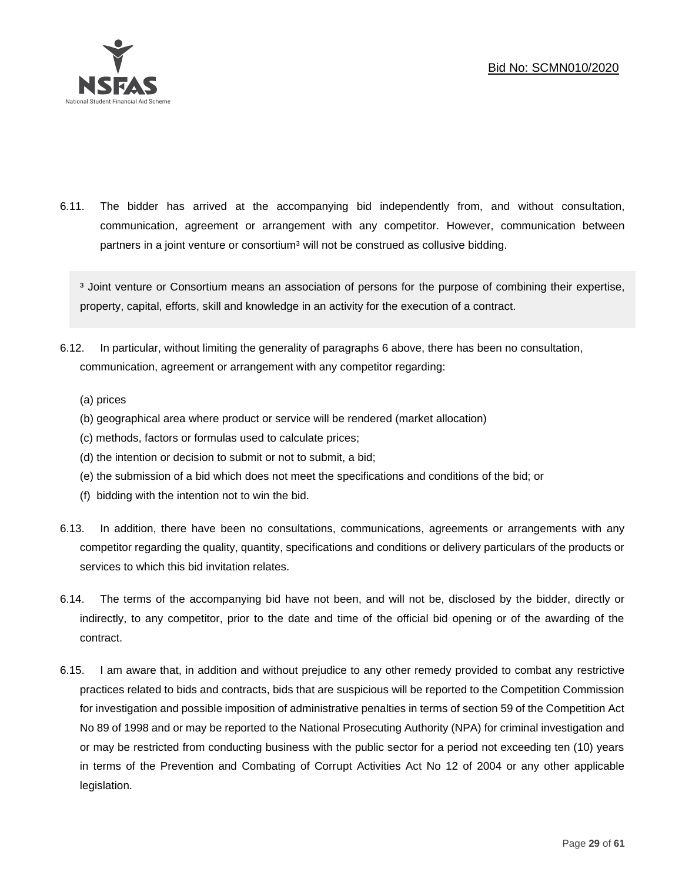6.11. The bidder has arrived at the accompanying bid independently from, and without consultation, communication, agreement or arrangement with any competitor. However, communication between partners in a joint venture or consortium[3] will not be construed as collusive bidding.

> [3] Joint venture or Consortium means an association of persons for the purpose of combining their expertise, property, capital, efforts, skill and knowledge in an activity for the execution of a contract.

6.12. In particular, without limiting the generality of paragraphs 6 above, there has been no consultation, communication, agreement or arrangement with any competitor regarding:

(a) prices
(b) geographical area where product or service will be rendered (market allocation)
(c) methods, factors or formulas used to calculate prices;
(d) the intention or decision to submit or not to submit, a bid;
(e) the submission of a bid which does not meet the specifications and conditions of the bid; or
(f) bidding with the intention not to win the bid.

6.13. In addition, there have been no consultations, communications, agreements or arrangements with any competitor regarding the quality, quantity, specifications and conditions or delivery particulars of the products or services to which this bid invitation relates.

6.14. The terms of the accompanying bid have not been, and will not be, disclosed by the bidder, directly or indirectly, to any competitor, prior to the date and time of the official bid opening or of the awarding of the contract.

6.15. I am aware that, in addition and without prejudice to any other remedy provided to combat any restrictive practices related to bids and contracts, bids that are suspicious will be reported to the Competition Commission for investigation and possible imposition of administrative penalties in terms of section 59 of the Competition Act No 89 of 1998 and or may be reported to the National Prosecuting Authority (NPA) for criminal investigation and or may be restricted from conducting business with the public sector for a period not exceeding ten (10) years in terms of the Prevention and Combating of Corrupt Activities Act No 12 of 2004 or any other applicable legislation.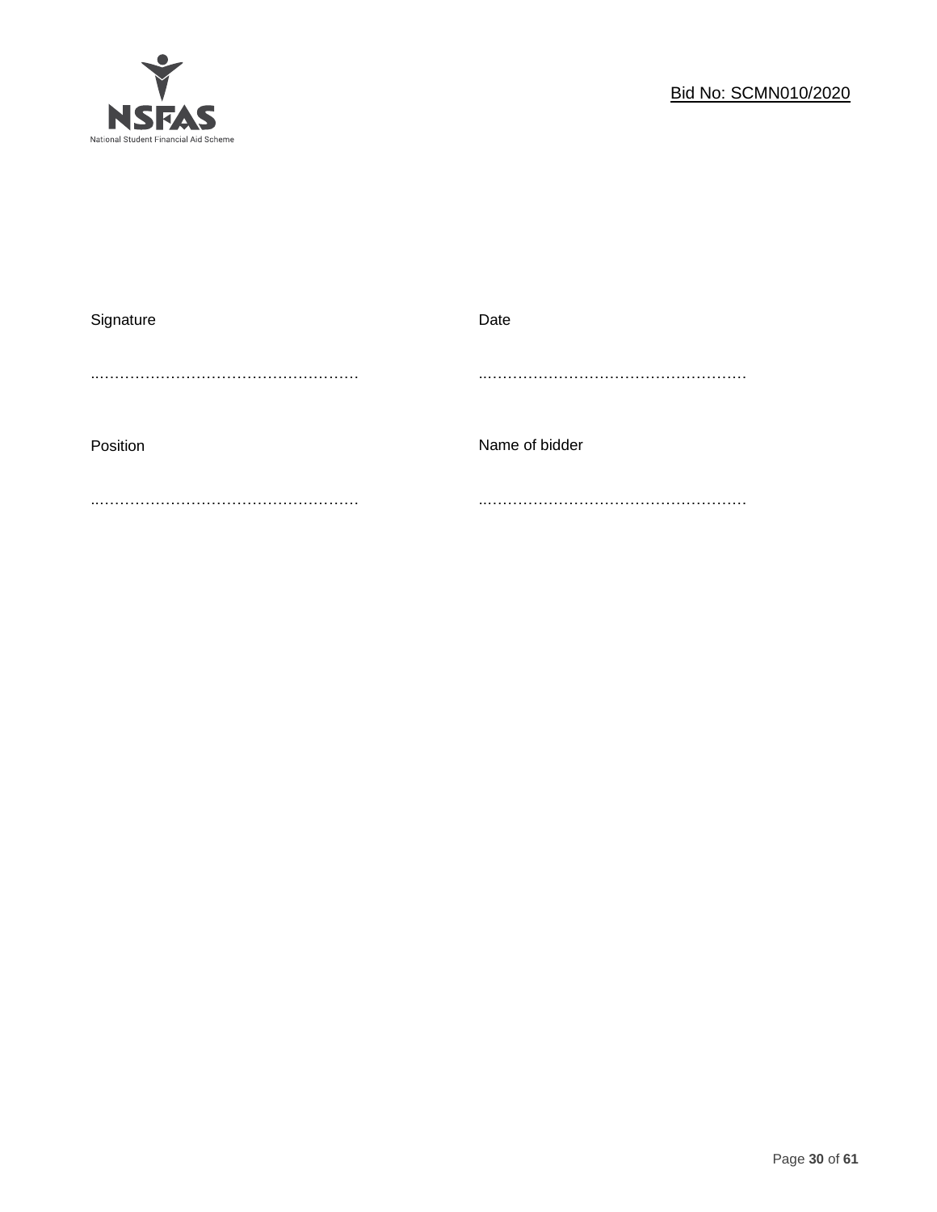| Signature | Date |
|---|---|
| ……………………………………………… | ……………………………………………… |
| Position | Name of bidder |
| ……………………………………………… | ……………………………………………… |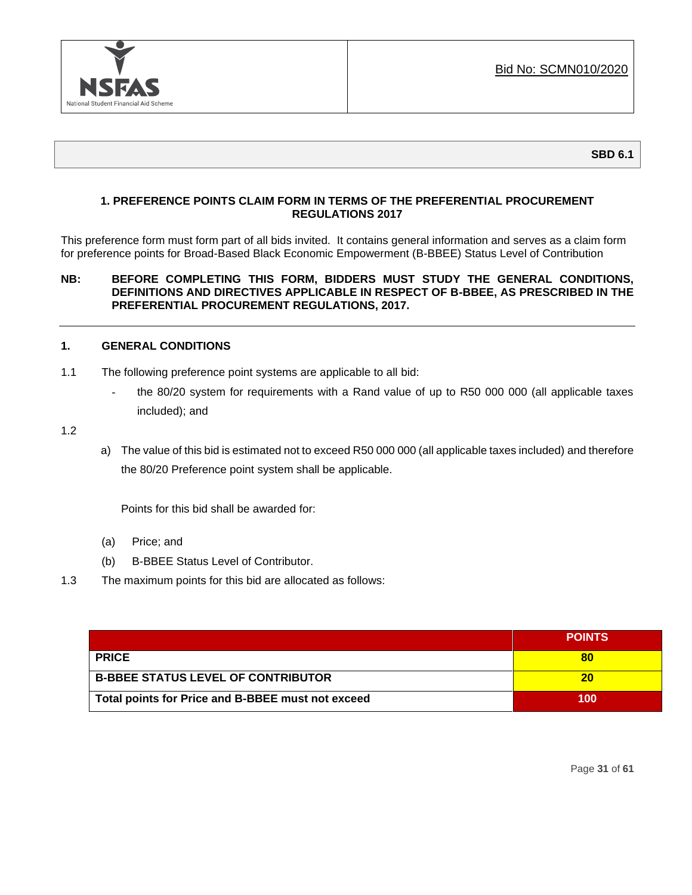NSFAS
National Student Financial Aid Scheme

Bid No: SCMN010/2020

**SBD 6.1**

**1. PREFERENCE POINTS CLAIM FORM IN TERMS OF THE PREFERENTIAL PROCUREMENT REGULATIONS 2017**

This preference form must form part of all bids invited. It contains general information and serves as a claim form for preference points for Broad-Based Black Economic Empowerment (B-BBEE) Status Level of Contribution

**NB: BEFORE COMPLETING THIS FORM, BIDDERS MUST STUDY THE GENERAL CONDITIONS, DEFINITIONS AND DIRECTIVES APPLICABLE IN RESPECT OF B-BBEE, AS PRESCRIBED IN THE PREFERENTIAL PROCUREMENT REGULATIONS, 2017.**

---

## 1. GENERAL CONDITIONS

1.1 The following preference point systems are applicable to all bid:

- the 80/20 system for requirements with a Rand value of up to R50 000 000 (all applicable taxes included); and

1.2

a) The value of this bid is estimated not to exceed R50 000 000 (all applicable taxes included) and therefore the 80/20 Preference point system shall be applicable.

Points for this bid shall be awarded for:

(a) Price; and

(b) B-BBEE Status Level of Contributor.

1.3 The maximum points for this bid are allocated as follows:

| | POINTS |
|---|---|
| **PRICE** | **80** |
| **B-BBEE STATUS LEVEL OF CONTRIBUTOR** | **20** |
| **Total points for Price and B-BBEE must not exceed** | **100** |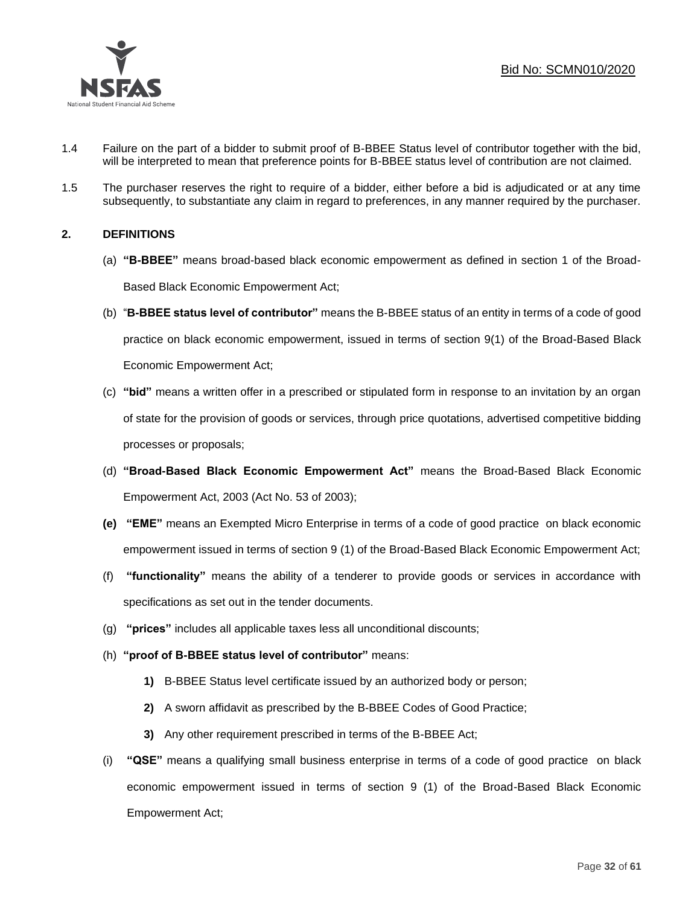1.4 Failure on the part of a bidder to submit proof of B-BBEE Status level of contributor together with the bid, will be interpreted to mean that preference points for B-BBEE status level of contribution are not claimed.

1.5 The purchaser reserves the right to require of a bidder, either before a bid is adjudicated or at any time subsequently, to substantiate any claim in regard to preferences, in any manner required by the purchaser.

## 2. DEFINITIONS

(a) **"B-BBEE"** means broad-based black economic empowerment as defined in section 1 of the Broad-Based Black Economic Empowerment Act;

(b) "**B-BBEE status level of contributor"** means the B-BBEE status of an entity in terms of a code of good practice on black economic empowerment, issued in terms of section 9(1) of the Broad-Based Black Economic Empowerment Act;

(c) **"bid"** means a written offer in a prescribed or stipulated form in response to an invitation by an organ of state for the provision of goods or services, through price quotations, advertised competitive bidding processes or proposals;

(d) **"Broad-Based Black Economic Empowerment Act"** means the Broad-Based Black Economic Empowerment Act, 2003 (Act No. 53 of 2003);

**(e)** **"EME"** means an Exempted Micro Enterprise in terms of a code of good practice on black economic empowerment issued in terms of section 9 (1) of the Broad-Based Black Economic Empowerment Act;

(f) **"functionality"** means the ability of a tenderer to provide goods or services in accordance with specifications as set out in the tender documents.

(g) **"prices"** includes all applicable taxes less all unconditional discounts;

(h) **"proof of B-BBEE status level of contributor"** means:

**1)** B-BBEE Status level certificate issued by an authorized body or person;

**2)** A sworn affidavit as prescribed by the B-BBEE Codes of Good Practice;

**3)** Any other requirement prescribed in terms of the B-BBEE Act;

(i) **"QSE"** means a qualifying small business enterprise in terms of a code of good practice on black economic empowerment issued in terms of section 9 (1) of the Broad-Based Black Economic Empowerment Act;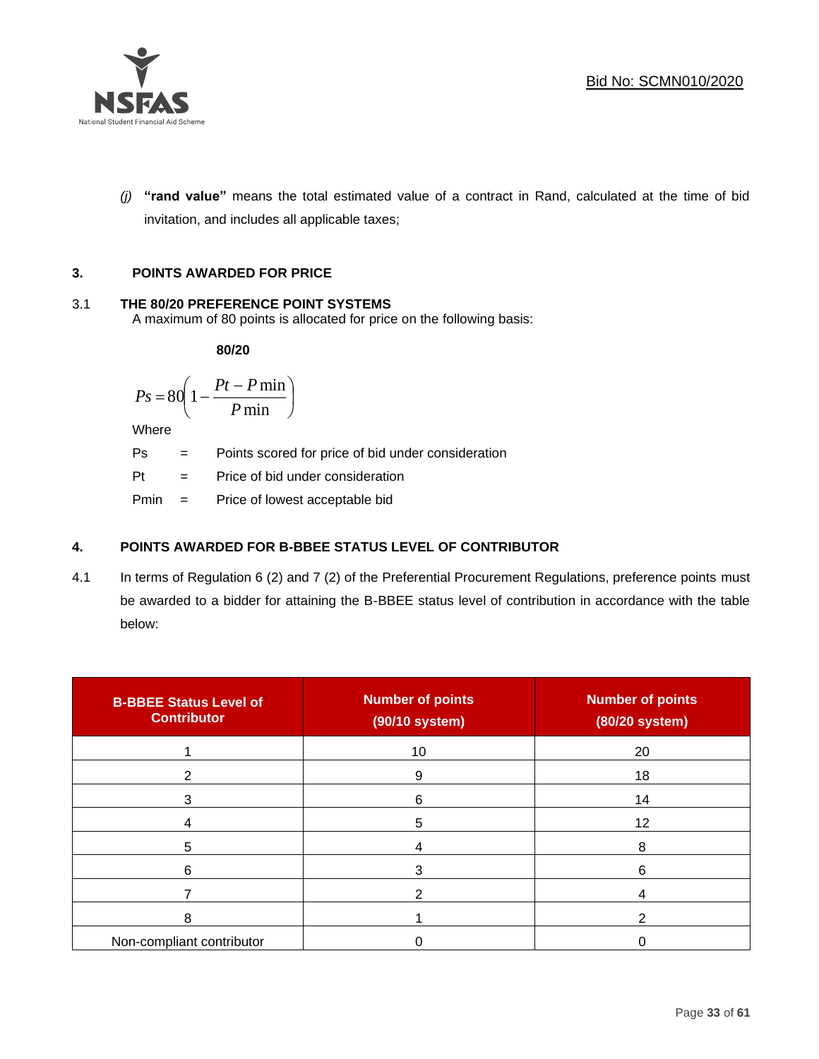*(j)* **"rand value"** means the total estimated value of a contract in Rand, calculated at the time of bid invitation, and includes all applicable taxes;

## 3. POINTS AWARDED FOR PRICE

### 3.1 THE 80/20 PREFERENCE POINT SYSTEMS

A maximum of 80 points is allocated for price on the following basis:

**80/20**

$$Ps = 80\left(1 - \frac{Pt - P\min}{P\min}\right)$$

Where

Ps = Points scored for price of bid under consideration

Pt = Price of bid under consideration

Pmin = Price of lowest acceptable bid

## 4. POINTS AWARDED FOR B-BBEE STATUS LEVEL OF CONTRIBUTOR

4.1 In terms of Regulation 6 (2) and 7 (2) of the Preferential Procurement Regulations, preference points must be awarded to a bidder for attaining the B-BBEE status level of contribution in accordance with the table below:

| B-BBEE Status Level of Contributor | Number of points (90/10 system) | Number of points (80/20 system) |
|---|---|---|
| 1 | 10 | 20 |
| 2 | 9 | 18 |
| 3 | 6 | 14 |
| 4 | 5 | 12 |
| 5 | 4 | 8 |
| 6 | 3 | 6 |
| 7 | 2 | 4 |
| 8 | 1 | 2 |
| Non-compliant contributor | 0 | 0 |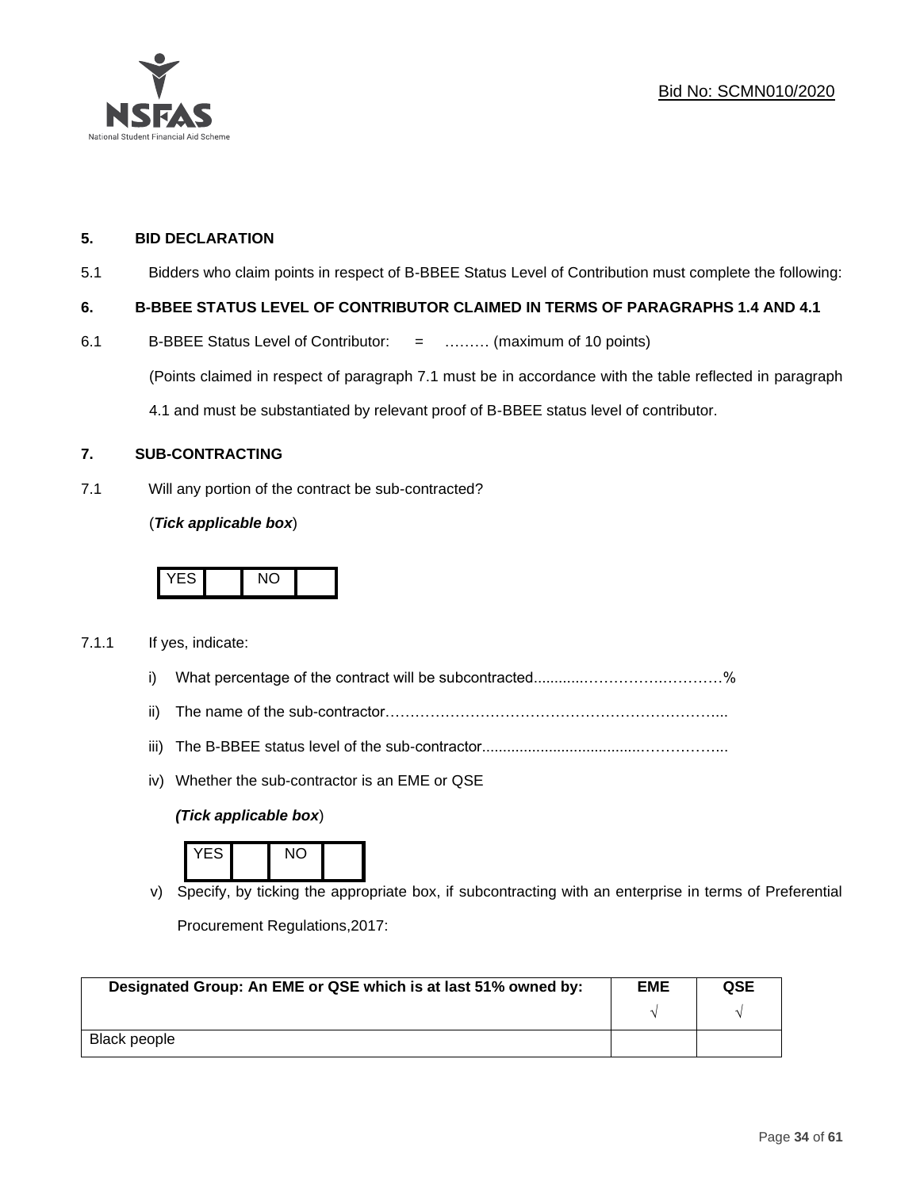Bid No: SCMN010/2020

## 5. BID DECLARATION

5.1 Bidders who claim points in respect of B-BBEE Status Level of Contribution must complete the following:

## 6. B-BBEE STATUS LEVEL OF CONTRIBUTOR CLAIMED IN TERMS OF PARAGRAPHS 1.4 AND 4.1

6.1 B-BBEE Status Level of Contributor: = ……… (maximum of 10 points)

(Points claimed in respect of paragraph 7.1 must be in accordance with the table reflected in paragraph 4.1 and must be substantiated by relevant proof of B-BBEE status level of contributor.

## 7. SUB-CONTRACTING

7.1 Will any portion of the contract be sub-contracted?

(***Tick applicable box***)

| YES | | NO | |
|---|---|---|---|

7.1.1 If yes, indicate:

i) What percentage of the contract will be subcontracted............……………….…………%

ii) The name of the sub-contractor…………………………………………………………..

iii) The B-BBEE status level of the sub-contractor......................................……………..

iv) Whether the sub-contractor is an EME or QSE

***(Tick applicable box***)

| YES | | NO | |
|---|---|---|---|

v) Specify, by ticking the appropriate box, if subcontracting with an enterprise in terms of Preferential Procurement Regulations,2017:

| Designated Group: An EME or QSE which is at last 51% owned by: | EME √ | QSE √ |
|---|---|---|
| Black people | | |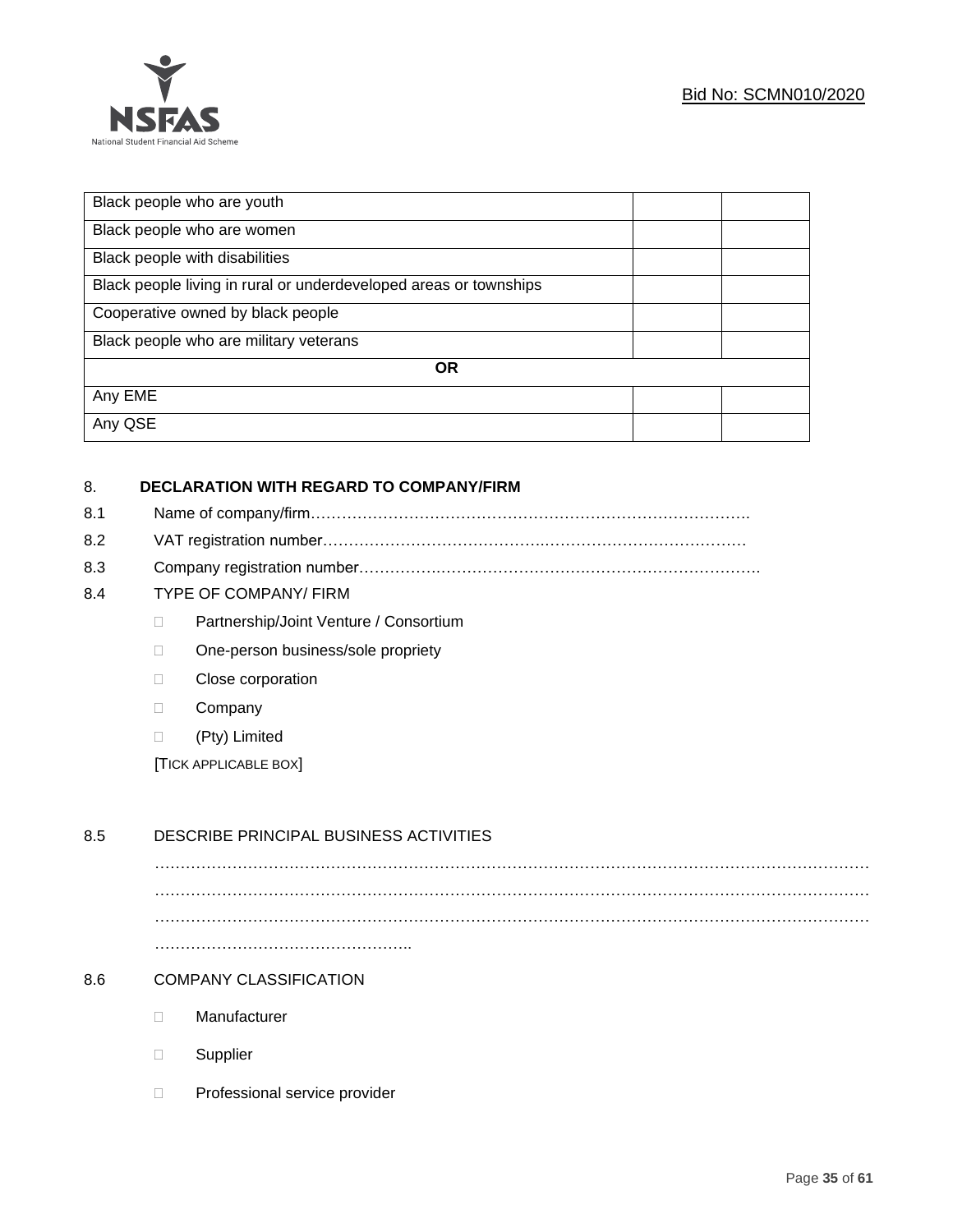| | | |
|---|---|---|
| Black people who are youth | | |
| Black people who are women | | |
| Black people with disabilities | | |
| Black people living in rural or underdeveloped areas or townships | | |
| Cooperative owned by black people | | |
| Black people who are military veterans | | |
| **OR** | | |
| Any EME | | |
| Any QSE | | |

8. **DECLARATION WITH REGARD TO COMPANY/FIRM**

8.1 Name of company/firm…………………………………………………………………………….

8.2 VAT registration number……………………………………..……………………………….

8.3 Company registration number…………….……………………….…………………………….

8.4 TYPE OF COMPANY/ FIRM

- ☐ Partnership/Joint Venture / Consortium
- ☐ One-person business/sole propriety
- ☐ Close corporation
- ☐ Company
- ☐ (Pty) Limited

[TICK APPLICABLE BOX]

8.5 DESCRIBE PRINCIPAL BUSINESS ACTIVITIES

…………………………………………………………………………………………………………………
…………………………………………………………………………………………………………………
…………………………………………………………………………………………………………………
…………………………………………..

8.6 COMPANY CLASSIFICATION

- ☐ Manufacturer
- ☐ Supplier
- ☐ Professional service provider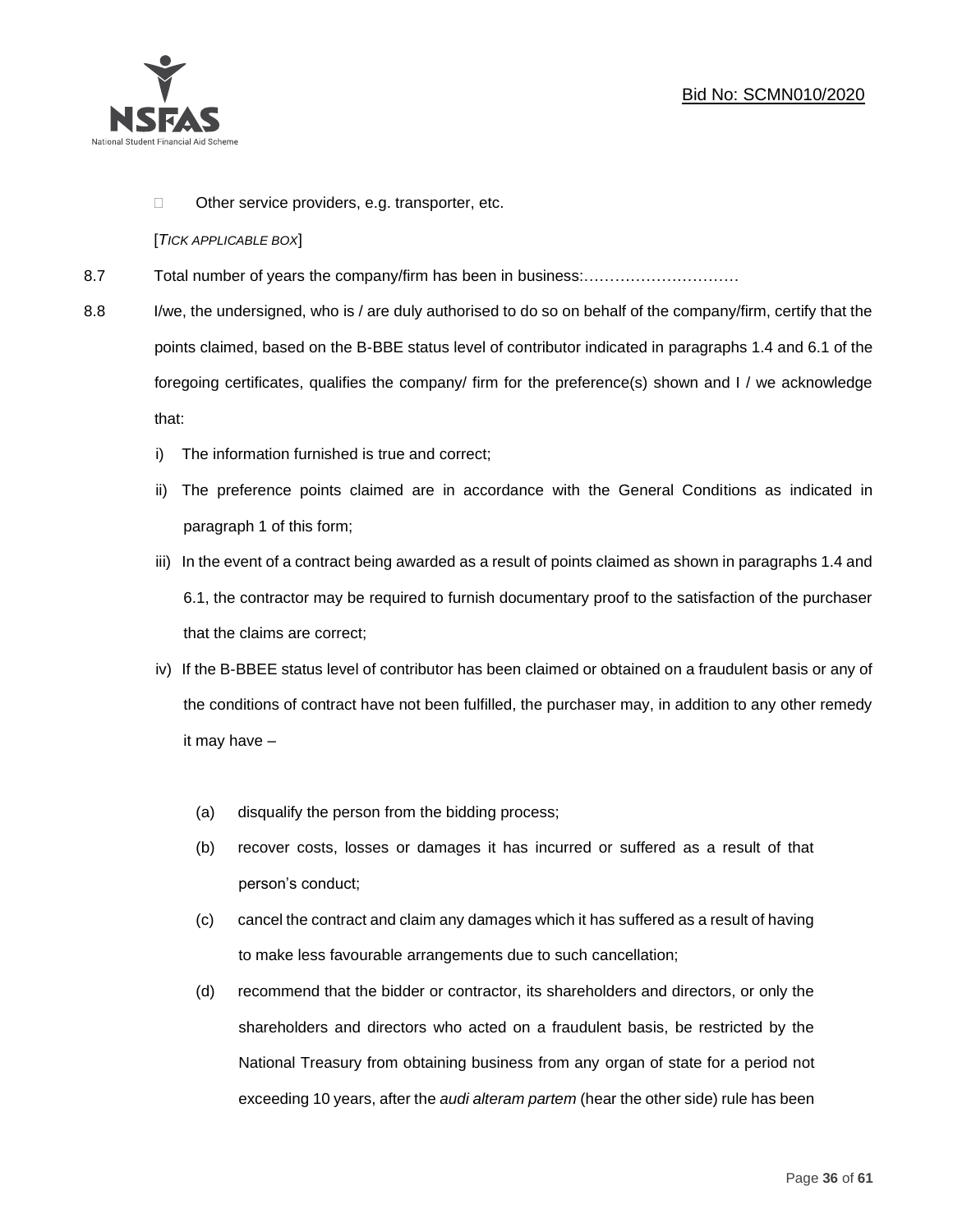- Other service providers, e.g. transporter, etc.

[*TICK APPLICABLE BOX*]

8.7 Total number of years the company/firm has been in business:…………………………

8.8 I/we, the undersigned, who is / are duly authorised to do so on behalf of the company/firm, certify that the points claimed, based on the B-BBE status level of contributor indicated in paragraphs 1.4 and 6.1 of the foregoing certificates, qualifies the company/ firm for the preference(s) shown and I / we acknowledge that:

i) The information furnished is true and correct;

ii) The preference points claimed are in accordance with the General Conditions as indicated in paragraph 1 of this form;

iii) In the event of a contract being awarded as a result of points claimed as shown in paragraphs 1.4 and 6.1, the contractor may be required to furnish documentary proof to the satisfaction of the purchaser that the claims are correct;

iv) If the B-BBEE status level of contributor has been claimed or obtained on a fraudulent basis or any of the conditions of contract have not been fulfilled, the purchaser may, in addition to any other remedy it may have –

(a) disqualify the person from the bidding process;

(b) recover costs, losses or damages it has incurred or suffered as a result of that person's conduct;

(c) cancel the contract and claim any damages which it has suffered as a result of having to make less favourable arrangements due to such cancellation;

(d) recommend that the bidder or contractor, its shareholders and directors, or only the shareholders and directors who acted on a fraudulent basis, be restricted by the National Treasury from obtaining business from any organ of state for a period not exceeding 10 years, after the *audi alteram partem* (hear the other side) rule has been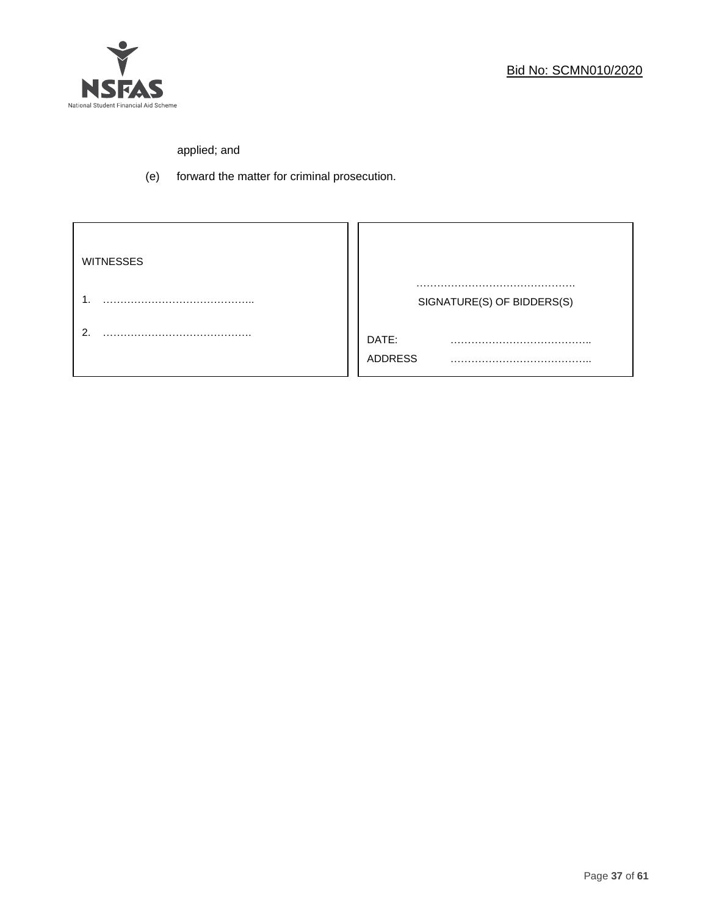applied; and

(e) forward the matter for criminal prosecution.

| WITNESSES | |
|---|---|
| 1. …………………………………….. | ………………………………………<br>SIGNATURE(S) OF BIDDERS(S) |
| 2. ……………………………………. | DATE: ………………………………….. |
| | ADDRESS ………………………………….. |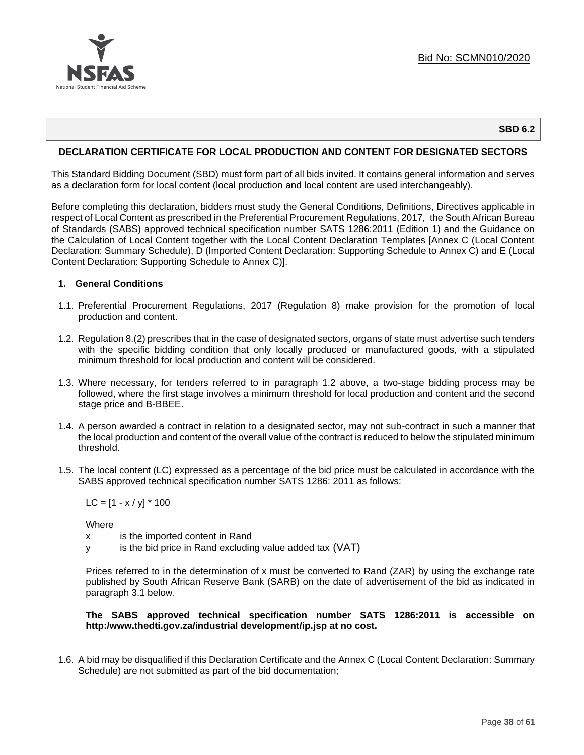**SBD 6.2**

**DECLARATION CERTIFICATE FOR LOCAL PRODUCTION AND CONTENT FOR DESIGNATED SECTORS**

This Standard Bidding Document (SBD) must form part of all bids invited. It contains general information and serves as a declaration form for local content (local production and local content are used interchangeably).

Before completing this declaration, bidders must study the General Conditions, Definitions, Directives applicable in respect of Local Content as prescribed in the Preferential Procurement Regulations, 2017, the South African Bureau of Standards (SABS) approved technical specification number SATS 1286:2011 (Edition 1) and the Guidance on the Calculation of Local Content together with the Local Content Declaration Templates [Annex C (Local Content Declaration: Summary Schedule), D (Imported Content Declaration: Supporting Schedule to Annex C) and E (Local Content Declaration: Supporting Schedule to Annex C)].

**1. General Conditions**

1.1. Preferential Procurement Regulations, 2017 (Regulation 8) make provision for the promotion of local production and content.

1.2. Regulation 8.(2) prescribes that in the case of designated sectors, organs of state must advertise such tenders with the specific bidding condition that only locally produced or manufactured goods, with a stipulated minimum threshold for local production and content will be considered.

1.3. Where necessary, for tenders referred to in paragraph 1.2 above, a two-stage bidding process may be followed, where the first stage involves a minimum threshold for local production and content and the second stage price and B-BBEE.

1.4. A person awarded a contract in relation to a designated sector, may not sub-contract in such a manner that the local production and content of the overall value of the contract is reduced to below the stipulated minimum threshold.

1.5. The local content (LC) expressed as a percentage of the bid price must be calculated in accordance with the SABS approved technical specification number SATS 1286: 2011 as follows:

$$LC = [1 - x / y] * 100$$

Where

x is the imported content in Rand

y is the bid price in Rand excluding value added tax (VAT)

Prices referred to in the determination of x must be converted to Rand (ZAR) by using the exchange rate published by South African Reserve Bank (SARB) on the date of advertisement of the bid as indicated in paragraph 3.1 below.

**The SABS approved technical specification number SATS 1286:2011 is accessible on http:/www.thedti.gov.za/industrial development/ip.jsp at no cost.**

1.6. A bid may be disqualified if this Declaration Certificate and the Annex C (Local Content Declaration: Summary Schedule) are not submitted as part of the bid documentation;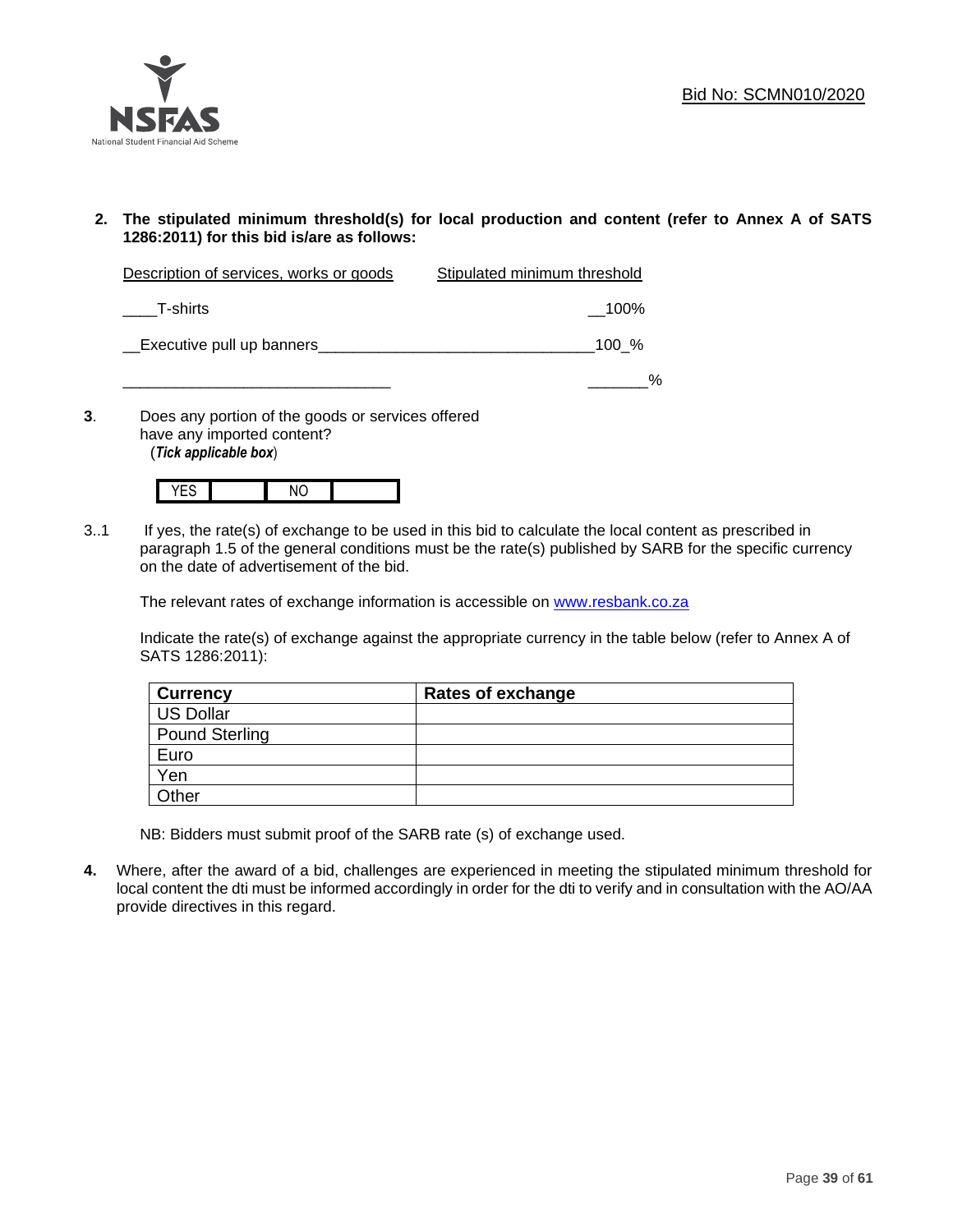**2. The stipulated minimum threshold(s) for local production and content (refer to Annex A of SATS 1286:2011) for this bid is/are as follows:**

| Description of services, works or goods | Stipulated minimum threshold |
|---|---|
| ____T-shirts | __100% |
| __Executive pull up banners________________________________ | 100_% |
| ________________________________ | _______% |

**3**. Does any portion of the goods or services offered have any imported content?
(***Tick applicable box***)

| YES | | NO | |
|---|---|---|---|

3..1 If yes, the rate(s) of exchange to be used in this bid to calculate the local content as prescribed in paragraph 1.5 of the general conditions must be the rate(s) published by SARB for the specific currency on the date of advertisement of the bid.

The relevant rates of exchange information is accessible on www.resbank.co.za

Indicate the rate(s) of exchange against the appropriate currency in the table below (refer to Annex A of SATS 1286:2011):

| Currency | Rates of exchange |
|---|---|
| US Dollar | |
| Pound Sterling | |
| Euro | |
| Yen | |
| Other | |

NB: Bidders must submit proof of the SARB rate (s) of exchange used.

**4.** Where, after the award of a bid, challenges are experienced in meeting the stipulated minimum threshold for local content the dti must be informed accordingly in order for the dti to verify and in consultation with the AO/AA provide directives in this regard.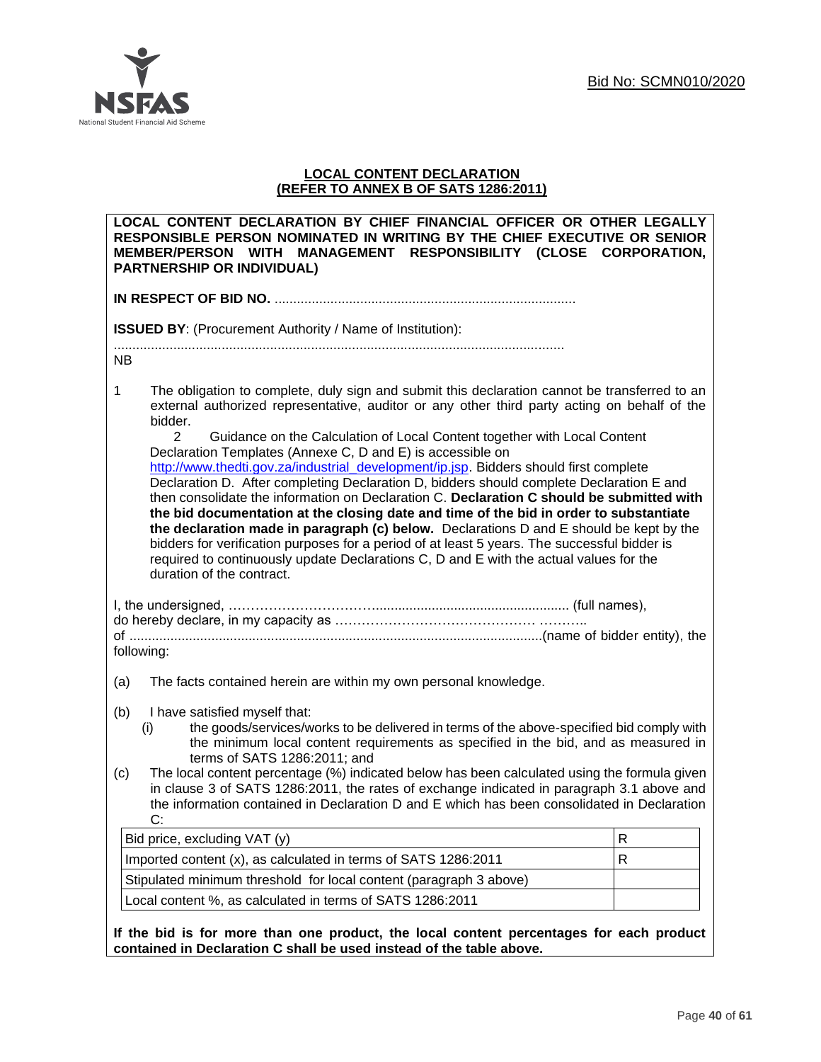Bid No: SCMN010/2020

## LOCAL CONTENT DECLARATION
## (REFER TO ANNEX B OF SATS 1286:2011)

**LOCAL CONTENT DECLARATION BY CHIEF FINANCIAL OFFICER OR OTHER LEGALLY RESPONSIBLE PERSON NOMINATED IN WRITING BY THE CHIEF EXECUTIVE OR SENIOR MEMBER/PERSON WITH MANAGEMENT RESPONSIBILITY (CLOSE CORPORATION, PARTNERSHIP OR INDIVIDUAL)**

**IN RESPECT OF BID NO.** .................................................................................

**ISSUED BY**: (Procurement Authority / Name of Institution):

.........................................................................................................................

NB

1. The obligation to complete, duly sign and submit this declaration cannot be transferred to an external authorized representative, auditor or any other third party acting on behalf of the bidder.
2. Guidance on the Calculation of Local Content together with Local Content Declaration Templates (Annexe C, D and E) is accessible on http://www.thedti.gov.za/industrial_development/ip.jsp. Bidders should first complete Declaration D. After completing Declaration D, bidders should complete Declaration E and then consolidate the information on Declaration C. **Declaration C should be submitted with the bid documentation at the closing date and time of the bid in order to substantiate the declaration made in paragraph (c) below.** Declarations D and E should be kept by the bidders for verification purposes for a period of at least 5 years. The successful bidder is required to continuously update Declarations C, D and E with the actual values for the duration of the contract.

I, the undersigned, …………………………….................................................... (full names),
do hereby declare, in my capacity as ……………………………………… ………..
of ...............................................................................................................(name of bidder entity), the following:

(a) The facts contained herein are within my own personal knowledge.

(b) I have satisfied myself that:
  (i) the goods/services/works to be delivered in terms of the above-specified bid comply with the minimum local content requirements as specified in the bid, and as measured in terms of SATS 1286:2011; and

(c) The local content percentage (%) indicated below has been calculated using the formula given in clause 3 of SATS 1286:2011, the rates of exchange indicated in paragraph 3.1 above and the information contained in Declaration D and E which has been consolidated in Declaration C:

| | |
|---|---|
| Bid price, excluding VAT (y) | R |
| Imported content (x), as calculated in terms of SATS 1286:2011 | R |
| Stipulated minimum threshold for local content (paragraph 3 above) | |
| Local content %, as calculated in terms of SATS 1286:2011 | |

**If the bid is for more than one product, the local content percentages for each product contained in Declaration C shall be used instead of the table above.**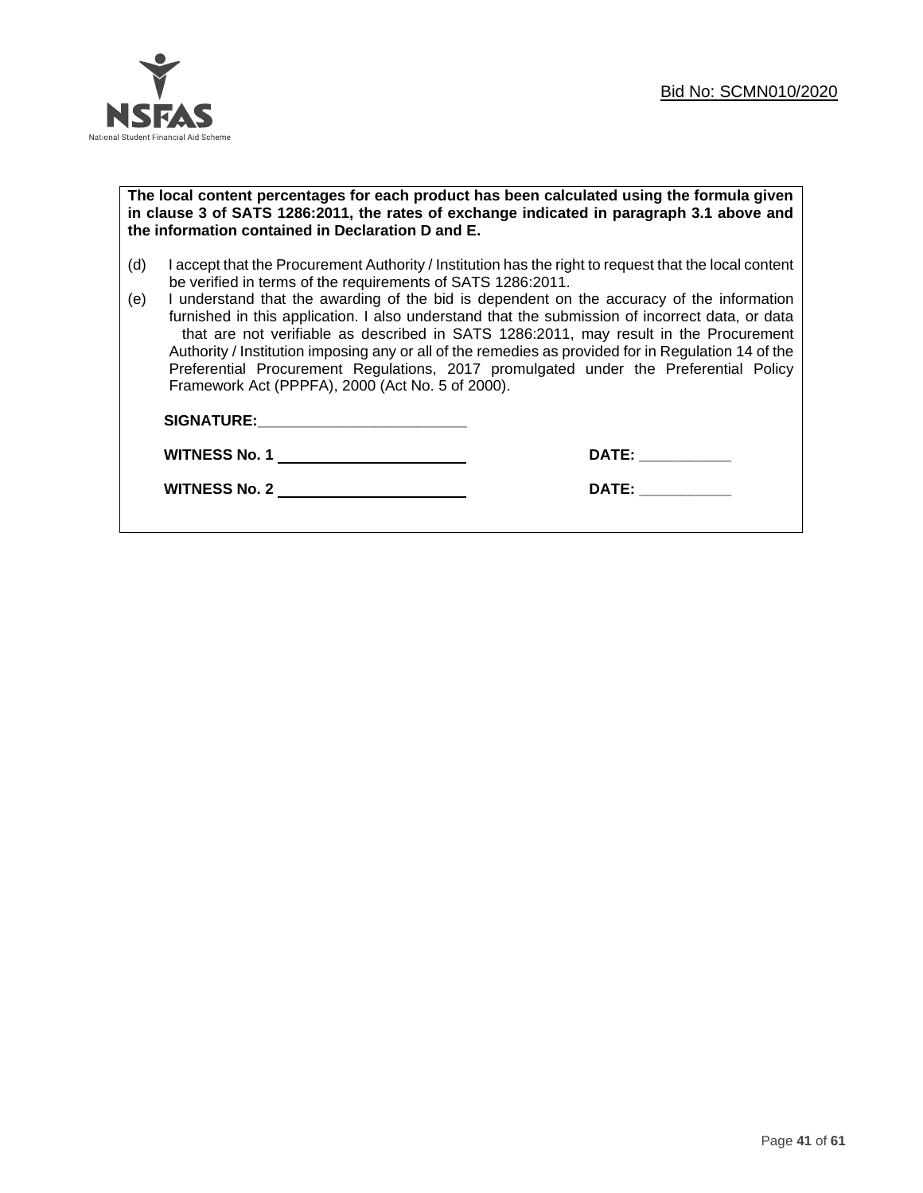**The local content percentages for each product has been calculated using the formula given in clause 3 of SATS 1286:2011, the rates of exchange indicated in paragraph 3.1 above and the information contained in Declaration D and E.**

(d) I accept that the Procurement Authority / Institution has the right to request that the local content be verified in terms of the requirements of SATS 1286:2011.

(e) I understand that the awarding of the bid is dependent on the accuracy of the information furnished in this application. I also understand that the submission of incorrect data, or data that are not verifiable as described in SATS 1286:2011, may result in the Procurement Authority / Institution imposing any or all of the remedies as provided for in Regulation 14 of the Preferential Procurement Regulations, 2017 promulgated under the Preferential Policy Framework Act (PPPFA), 2000 (Act No. 5 of 2000).

**SIGNATURE:**_________________________

**WITNESS No. 1** _______________________ **DATE:** ___________

**WITNESS No. 2** _______________________ **DATE:** ___________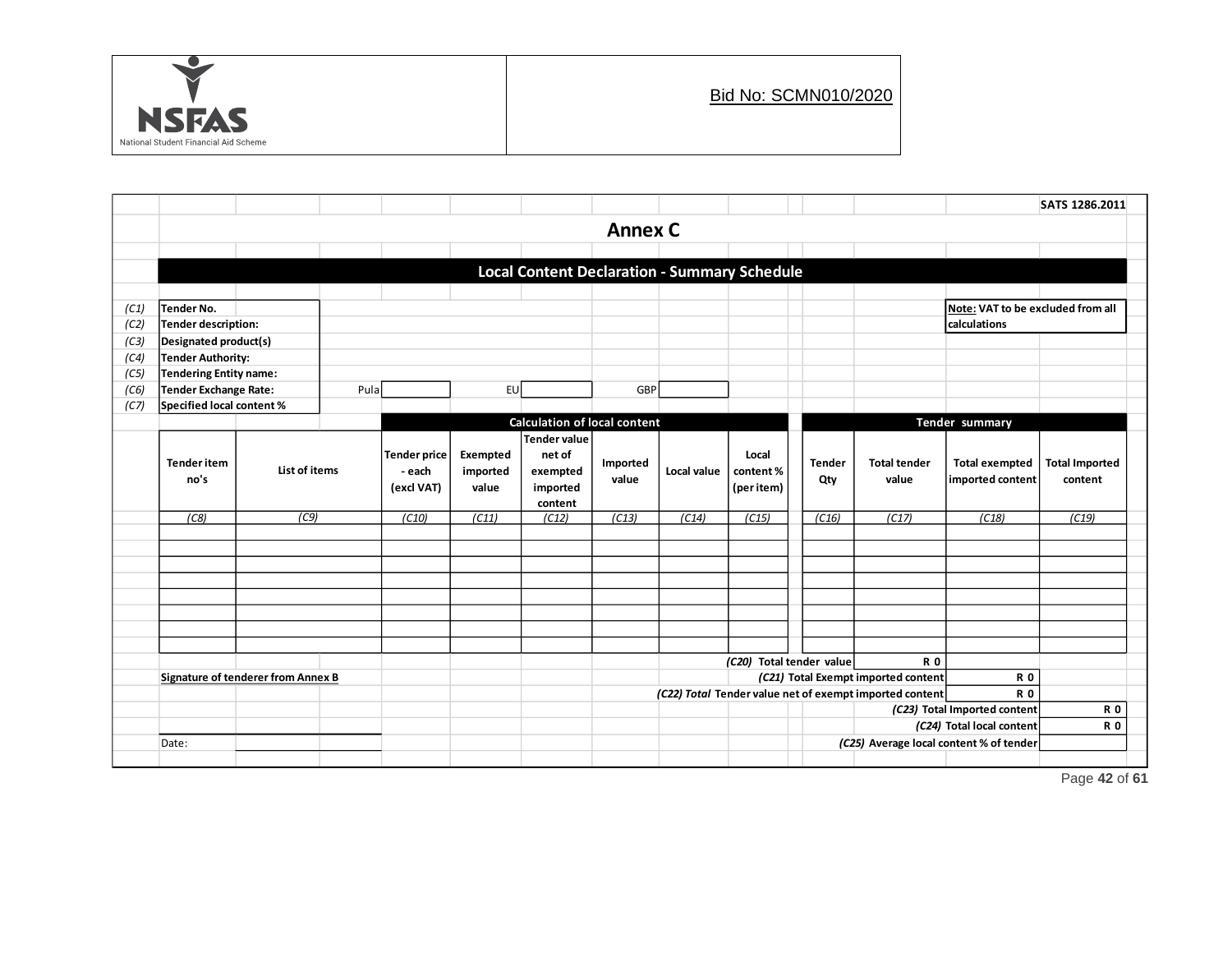Bid No: SCMN010/2020

SATS 1286.2011

# Annex C

## Local Content Declaration - Summary Schedule

(C1) **Tender No.**
(C2) **Tender description:**
(C3) **Designated product(s)**
(C4) **Tender Authority:**
(C5) **Tendering Entity name:**
(C6) **Tender Exchange Rate:** Pula ______ EU ______ GBP ______
(C7) **Specified local content %**

**Note:** VAT to be excluded from all calculations

| | | Calculation of local content | | | | | | Tender summary | | | |
|---|---|---|---|---|---|---|---|---|---|---|---|
| **Tender item no's** | **List of items** | **Tender price - each (excl VAT)** | **Exempted imported value** | **Tender value net of exempted imported content** | **Imported value** | **Local value** | **Local content % (per item)** | **Tender Qty** | **Total tender value** | **Total exempted imported content** | **Total Imported content** |
| *(C8)* | *(C9)* | *(C10)* | *(C11)* | *(C12)* | *(C13)* | *(C14)* | *(C15)* | *(C16)* | *(C17)* | *(C18)* | *(C19)* |
| | | | | | | | | | | | |
| | | | | | | | | | | | |
| | | | | | | | | | | | |
| | | | | | | | | | | | |
| | | | | | | | | | | | |
| | | | | | | | | | | | |
| | | | | | | | | | | | |
| | | | | | | | | | | | |

| | |
|---|---|
| *(C20)* Total tender value | R 0 |
| *(C21)* Total Exempt imported content | R 0 |
| *(C22) Total* Tender value net of exempt imported content | R 0 |
| *(C23)* Total Imported content | R 0 |
| *(C24)* Total local content | R 0 |
| *(C25)* Average local content % of tender | |

**Signature of tenderer from Annex B**

Date: ____________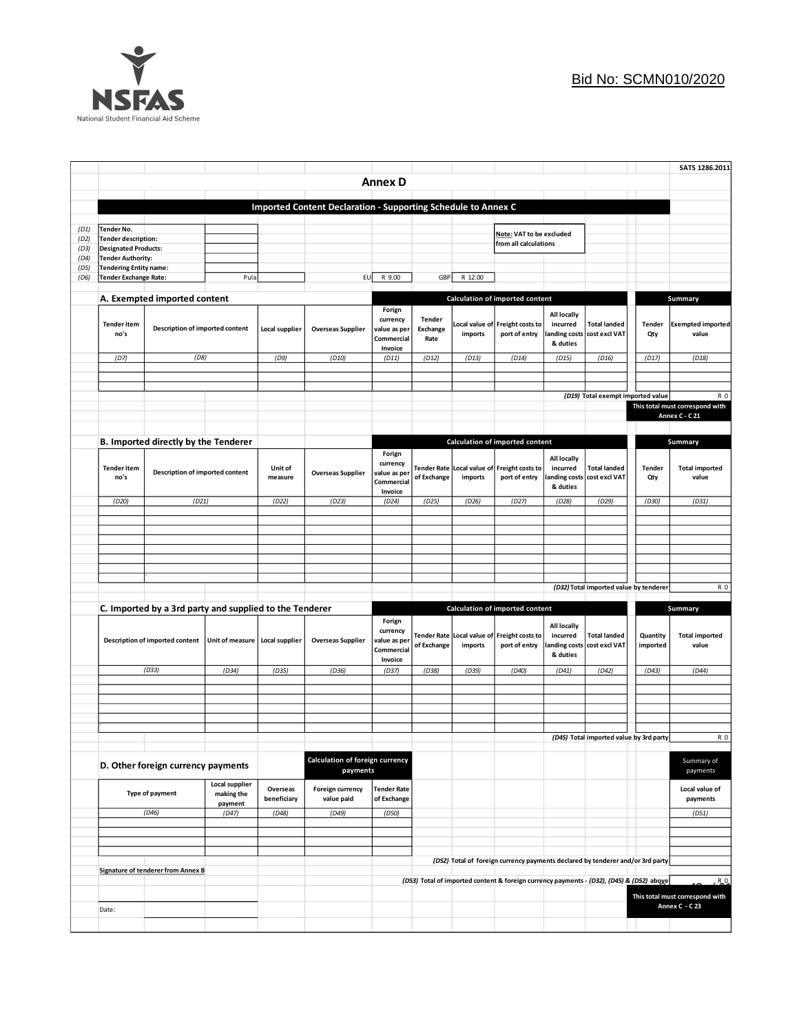NSFAS

National Student Financial Aid Scheme

Bid No: SCMN010/2020

SATS 1286.2011

# Annex D

## Imported Content Declaration - Supporting Schedule to Annex C

| | | |
|---|---|---|
| (D1) | Tender No. | |
| (D2) | Tender description: | |
| (D3) | Designated Products: | |
| (D4) | Tender Authority: | |
| (D5) | Tendering Entity name: | |
| (D6) | Tender Exchange Rate: | Pula |

EU R 9.00 GBP R 12.00

**Note:** VAT to be excluded from all calculations

### A. Exempted imported content

| | | | | Calculation of imported content | | | | | | Summary | |
|---|---|---|---|---|---|---|---|---|---|---|---|
| Tender item no's | Description of imported content | Local supplier | Overseas Supplier | Forign currency value as per Commercial Invoice | Tender Exchange Rate | Local value of imports | Freight costs to port of entry | All locally incurred landing costs & duties | Total landed cost excl VAT | Tender Qty | Exempted imported value |
| (D7) | (D8) | (D9) | (D10) | (D11) | (D12) | (D13) | (D14) | (D15) | (D16) | (D17) | (D18) |
| | | | | | | | | | | | |
| | | | | | | | | | | | |
| | | | | | | | | | | | |

(D19) Total exempt imported value: R 0

This total must correspond with Annex C - C 21

### B. Imported directly by the Tenderer

| | | | | Calculation of imported content | | | | | | Summary | |
|---|---|---|---|---|---|---|---|---|---|---|---|
| Tender item no's | Description of imported content | Unit of measure | Overseas Supplier | Forign currency value as per Commercial Invoice | Tender Rate of Exchange | Local value of imports | Freight costs to port of entry | All locally incurred landing costs & duties | Total landed cost excl VAT | Tender Qty | Total imported value |
| (D20) | (D21) | (D22) | (D23) | (D24) | (D25) | (D26) | (D27) | (D28) | (D29) | (D30) | (D31) |
| | | | | | | | | | | | |
| | | | | | | | | | | | |
| | | | | | | | | | | | |
| | | | | | | | | | | | |
| | | | | | | | | | | | |
| | | | | | | | | | | | |
| | | | | | | | | | | | |
| | | | | | | | | | | | |

(D32) Total imported value by tenderer: R 0

### C. Imported by a 3rd party and supplied to the Tenderer

| | | | | Calculation of imported content | | | | | | Summary | |
|---|---|---|---|---|---|---|---|---|---|---|---|
| Description of imported content | Unit of measure | Local supplier | Overseas Supplier | Forign currency value as per Commercial Invoice | Tender Rate of Exchange | Local value of imports | Freight costs to port of entry | All locally incurred landing costs & duties | Total landed cost excl VAT | Quantity imported | Total imported value |
| (D33) | (D34) | (D35) | (D36) | (D37) | (D38) | (D39) | (D40) | (D41) | (D42) | (D43) | (D44) |
| | | | | | | | | | | | |
| | | | | | | | | | | | |
| | | | | | | | | | | | |
| | | | | | | | | | | | |
| | | | | | | | | | | | |
| | | | | | | | | | | | |

(D45) Total imported value by 3rd party: R 0

### D. Other foreign currency payments

| | | | Calculation of foreign currency payments | | Summary of payments |
|---|---|---|---|---|---|
| Type of payment | Local supplier making the payment | Overseas beneficiary | Foreign currency value paid | Tender Rate of Exchange | Local value of payments |
| (D46) | (D47) | (D48) | (D49) | (D50) | (D51) |
| | | | | | |
| | | | | | |
| | | | | | |
| | | | | | |

(D52) Total of foreign currency payments declared by tenderer and/or 3rd party:

(D53) Total of imported content & foreign currency payments - (D32), (D45) & (D52) above: R 0

This total must correspond with Annex C - C 23

Signature of tenderer from Annex B

Date: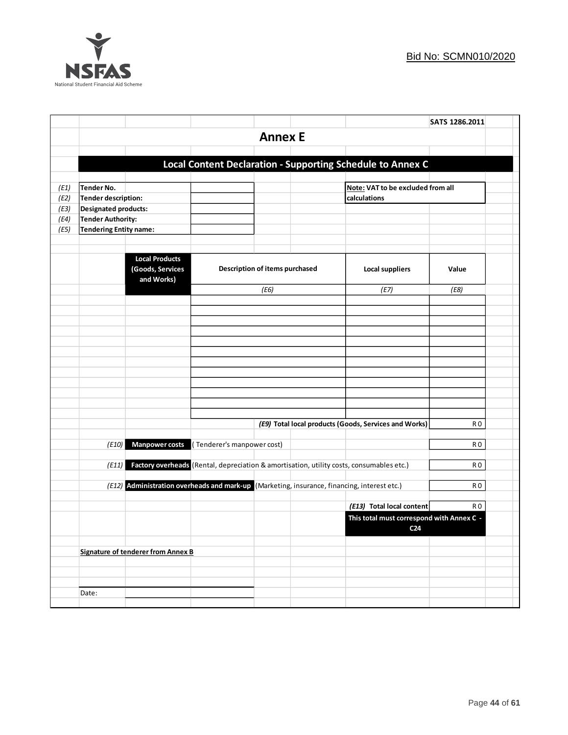SATS 1286.2011

# Annex E

## Local Content Declaration - Supporting Schedule to Annex C

| | | |
|---|---|---|
| *(E1)* | **Tender No.** | |
| *(E2)* | **Tender description:** | |
| *(E3)* | **Designated products:** | |
| *(E4)* | **Tender Authority:** | |
| *(E5)* | **Tendering Entity name:** | |

**Note:** **VAT to be excluded from all calculations**

| Local Products (Goods, Services and Works) | Description of items purchased | Local suppliers | Value |
|---|---|---|---|
| | *(E6)* | *(E7)* | *(E8)* |
| | | | |
| | | | |
| | | | |
| | | | |
| | | | |
| | | | |
| | | | |
| | | | |
| | | | |
| | | | |
| | | | |
| | | | |
| | | **(E9) Total local products (Goods, Services and Works)** | R 0 |

| | | | |
|---|---|---|---|
| *(E10)* | **Manpower costs** | ( Tenderer's manpower cost) | R 0 |
| *(E11)* | **Factory overheads** | (Rental, depreciation & amortisation, utility costs, consumables etc.) | R 0 |
| *(E12)* | **Administration overheads and mark-up** | (Marketing, insurance, financing, interest etc.) | R 0 |
| | | ***(E13)* Total local content** | R 0 |

**This total must correspond with Annex C - C24**

**Signature of tenderer from Annex B**

Date: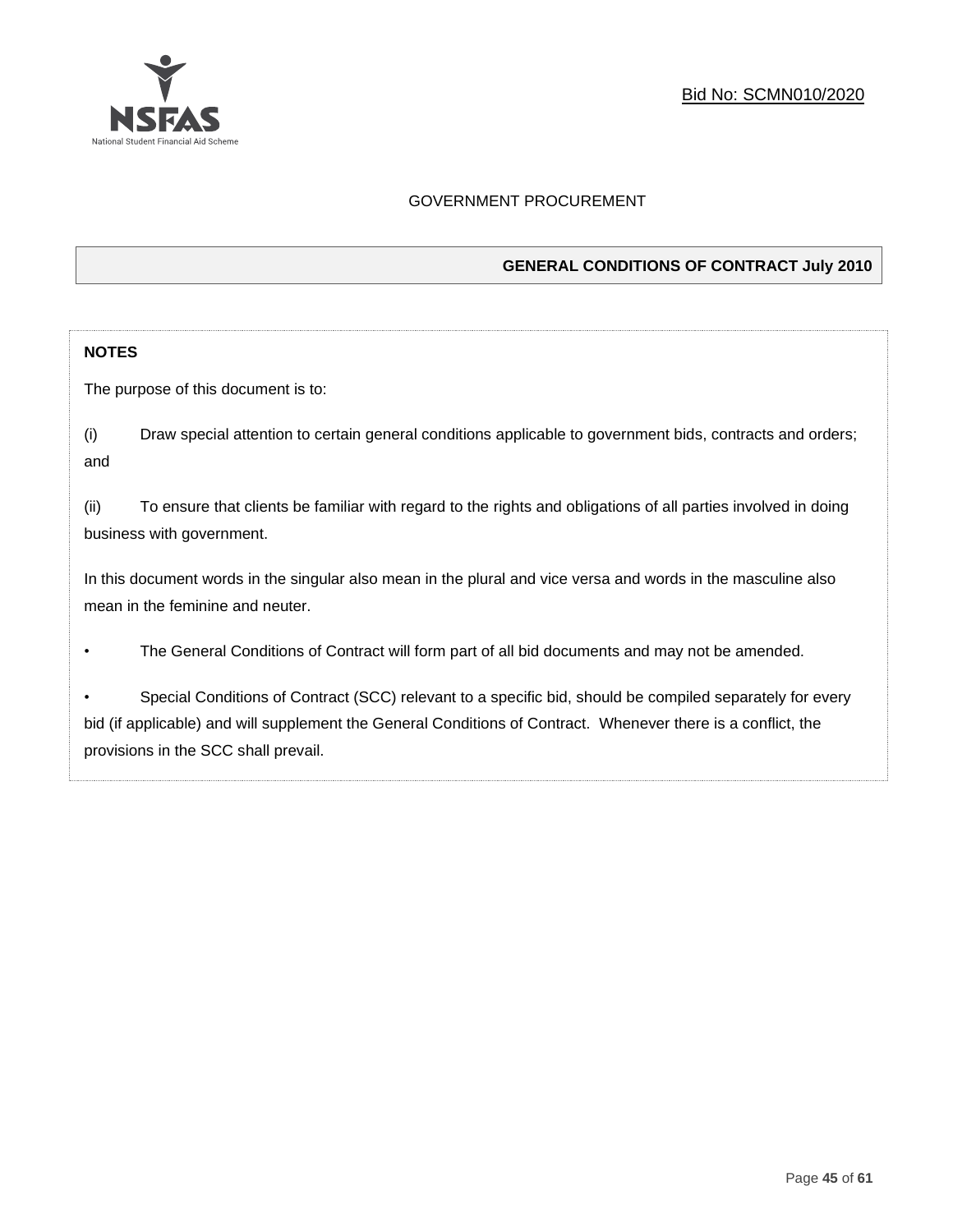GOVERNMENT PROCUREMENT

## GENERAL CONDITIONS OF CONTRACT July 2010

**NOTES**

The purpose of this document is to:

(i) Draw special attention to certain general conditions applicable to government bids, contracts and orders; and

(ii) To ensure that clients be familiar with regard to the rights and obligations of all parties involved in doing business with government.

In this document words in the singular also mean in the plural and vice versa and words in the masculine also mean in the feminine and neuter.

- The General Conditions of Contract will form part of all bid documents and may not be amended.
- Special Conditions of Contract (SCC) relevant to a specific bid, should be compiled separately for every bid (if applicable) and will supplement the General Conditions of Contract. Whenever there is a conflict, the provisions in the SCC shall prevail.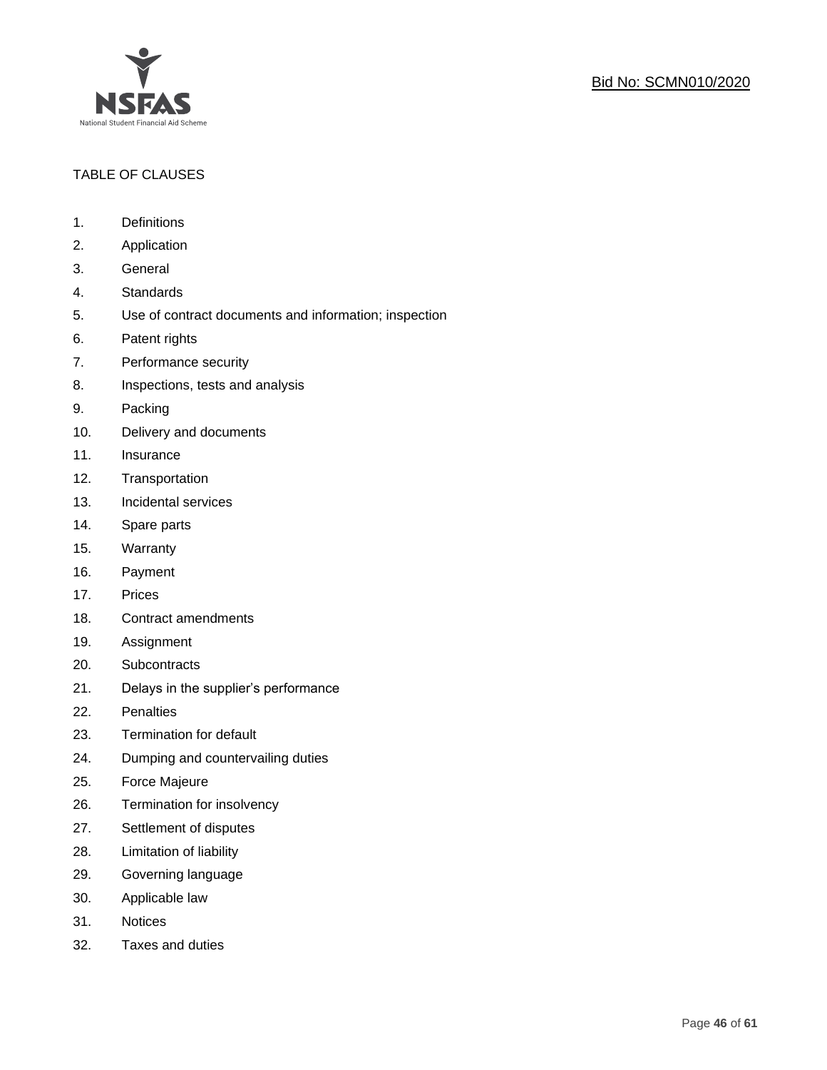TABLE OF CLAUSES

1. Definitions
2. Application
3. General
4. Standards
5. Use of contract documents and information; inspection
6. Patent rights
7. Performance security
8. Inspections, tests and analysis
9. Packing
10. Delivery and documents
11. Insurance
12. Transportation
13. Incidental services
14. Spare parts
15. Warranty
16. Payment
17. Prices
18. Contract amendments
19. Assignment
20. Subcontracts
21. Delays in the supplier's performance
22. Penalties
23. Termination for default
24. Dumping and countervailing duties
25. Force Majeure
26. Termination for insolvency
27. Settlement of disputes
28. Limitation of liability
29. Governing language
30. Applicable law
31. Notices
32. Taxes and duties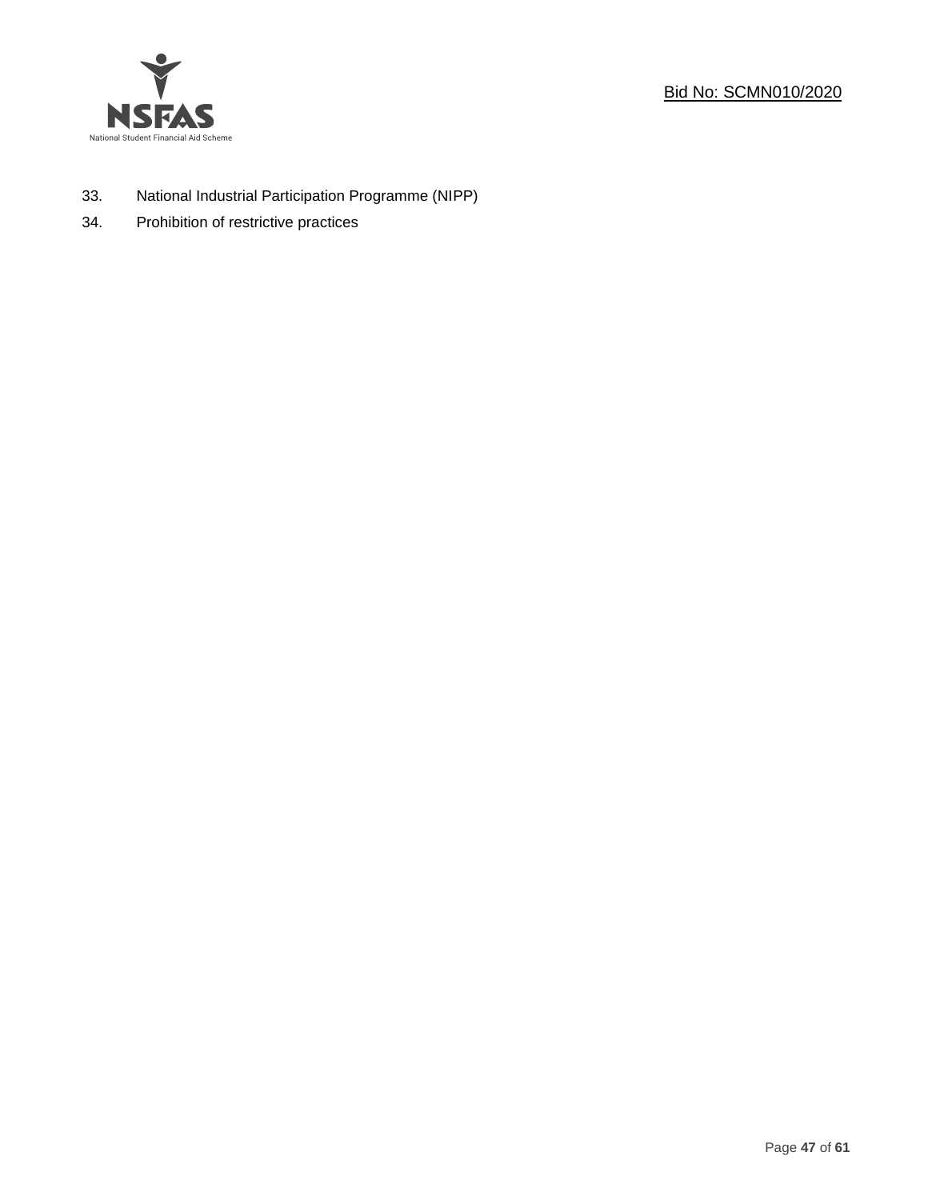33. National Industrial Participation Programme (NIPP)
34. Prohibition of restrictive practices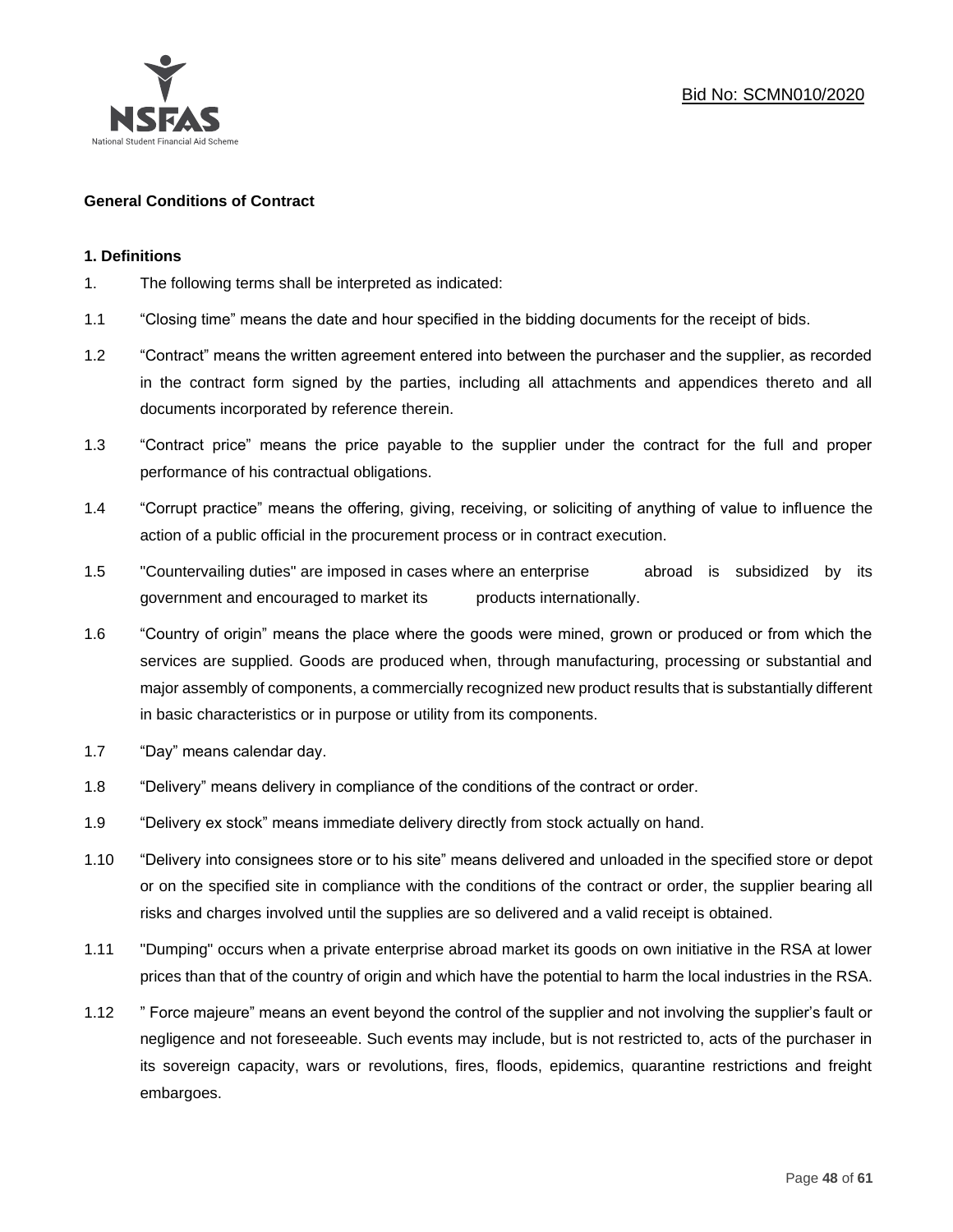**General Conditions of Contract**

**1. Definitions**

1. The following terms shall be interpreted as indicated:

1.1 "Closing time" means the date and hour specified in the bidding documents for the receipt of bids.

1.2 "Contract" means the written agreement entered into between the purchaser and the supplier, as recorded in the contract form signed by the parties, including all attachments and appendices thereto and all documents incorporated by reference therein.

1.3 "Contract price" means the price payable to the supplier under the contract for the full and proper performance of his contractual obligations.

1.4 "Corrupt practice" means the offering, giving, receiving, or soliciting of anything of value to influence the action of a public official in the procurement process or in contract execution.

1.5 "Countervailing duties" are imposed in cases where an enterprise abroad is subsidized by its government and encouraged to market its products internationally.

1.6 "Country of origin" means the place where the goods were mined, grown or produced or from which the services are supplied. Goods are produced when, through manufacturing, processing or substantial and major assembly of components, a commercially recognized new product results that is substantially different in basic characteristics or in purpose or utility from its components.

1.7 "Day" means calendar day.

1.8 "Delivery" means delivery in compliance of the conditions of the contract or order.

1.9 "Delivery ex stock" means immediate delivery directly from stock actually on hand.

1.10 "Delivery into consignees store or to his site" means delivered and unloaded in the specified store or depot or on the specified site in compliance with the conditions of the contract or order, the supplier bearing all risks and charges involved until the supplies are so delivered and a valid receipt is obtained.

1.11 "Dumping" occurs when a private enterprise abroad market its goods on own initiative in the RSA at lower prices than that of the country of origin and which have the potential to harm the local industries in the RSA.

1.12 " Force majeure" means an event beyond the control of the supplier and not involving the supplier's fault or negligence and not foreseeable. Such events may include, but is not restricted to, acts of the purchaser in its sovereign capacity, wars or revolutions, fires, floods, epidemics, quarantine restrictions and freight embargoes.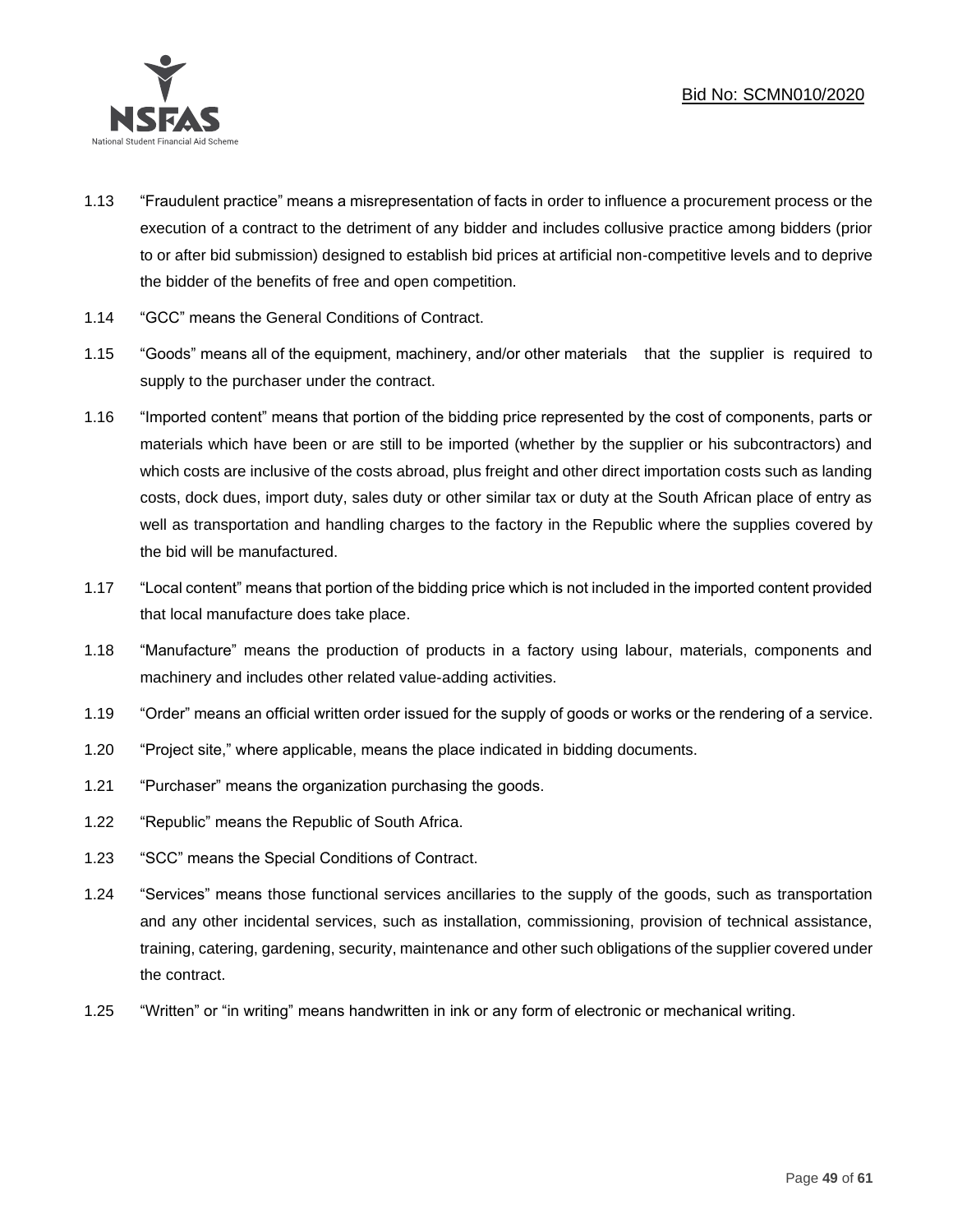1.13 "Fraudulent practice" means a misrepresentation of facts in order to influence a procurement process or the execution of a contract to the detriment of any bidder and includes collusive practice among bidders (prior to or after bid submission) designed to establish bid prices at artificial non-competitive levels and to deprive the bidder of the benefits of free and open competition.

1.14 "GCC" means the General Conditions of Contract.

1.15 "Goods" means all of the equipment, machinery, and/or other materials that the supplier is required to supply to the purchaser under the contract.

1.16 "Imported content" means that portion of the bidding price represented by the cost of components, parts or materials which have been or are still to be imported (whether by the supplier or his subcontractors) and which costs are inclusive of the costs abroad, plus freight and other direct importation costs such as landing costs, dock dues, import duty, sales duty or other similar tax or duty at the South African place of entry as well as transportation and handling charges to the factory in the Republic where the supplies covered by the bid will be manufactured.

1.17 "Local content" means that portion of the bidding price which is not included in the imported content provided that local manufacture does take place.

1.18 "Manufacture" means the production of products in a factory using labour, materials, components and machinery and includes other related value-adding activities.

1.19 "Order" means an official written order issued for the supply of goods or works or the rendering of a service.

1.20 "Project site," where applicable, means the place indicated in bidding documents.

1.21 "Purchaser" means the organization purchasing the goods.

1.22 "Republic" means the Republic of South Africa.

1.23 "SCC" means the Special Conditions of Contract.

1.24 "Services" means those functional services ancillaries to the supply of the goods, such as transportation and any other incidental services, such as installation, commissioning, provision of technical assistance, training, catering, gardening, security, maintenance and other such obligations of the supplier covered under the contract.

1.25 "Written" or "in writing" means handwritten in ink or any form of electronic or mechanical writing.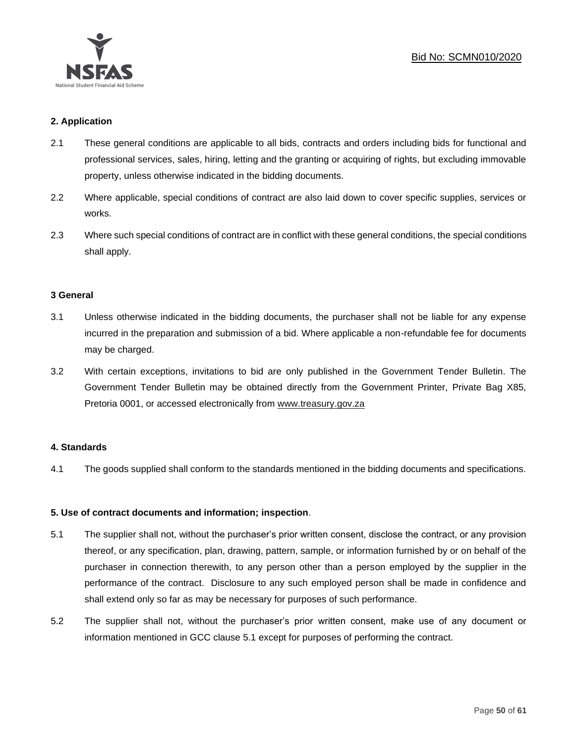**2. Application**

2.1 These general conditions are applicable to all bids, contracts and orders including bids for functional and professional services, sales, hiring, letting and the granting or acquiring of rights, but excluding immovable property, unless otherwise indicated in the bidding documents.

2.2 Where applicable, special conditions of contract are also laid down to cover specific supplies, services or works.

2.3 Where such special conditions of contract are in conflict with these general conditions, the special conditions shall apply.

**3 General**

3.1 Unless otherwise indicated in the bidding documents, the purchaser shall not be liable for any expense incurred in the preparation and submission of a bid. Where applicable a non-refundable fee for documents may be charged.

3.2 With certain exceptions, invitations to bid are only published in the Government Tender Bulletin. The Government Tender Bulletin may be obtained directly from the Government Printer, Private Bag X85, Pretoria 0001, or accessed electronically from www.treasury.gov.za

**4. Standards**

4.1 The goods supplied shall conform to the standards mentioned in the bidding documents and specifications.

**5. Use of contract documents and information; inspection**.

5.1 The supplier shall not, without the purchaser's prior written consent, disclose the contract, or any provision thereof, or any specification, plan, drawing, pattern, sample, or information furnished by or on behalf of the purchaser in connection therewith, to any person other than a person employed by the supplier in the performance of the contract. Disclosure to any such employed person shall be made in confidence and shall extend only so far as may be necessary for purposes of such performance.

5.2 The supplier shall not, without the purchaser's prior written consent, make use of any document or information mentioned in GCC clause 5.1 except for purposes of performing the contract.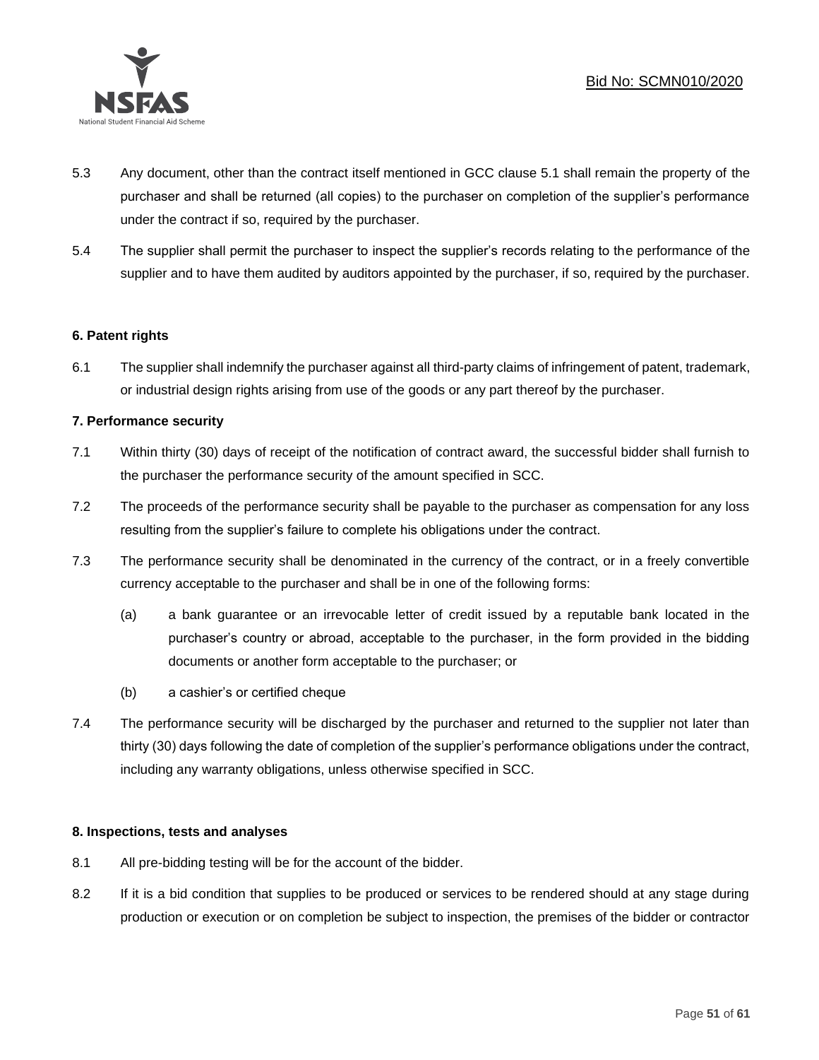5.3 Any document, other than the contract itself mentioned in GCC clause 5.1 shall remain the property of the purchaser and shall be returned (all copies) to the purchaser on completion of the supplier's performance under the contract if so, required by the purchaser.

5.4 The supplier shall permit the purchaser to inspect the supplier's records relating to the performance of the supplier and to have them audited by auditors appointed by the purchaser, if so, required by the purchaser.

**6. Patent rights**

6.1 The supplier shall indemnify the purchaser against all third-party claims of infringement of patent, trademark, or industrial design rights arising from use of the goods or any part thereof by the purchaser.

**7. Performance security**

7.1 Within thirty (30) days of receipt of the notification of contract award, the successful bidder shall furnish to the purchaser the performance security of the amount specified in SCC.

7.2 The proceeds of the performance security shall be payable to the purchaser as compensation for any loss resulting from the supplier's failure to complete his obligations under the contract.

7.3 The performance security shall be denominated in the currency of the contract, or in a freely convertible currency acceptable to the purchaser and shall be in one of the following forms:

(a) a bank guarantee or an irrevocable letter of credit issued by a reputable bank located in the purchaser's country or abroad, acceptable to the purchaser, in the form provided in the bidding documents or another form acceptable to the purchaser; or

(b) a cashier's or certified cheque

7.4 The performance security will be discharged by the purchaser and returned to the supplier not later than thirty (30) days following the date of completion of the supplier's performance obligations under the contract, including any warranty obligations, unless otherwise specified in SCC.

**8. Inspections, tests and analyses**

8.1 All pre-bidding testing will be for the account of the bidder.

8.2 If it is a bid condition that supplies to be produced or services to be rendered should at any stage during production or execution or on completion be subject to inspection, the premises of the bidder or contractor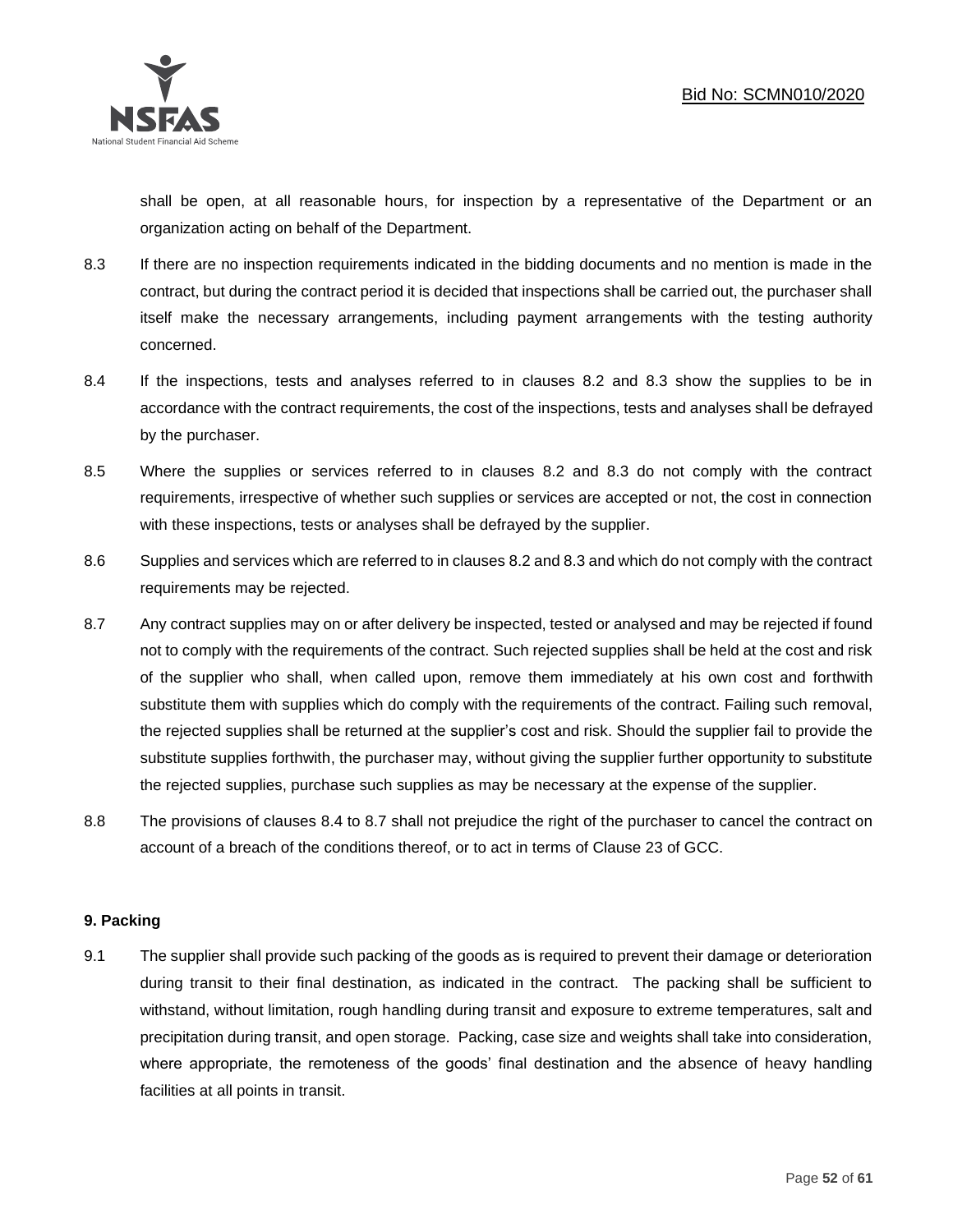shall be open, at all reasonable hours, for inspection by a representative of the Department or an organization acting on behalf of the Department.

8.3 If there are no inspection requirements indicated in the bidding documents and no mention is made in the contract, but during the contract period it is decided that inspections shall be carried out, the purchaser shall itself make the necessary arrangements, including payment arrangements with the testing authority concerned.

8.4 If the inspections, tests and analyses referred to in clauses 8.2 and 8.3 show the supplies to be in accordance with the contract requirements, the cost of the inspections, tests and analyses shall be defrayed by the purchaser.

8.5 Where the supplies or services referred to in clauses 8.2 and 8.3 do not comply with the contract requirements, irrespective of whether such supplies or services are accepted or not, the cost in connection with these inspections, tests or analyses shall be defrayed by the supplier.

8.6 Supplies and services which are referred to in clauses 8.2 and 8.3 and which do not comply with the contract requirements may be rejected.

8.7 Any contract supplies may on or after delivery be inspected, tested or analysed and may be rejected if found not to comply with the requirements of the contract. Such rejected supplies shall be held at the cost and risk of the supplier who shall, when called upon, remove them immediately at his own cost and forthwith substitute them with supplies which do comply with the requirements of the contract. Failing such removal, the rejected supplies shall be returned at the supplier's cost and risk. Should the supplier fail to provide the substitute supplies forthwith, the purchaser may, without giving the supplier further opportunity to substitute the rejected supplies, purchase such supplies as may be necessary at the expense of the supplier.

8.8 The provisions of clauses 8.4 to 8.7 shall not prejudice the right of the purchaser to cancel the contract on account of a breach of the conditions thereof, or to act in terms of Clause 23 of GCC.

**9. Packing**

9.1 The supplier shall provide such packing of the goods as is required to prevent their damage or deterioration during transit to their final destination, as indicated in the contract. The packing shall be sufficient to withstand, without limitation, rough handling during transit and exposure to extreme temperatures, salt and precipitation during transit, and open storage. Packing, case size and weights shall take into consideration, where appropriate, the remoteness of the goods' final destination and the absence of heavy handling facilities at all points in transit.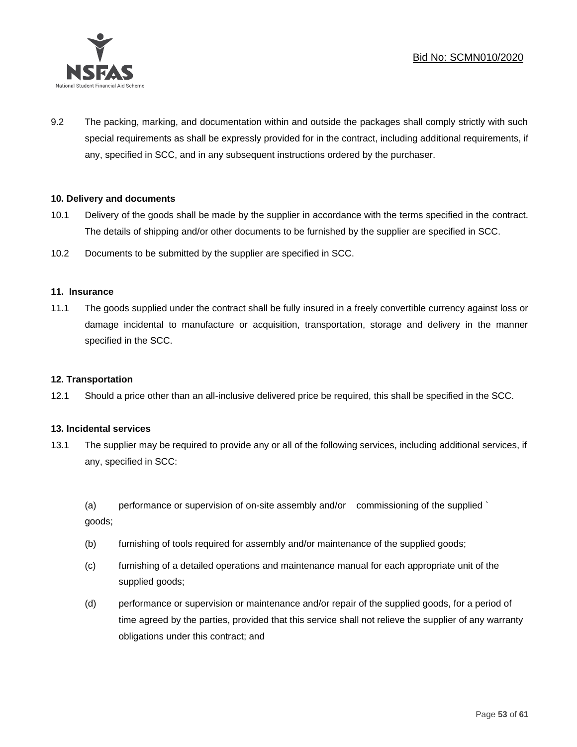9.2 The packing, marking, and documentation within and outside the packages shall comply strictly with such special requirements as shall be expressly provided for in the contract, including additional requirements, if any, specified in SCC, and in any subsequent instructions ordered by the purchaser.

**10. Delivery and documents**

10.1 Delivery of the goods shall be made by the supplier in accordance with the terms specified in the contract. The details of shipping and/or other documents to be furnished by the supplier are specified in SCC.

10.2 Documents to be submitted by the supplier are specified in SCC.

**11. Insurance**

11.1 The goods supplied under the contract shall be fully insured in a freely convertible currency against loss or damage incidental to manufacture or acquisition, transportation, storage and delivery in the manner specified in the SCC.

**12. Transportation**

12.1 Should a price other than an all-inclusive delivered price be required, this shall be specified in the SCC.

**13. Incidental services**

13.1 The supplier may be required to provide any or all of the following services, including additional services, if any, specified in SCC:

(a) performance or supervision of on-site assembly and/or commissioning of the supplied ` goods;

(b) furnishing of tools required for assembly and/or maintenance of the supplied goods;

(c) furnishing of a detailed operations and maintenance manual for each appropriate unit of the supplied goods;

(d) performance or supervision or maintenance and/or repair of the supplied goods, for a period of time agreed by the parties, provided that this service shall not relieve the supplier of any warranty obligations under this contract; and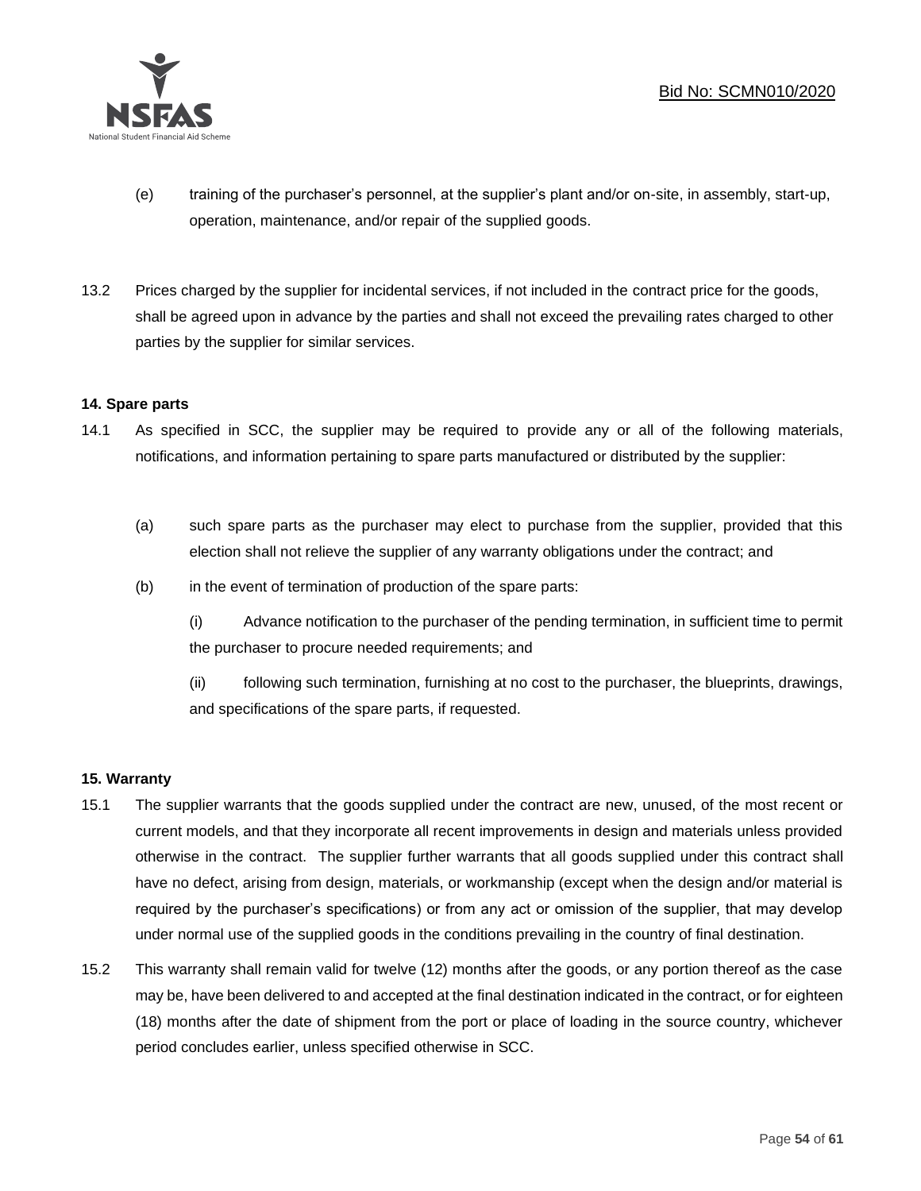(e) training of the purchaser's personnel, at the supplier's plant and/or on-site, in assembly, start-up, operation, maintenance, and/or repair of the supplied goods.

13.2 Prices charged by the supplier for incidental services, if not included in the contract price for the goods, shall be agreed upon in advance by the parties and shall not exceed the prevailing rates charged to other parties by the supplier for similar services.

**14. Spare parts**

14.1 As specified in SCC, the supplier may be required to provide any or all of the following materials, notifications, and information pertaining to spare parts manufactured or distributed by the supplier:

(a) such spare parts as the purchaser may elect to purchase from the supplier, provided that this election shall not relieve the supplier of any warranty obligations under the contract; and

(b) in the event of termination of production of the spare parts:

(i) Advance notification to the purchaser of the pending termination, in sufficient time to permit the purchaser to procure needed requirements; and

(ii) following such termination, furnishing at no cost to the purchaser, the blueprints, drawings, and specifications of the spare parts, if requested.

**15. Warranty**

15.1 The supplier warrants that the goods supplied under the contract are new, unused, of the most recent or current models, and that they incorporate all recent improvements in design and materials unless provided otherwise in the contract. The supplier further warrants that all goods supplied under this contract shall have no defect, arising from design, materials, or workmanship (except when the design and/or material is required by the purchaser's specifications) or from any act or omission of the supplier, that may develop under normal use of the supplied goods in the conditions prevailing in the country of final destination.

15.2 This warranty shall remain valid for twelve (12) months after the goods, or any portion thereof as the case may be, have been delivered to and accepted at the final destination indicated in the contract, or for eighteen (18) months after the date of shipment from the port or place of loading in the source country, whichever period concludes earlier, unless specified otherwise in SCC.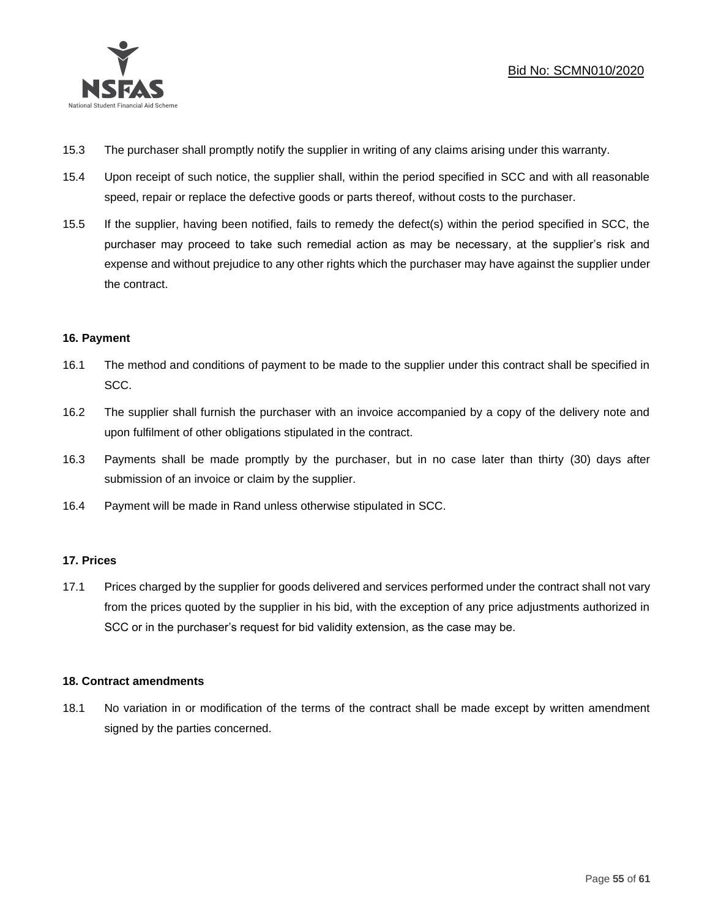15.3 The purchaser shall promptly notify the supplier in writing of any claims arising under this warranty.

15.4 Upon receipt of such notice, the supplier shall, within the period specified in SCC and with all reasonable speed, repair or replace the defective goods or parts thereof, without costs to the purchaser.

15.5 If the supplier, having been notified, fails to remedy the defect(s) within the period specified in SCC, the purchaser may proceed to take such remedial action as may be necessary, at the supplier's risk and expense and without prejudice to any other rights which the purchaser may have against the supplier under the contract.

**16. Payment**

16.1 The method and conditions of payment to be made to the supplier under this contract shall be specified in SCC.

16.2 The supplier shall furnish the purchaser with an invoice accompanied by a copy of the delivery note and upon fulfilment of other obligations stipulated in the contract.

16.3 Payments shall be made promptly by the purchaser, but in no case later than thirty (30) days after submission of an invoice or claim by the supplier.

16.4 Payment will be made in Rand unless otherwise stipulated in SCC.

**17. Prices**

17.1 Prices charged by the supplier for goods delivered and services performed under the contract shall not vary from the prices quoted by the supplier in his bid, with the exception of any price adjustments authorized in SCC or in the purchaser's request for bid validity extension, as the case may be.

**18. Contract amendments**

18.1 No variation in or modification of the terms of the contract shall be made except by written amendment signed by the parties concerned.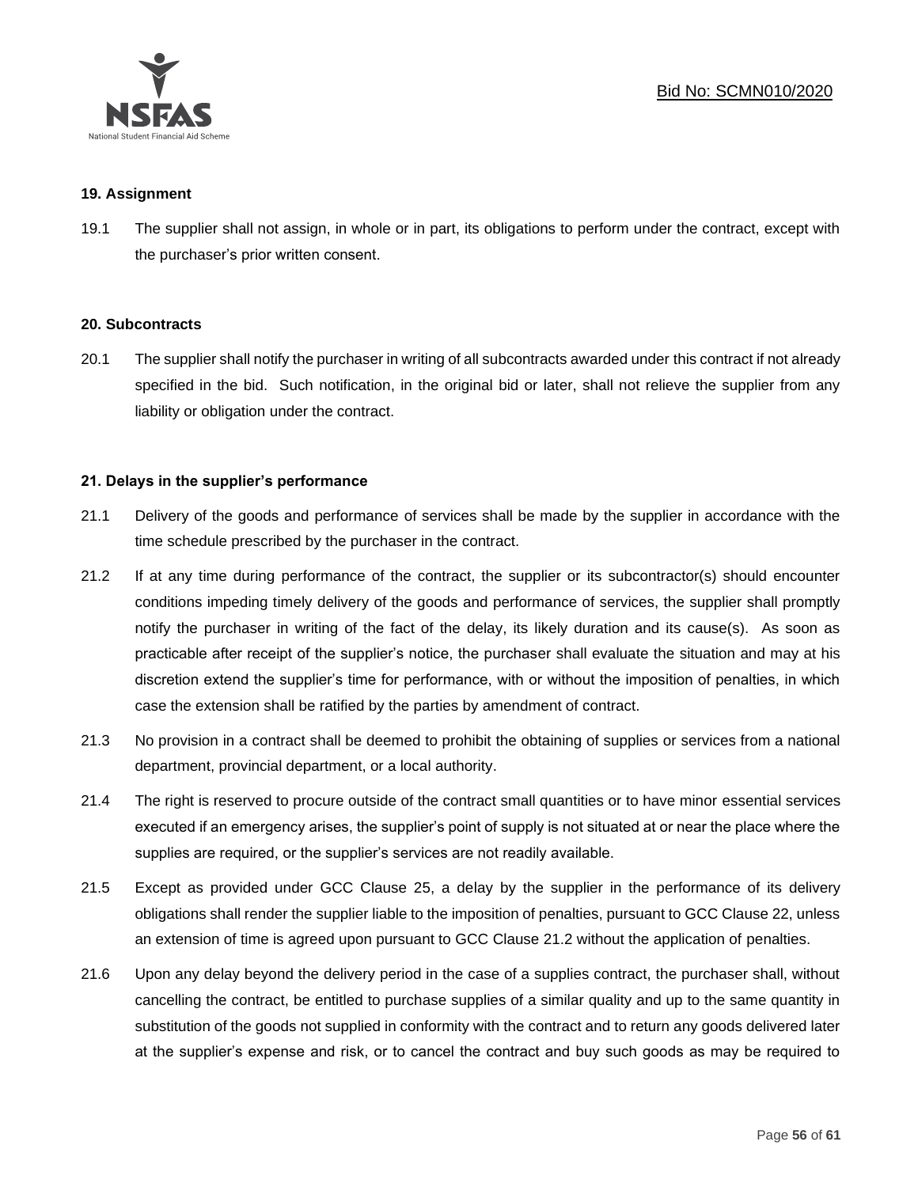#### 19. Assignment

19.1 The supplier shall not assign, in whole or in part, its obligations to perform under the contract, except with the purchaser's prior written consent.

#### 20. Subcontracts

20.1 The supplier shall notify the purchaser in writing of all subcontracts awarded under this contract if not already specified in the bid. Such notification, in the original bid or later, shall not relieve the supplier from any liability or obligation under the contract.

#### 21. Delays in the supplier's performance

21.1 Delivery of the goods and performance of services shall be made by the supplier in accordance with the time schedule prescribed by the purchaser in the contract.

21.2 If at any time during performance of the contract, the supplier or its subcontractor(s) should encounter conditions impeding timely delivery of the goods and performance of services, the supplier shall promptly notify the purchaser in writing of the fact of the delay, its likely duration and its cause(s). As soon as practicable after receipt of the supplier's notice, the purchaser shall evaluate the situation and may at his discretion extend the supplier's time for performance, with or without the imposition of penalties, in which case the extension shall be ratified by the parties by amendment of contract.

21.3 No provision in a contract shall be deemed to prohibit the obtaining of supplies or services from a national department, provincial department, or a local authority.

21.4 The right is reserved to procure outside of the contract small quantities or to have minor essential services executed if an emergency arises, the supplier's point of supply is not situated at or near the place where the supplies are required, or the supplier's services are not readily available.

21.5 Except as provided under GCC Clause 25, a delay by the supplier in the performance of its delivery obligations shall render the supplier liable to the imposition of penalties, pursuant to GCC Clause 22, unless an extension of time is agreed upon pursuant to GCC Clause 21.2 without the application of penalties.

21.6 Upon any delay beyond the delivery period in the case of a supplies contract, the purchaser shall, without cancelling the contract, be entitled to purchase supplies of a similar quality and up to the same quantity in substitution of the goods not supplied in conformity with the contract and to return any goods delivered later at the supplier's expense and risk, or to cancel the contract and buy such goods as may be required to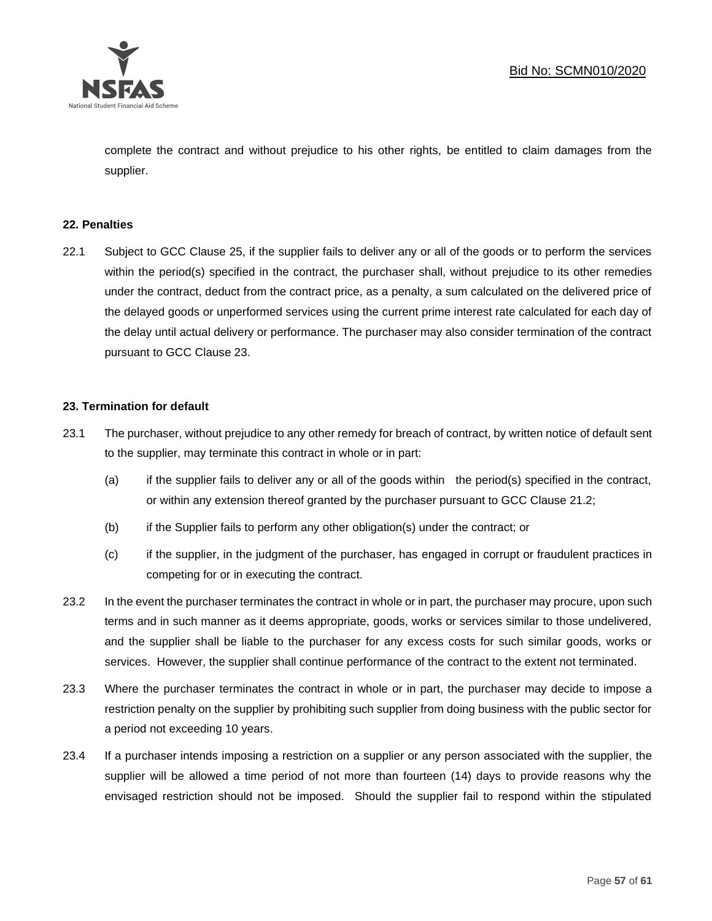complete the contract and without prejudice to his other rights, be entitled to claim damages from the supplier.

**22. Penalties**

22.1 Subject to GCC Clause 25, if the supplier fails to deliver any or all of the goods or to perform the services within the period(s) specified in the contract, the purchaser shall, without prejudice to its other remedies under the contract, deduct from the contract price, as a penalty, a sum calculated on the delivered price of the delayed goods or unperformed services using the current prime interest rate calculated for each day of the delay until actual delivery or performance. The purchaser may also consider termination of the contract pursuant to GCC Clause 23.

**23. Termination for default**

23.1 The purchaser, without prejudice to any other remedy for breach of contract, by written notice of default sent to the supplier, may terminate this contract in whole or in part:

(a) if the supplier fails to deliver any or all of the goods within the period(s) specified in the contract, or within any extension thereof granted by the purchaser pursuant to GCC Clause 21.2;

(b) if the Supplier fails to perform any other obligation(s) under the contract; or

(c) if the supplier, in the judgment of the purchaser, has engaged in corrupt or fraudulent practices in competing for or in executing the contract.

23.2 In the event the purchaser terminates the contract in whole or in part, the purchaser may procure, upon such terms and in such manner as it deems appropriate, goods, works or services similar to those undelivered, and the supplier shall be liable to the purchaser for any excess costs for such similar goods, works or services. However, the supplier shall continue performance of the contract to the extent not terminated.

23.3 Where the purchaser terminates the contract in whole or in part, the purchaser may decide to impose a restriction penalty on the supplier by prohibiting such supplier from doing business with the public sector for a period not exceeding 10 years.

23.4 If a purchaser intends imposing a restriction on a supplier or any person associated with the supplier, the supplier will be allowed a time period of not more than fourteen (14) days to provide reasons why the envisaged restriction should not be imposed. Should the supplier fail to respond within the stipulated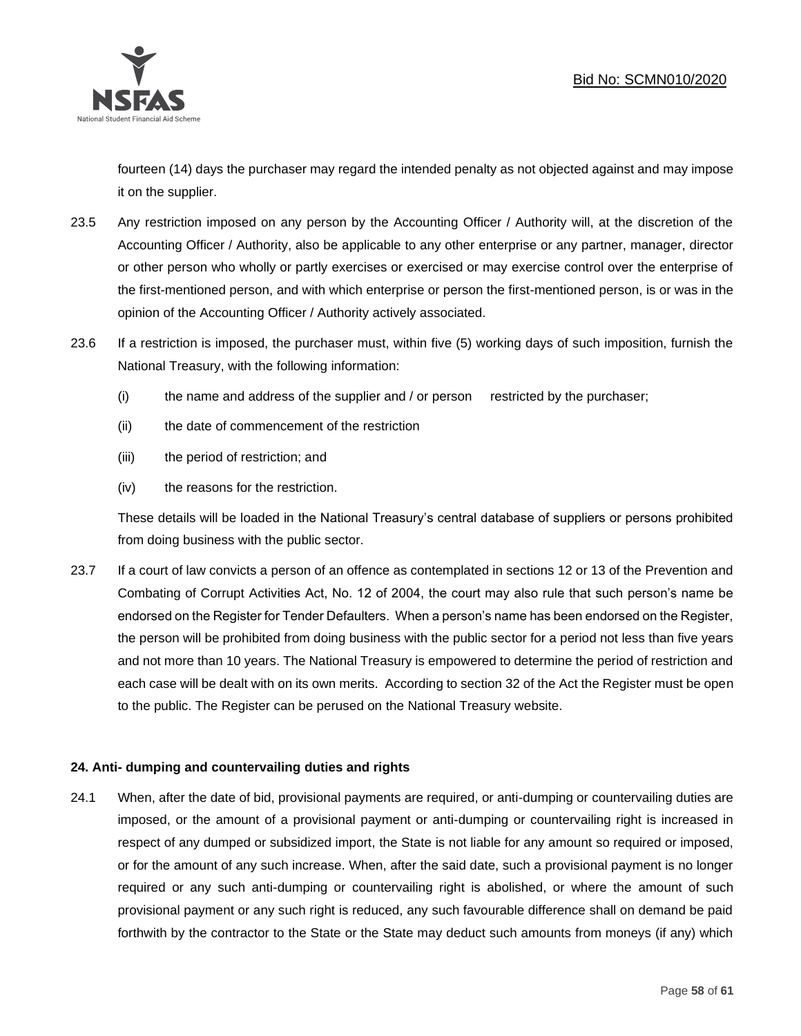fourteen (14) days the purchaser may regard the intended penalty as not objected against and may impose it on the supplier.

23.5 Any restriction imposed on any person by the Accounting Officer / Authority will, at the discretion of the Accounting Officer / Authority, also be applicable to any other enterprise or any partner, manager, director or other person who wholly or partly exercises or exercised or may exercise control over the enterprise of the first-mentioned person, and with which enterprise or person the first-mentioned person, is or was in the opinion of the Accounting Officer / Authority actively associated.

23.6 If a restriction is imposed, the purchaser must, within five (5) working days of such imposition, furnish the National Treasury, with the following information:

(i) the name and address of the supplier and / or person restricted by the purchaser;

(ii) the date of commencement of the restriction

(iii) the period of restriction; and

(iv) the reasons for the restriction.

These details will be loaded in the National Treasury's central database of suppliers or persons prohibited from doing business with the public sector.

23.7 If a court of law convicts a person of an offence as contemplated in sections 12 or 13 of the Prevention and Combating of Corrupt Activities Act, No. 12 of 2004, the court may also rule that such person's name be endorsed on the Register for Tender Defaulters. When a person's name has been endorsed on the Register, the person will be prohibited from doing business with the public sector for a period not less than five years and not more than 10 years. The National Treasury is empowered to determine the period of restriction and each case will be dealt with on its own merits. According to section 32 of the Act the Register must be open to the public. The Register can be perused on the National Treasury website.

**24. Anti- dumping and countervailing duties and rights**

24.1 When, after the date of bid, provisional payments are required, or anti-dumping or countervailing duties are imposed, or the amount of a provisional payment or anti-dumping or countervailing right is increased in respect of any dumped or subsidized import, the State is not liable for any amount so required or imposed, or for the amount of any such increase. When, after the said date, such a provisional payment is no longer required or any such anti-dumping or countervailing right is abolished, or where the amount of such provisional payment or any such right is reduced, any such favourable difference shall on demand be paid forthwith by the contractor to the State or the State may deduct such amounts from moneys (if any) which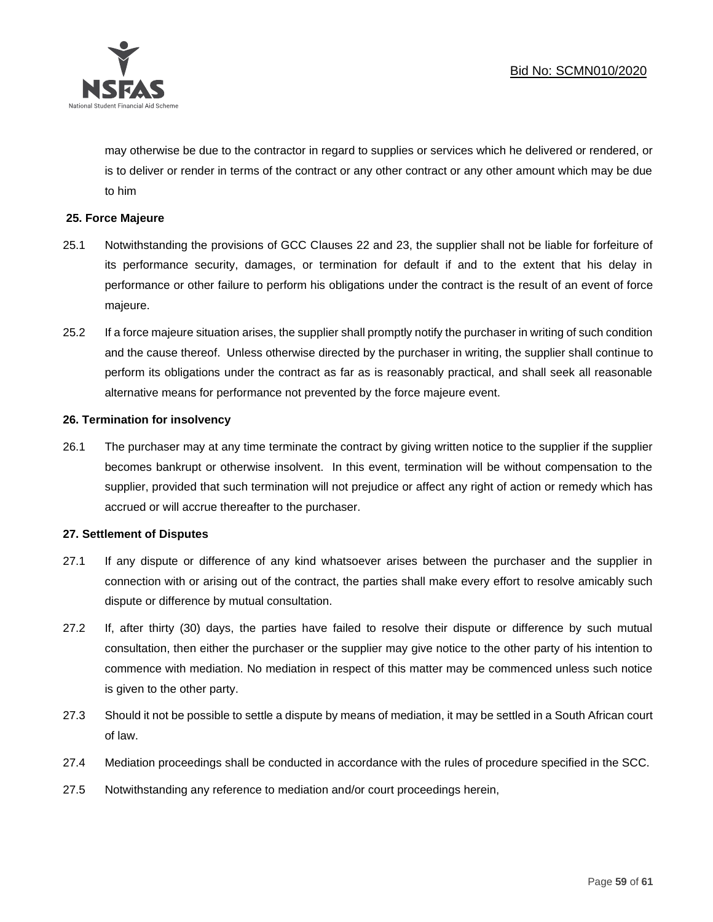may otherwise be due to the contractor in regard to supplies or services which he delivered or rendered, or is to deliver or render in terms of the contract or any other contract or any other amount which may be due to him

**25. Force Majeure**

25.1 Notwithstanding the provisions of GCC Clauses 22 and 23, the supplier shall not be liable for forfeiture of its performance security, damages, or termination for default if and to the extent that his delay in performance or other failure to perform his obligations under the contract is the result of an event of force majeure.

25.2 If a force majeure situation arises, the supplier shall promptly notify the purchaser in writing of such condition and the cause thereof. Unless otherwise directed by the purchaser in writing, the supplier shall continue to perform its obligations under the contract as far as is reasonably practical, and shall seek all reasonable alternative means for performance not prevented by the force majeure event.

**26. Termination for insolvency**

26.1 The purchaser may at any time terminate the contract by giving written notice to the supplier if the supplier becomes bankrupt or otherwise insolvent. In this event, termination will be without compensation to the supplier, provided that such termination will not prejudice or affect any right of action or remedy which has accrued or will accrue thereafter to the purchaser.

**27. Settlement of Disputes**

27.1 If any dispute or difference of any kind whatsoever arises between the purchaser and the supplier in connection with or arising out of the contract, the parties shall make every effort to resolve amicably such dispute or difference by mutual consultation.

27.2 If, after thirty (30) days, the parties have failed to resolve their dispute or difference by such mutual consultation, then either the purchaser or the supplier may give notice to the other party of his intention to commence with mediation. No mediation in respect of this matter may be commenced unless such notice is given to the other party.

27.3 Should it not be possible to settle a dispute by means of mediation, it may be settled in a South African court of law.

27.4 Mediation proceedings shall be conducted in accordance with the rules of procedure specified in the SCC.

27.5 Notwithstanding any reference to mediation and/or court proceedings herein,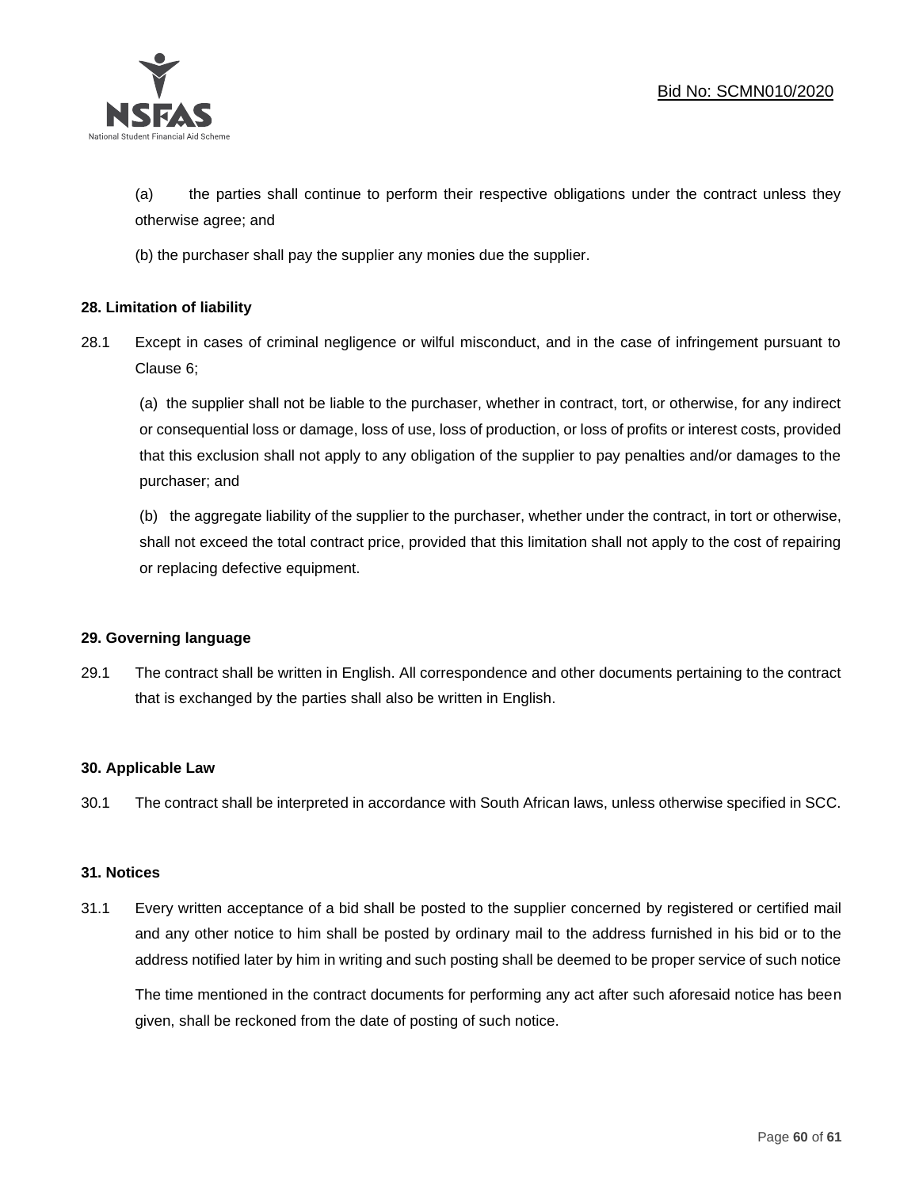(a) the parties shall continue to perform their respective obligations under the contract unless they otherwise agree; and

(b) the purchaser shall pay the supplier any monies due the supplier.

**28. Limitation of liability**

28.1 Except in cases of criminal negligence or wilful misconduct, and in the case of infringement pursuant to Clause 6;

(a) the supplier shall not be liable to the purchaser, whether in contract, tort, or otherwise, for any indirect or consequential loss or damage, loss of use, loss of production, or loss of profits or interest costs, provided that this exclusion shall not apply to any obligation of the supplier to pay penalties and/or damages to the purchaser; and

(b) the aggregate liability of the supplier to the purchaser, whether under the contract, in tort or otherwise, shall not exceed the total contract price, provided that this limitation shall not apply to the cost of repairing or replacing defective equipment.

**29. Governing language**

29.1 The contract shall be written in English. All correspondence and other documents pertaining to the contract that is exchanged by the parties shall also be written in English.

**30. Applicable Law**

30.1 The contract shall be interpreted in accordance with South African laws, unless otherwise specified in SCC.

**31. Notices**

31.1 Every written acceptance of a bid shall be posted to the supplier concerned by registered or certified mail and any other notice to him shall be posted by ordinary mail to the address furnished in his bid or to the address notified later by him in writing and such posting shall be deemed to be proper service of such notice

The time mentioned in the contract documents for performing any act after such aforesaid notice has been given, shall be reckoned from the date of posting of such notice.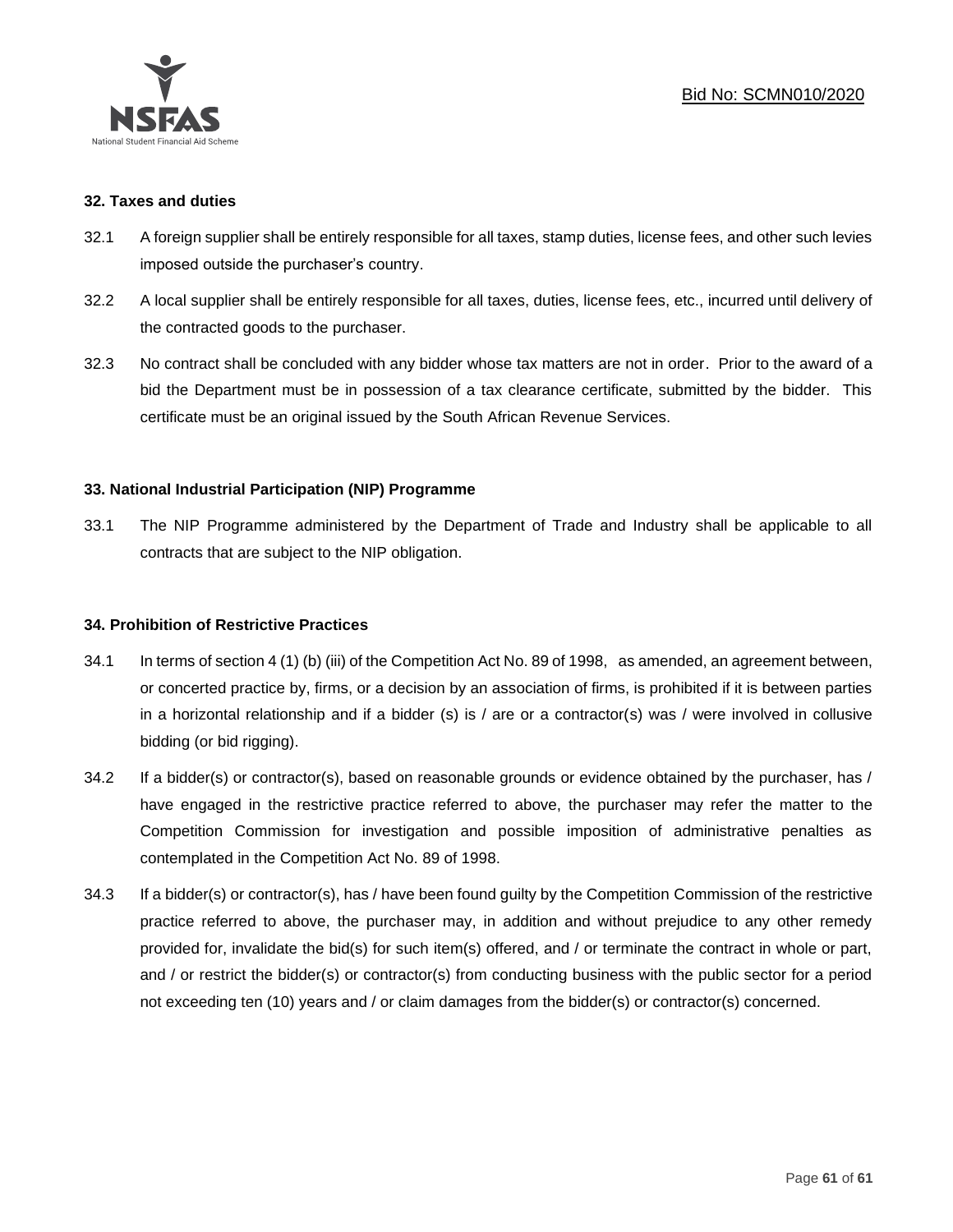### 32. Taxes and duties

32.1 A foreign supplier shall be entirely responsible for all taxes, stamp duties, license fees, and other such levies imposed outside the purchaser's country.

32.2 A local supplier shall be entirely responsible for all taxes, duties, license fees, etc., incurred until delivery of the contracted goods to the purchaser.

32.3 No contract shall be concluded with any bidder whose tax matters are not in order. Prior to the award of a bid the Department must be in possession of a tax clearance certificate, submitted by the bidder. This certificate must be an original issued by the South African Revenue Services.

### 33. National Industrial Participation (NIP) Programme

33.1 The NIP Programme administered by the Department of Trade and Industry shall be applicable to all contracts that are subject to the NIP obligation.

### 34. Prohibition of Restrictive Practices

34.1 In terms of section 4 (1) (b) (iii) of the Competition Act No. 89 of 1998, as amended, an agreement between, or concerted practice by, firms, or a decision by an association of firms, is prohibited if it is between parties in a horizontal relationship and if a bidder (s) is / are or a contractor(s) was / were involved in collusive bidding (or bid rigging).

34.2 If a bidder(s) or contractor(s), based on reasonable grounds or evidence obtained by the purchaser, has / have engaged in the restrictive practice referred to above, the purchaser may refer the matter to the Competition Commission for investigation and possible imposition of administrative penalties as contemplated in the Competition Act No. 89 of 1998.

34.3 If a bidder(s) or contractor(s), has / have been found guilty by the Competition Commission of the restrictive practice referred to above, the purchaser may, in addition and without prejudice to any other remedy provided for, invalidate the bid(s) for such item(s) offered, and / or terminate the contract in whole or part, and / or restrict the bidder(s) or contractor(s) from conducting business with the public sector for a period not exceeding ten (10) years and / or claim damages from the bidder(s) or contractor(s) concerned.